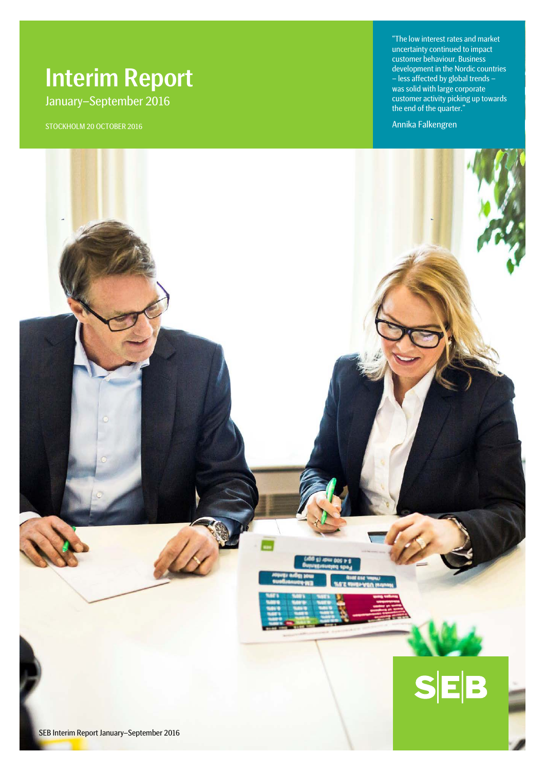# Interim Report

January–September 2016

STOCKHOLM 20 OCTOBER 2016

"The low interest rates and market uncertainty continued to impact customer behaviour. Business development in the Nordic countries – less affected by global trends – was solid with large corporate customer activity picking up towards the end of the quarter."

Annika Falkengren

SEB Interim Report January–September 2016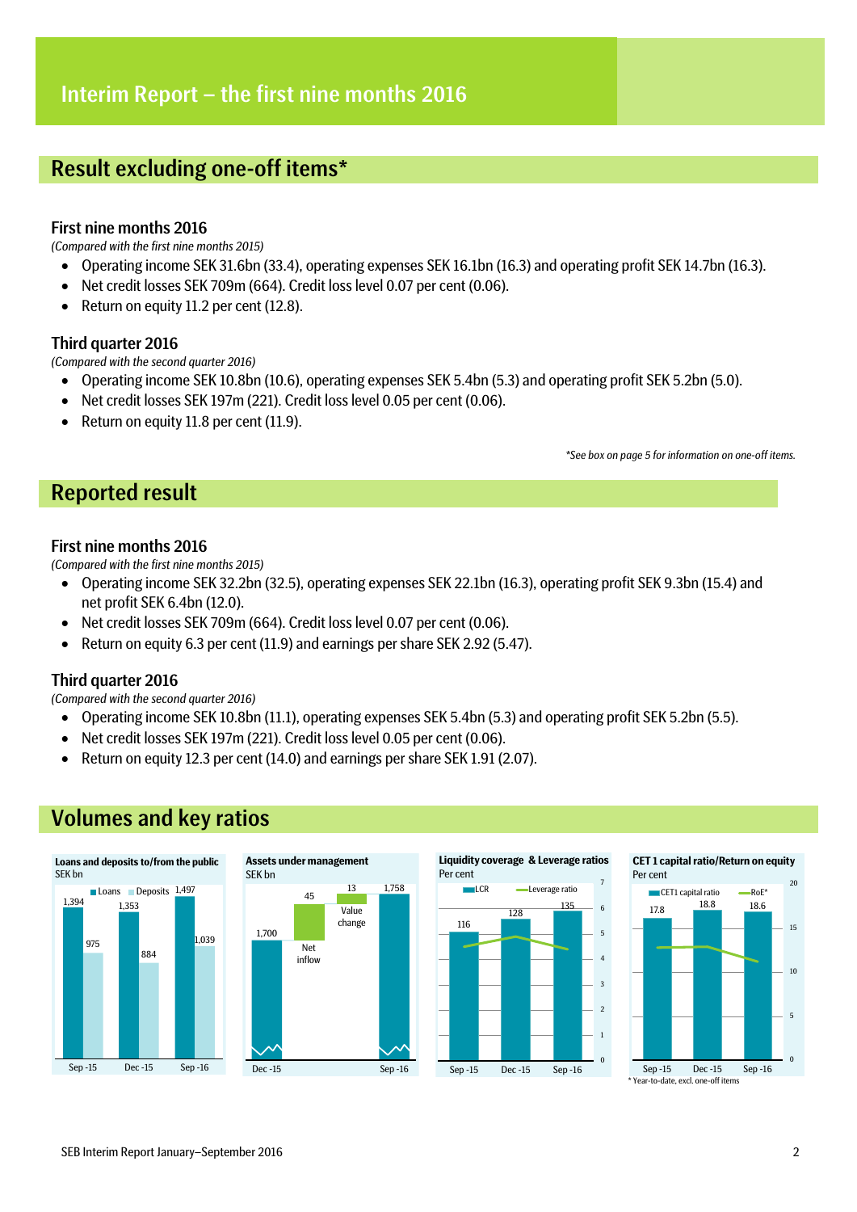# Interim Report – the first nine months 2016

## Result excluding one-off items*

### First nine months 2016

*(Compared with the first nine months 2015)*

- Operating income SEK 31.6bn (33.4), operating expenses SEK 16.1bn (16.3) and operating profit SEK 14.7bn (16.3).
- Net credit losses SEK 709m (664). Credit loss level 0.07 per cent (0.06).
- Return on equity 11.2 per cent (12.8).

### Third quarter 2016

*(Compared with the second quarter 2016)*

- Operating income SEK 10.8bn (10.6), operating expenses SEK 5.4bn (5.3) and operating profit SEK 5.2bn (5.0).
- Net credit losses SEK 197m (221). Credit loss level 0.05 per cent (0.06).
- Return on equity 11.8 per cent (11.9).

*\*See box on page 5 for information on one-off items.*

## Reported result

### First nine months 2016

*(Compared with the first nine months 2015)*

- Operating income SEK 32.2bn (32.5), operating expenses SEK 22.1bn (16.3), operating profit SEK 9.3bn (15.4) and net profit SEK 6.4bn (12.0).
- Net credit losses SEK 709m (664). Credit loss level 0.07 per cent (0.06).
- Return on equity 6.3 per cent (11.9) and earnings per share SEK 2.92 (5.47).

### Third quarter 2016

*(Compared with the second quarter 2016)*

- Operating income SEK 10.8bn (11.1), operating expenses SEK 5.4bn (5.3) and operating profit SEK 5.2bn (5.5).
- Net credit losses SEK 197m (221). Credit loss level 0.05 per cent (0.06).
- Return on equity 12.3 per cent (14.0) and earnings per share SEK 1.91 (2.07).

## Volumes and key ratios

**Loans and deposits to/from the public**
SEK bn

| | Loans | Deposits |
|---|---|---|
| Sep -15 | 1,394 | 975 |
| Dec -15 | 1,353 | 884 |
| Sep -16 | 1,497 | 1,039 |

**Assets under management**
SEK bn

| | SEK bn |
|---|---|
| Dec -15 | 1,700 |
| Net inflow | 45 |
| Value change | 13 |
| Sep -16 | 1,758 |

**Liquidity coverage & Leverage ratios**
Per cent

| | LCR |
|---|---|
| Sep -15 | 116 |
| Dec -15 | 128 |
| Sep -16 | 135 |

**CET 1 capital ratio/Return on equity**
Per cent

| | CET1 capital ratio |
|---|---|
| Sep -15 | 17.8 |
| Dec -15 | 18.8 |
| Sep -16 | 18.6 |

\* Year-to-date, excl. one-off items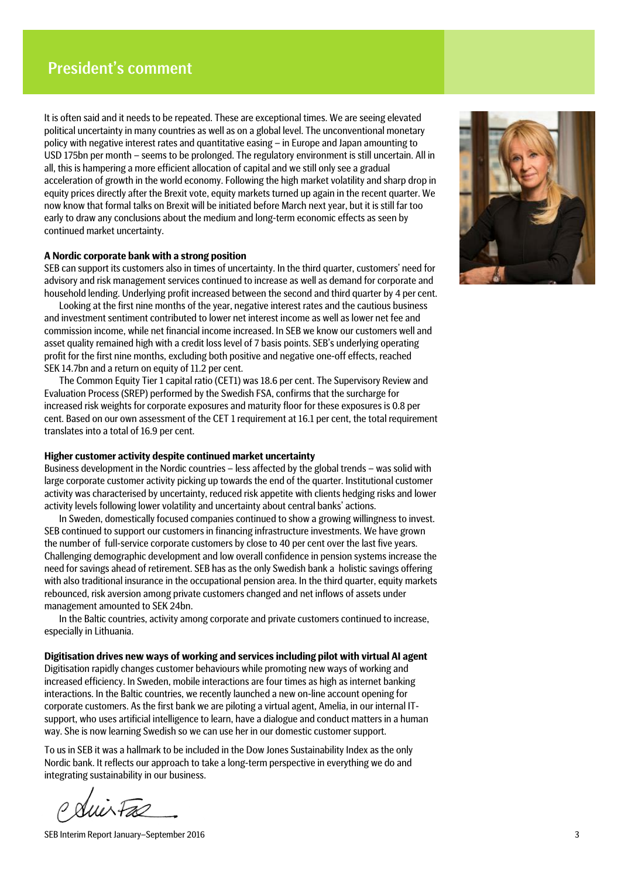# President's comment

It is often said and it needs to be repeated. These are exceptional times. We are seeing elevated political uncertainty in many countries as well as on a global level. The unconventional monetary policy with negative interest rates and quantitative easing – in Europe and Japan amounting to USD 175bn per month – seems to be prolonged. The regulatory environment is still uncertain. All in all, this is hampering a more efficient allocation of capital and we still only see a gradual acceleration of growth in the world economy. Following the high market volatility and sharp drop in equity prices directly after the Brexit vote, equity markets turned up again in the recent quarter. We now know that formal talks on Brexit will be initiated before March next year, but it is still far too early to draw any conclusions about the medium and long-term economic effects as seen by continued market uncertainty.

**A Nordic corporate bank with a strong position**

SEB can support its customers also in times of uncertainty. In the third quarter, customers' need for advisory and risk management services continued to increase as well as demand for corporate and household lending. Underlying profit increased between the second and third quarter by 4 per cent.

Looking at the first nine months of the year, negative interest rates and the cautious business and investment sentiment contributed to lower net interest income as well as lower net fee and commission income, while net financial income increased. In SEB we know our customers well and asset quality remained high with a credit loss level of 7 basis points. SEB's underlying operating profit for the first nine months, excluding both positive and negative one-off effects, reached SEK 14.7bn and a return on equity of 11.2 per cent.

The Common Equity Tier 1 capital ratio (CET1) was 18.6 per cent. The Supervisory Review and Evaluation Process (SREP) performed by the Swedish FSA, confirms that the surcharge for increased risk weights for corporate exposures and maturity floor for these exposures is 0.8 per cent. Based on our own assessment of the CET 1 requirement at 16.1 per cent, the total requirement translates into a total of 16.9 per cent.

**Higher customer activity despite continued market uncertainty**

Business development in the Nordic countries – less affected by the global trends – was solid with large corporate customer activity picking up towards the end of the quarter. Institutional customer activity was characterised by uncertainty, reduced risk appetite with clients hedging risks and lower activity levels following lower volatility and uncertainty about central banks' actions.

In Sweden, domestically focused companies continued to show a growing willingness to invest. SEB continued to support our customers in financing infrastructure investments. We have grown the number of full-service corporate customers by close to 40 per cent over the last five years. Challenging demographic development and low overall confidence in pension systems increase the need for savings ahead of retirement. SEB has as the only Swedish bank a holistic savings offering with also traditional insurance in the occupational pension area. In the third quarter, equity markets rebounced, risk aversion among private customers changed and net inflows of assets under management amounted to SEK 24bn.

In the Baltic countries, activity among corporate and private customers continued to increase, especially in Lithuania.

**Digitisation drives new ways of working and services including pilot with virtual AI agent**

Digitisation rapidly changes customer behaviours while promoting new ways of working and increased efficiency. In Sweden, mobile interactions are four times as high as internet banking interactions. In the Baltic countries, we recently launched a new on-line account opening for corporate customers. As the first bank we are piloting a virtual agent, Amelia, in our internal IT-support, who uses artificial intelligence to learn, have a dialogue and conduct matters in a human way. She is now learning Swedish so we can use her in our domestic customer support.

To us in SEB it was a hallmark to be included in the Dow Jones Sustainability Index as the only Nordic bank. It reflects our approach to take a long-term perspective in everything we do and integrating sustainability in our business.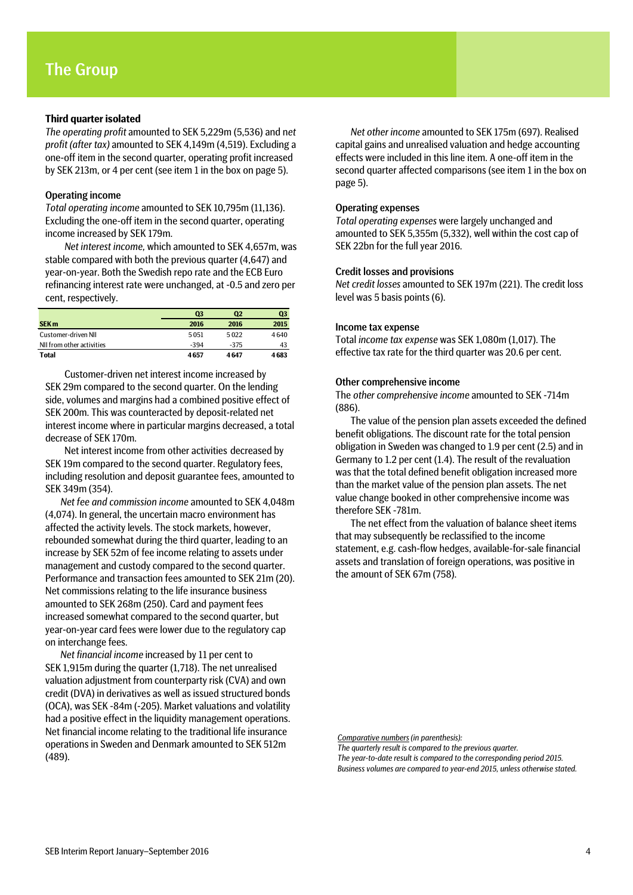# The Group

### Third quarter isolated

*The operating profit* amounted to SEK 5,229m (5,536) and *net profit (after tax)* amounted to SEK 4,149m (4,519). Excluding a one-off item in the second quarter, operating profit increased by SEK 213m, or 4 per cent (see item 1 in the box on page 5).

### Operating income

*Total operating income* amounted to SEK 10,795m (11,136). Excluding the one-off item in the second quarter, operating income increased by SEK 179m.

*Net interest income,* which amounted to SEK 4,657m, was stable compared with both the previous quarter (4,647) and year-on-year. Both the Swedish repo rate and the ECB Euro refinancing interest rate were unchanged, at -0.5 and zero per cent, respectively.

| SEK m | Q3 2016 | Q2 2016 | Q3 2015 |
|---|---|---|---|
| Customer-driven NII | 5 051 | 5 022 | 4 640 |
| NII from other activities | -394 | -375 | 43 |
| **Total** | **4 657** | **4 647** | **4 683** |

Customer-driven net interest income increased by SEK 29m compared to the second quarter. On the lending side, volumes and margins had a combined positive effect of SEK 200m. This was counteracted by deposit-related net interest income where in particular margins decreased, a total decrease of SEK 170m.

Net interest income from other activities decreased by SEK 19m compared to the second quarter. Regulatory fees, including resolution and deposit guarantee fees, amounted to SEK 349m (354).

*Net fee and commission income* amounted to SEK 4,048m (4,074). In general, the uncertain macro environment has affected the activity levels. The stock markets, however, rebounded somewhat during the third quarter, leading to an increase by SEK 52m of fee income relating to assets under management and custody compared to the second quarter. Performance and transaction fees amounted to SEK 21m (20). Net commissions relating to the life insurance business amounted to SEK 268m (250). Card and payment fees increased somewhat compared to the second quarter, but year-on-year card fees were lower due to the regulatory cap on interchange fees.

*Net financial income* increased by 11 per cent to SEK 1,915m during the quarter (1,718). The net unrealised valuation adjustment from counterparty risk (CVA) and own credit (DVA) in derivatives as well as issued structured bonds (OCA), was SEK -84m (-205). Market valuations and volatility had a positive effect in the liquidity management operations. Net financial income relating to the traditional life insurance operations in Sweden and Denmark amounted to SEK 512m (489).

*Net other income* amounted to SEK 175m (697). Realised capital gains and unrealised valuation and hedge accounting effects were included in this line item. A one-off item in the second quarter affected comparisons (see item 1 in the box on page 5).

### Operating expenses

*Total operating expenses* were largely unchanged and amounted to SEK 5,355m (5,332), well within the cost cap of SEK 22bn for the full year 2016.

### Credit losses and provisions

*Net credit losses* amounted to SEK 197m (221). The credit loss level was 5 basis points (6).

### Income tax expense

Total *income tax expense* was SEK 1,080m (1,017). The effective tax rate for the third quarter was 20.6 per cent.

### Other comprehensive income

The *other comprehensive income* amounted to SEK -714m (886).

The value of the pension plan assets exceeded the defined benefit obligations. The discount rate for the total pension obligation in Sweden was changed to 1.9 per cent (2.5) and in Germany to 1.2 per cent (1.4). The result of the revaluation was that the total defined benefit obligation increased more than the market value of the pension plan assets. The net value change booked in other comprehensive income was therefore SEK -781m.

The net effect from the valuation of balance sheet items that may subsequently be reclassified to the income statement, e.g. cash-flow hedges, available-for-sale financial assets and translation of foreign operations, was positive in the amount of SEK 67m (758).

*Comparative numbers (in parenthesis):*
*The quarterly result is compared to the previous quarter.*
*The year-to-date result is compared to the corresponding period 2015.*
*Business volumes are compared to year-end 2015, unless otherwise stated.*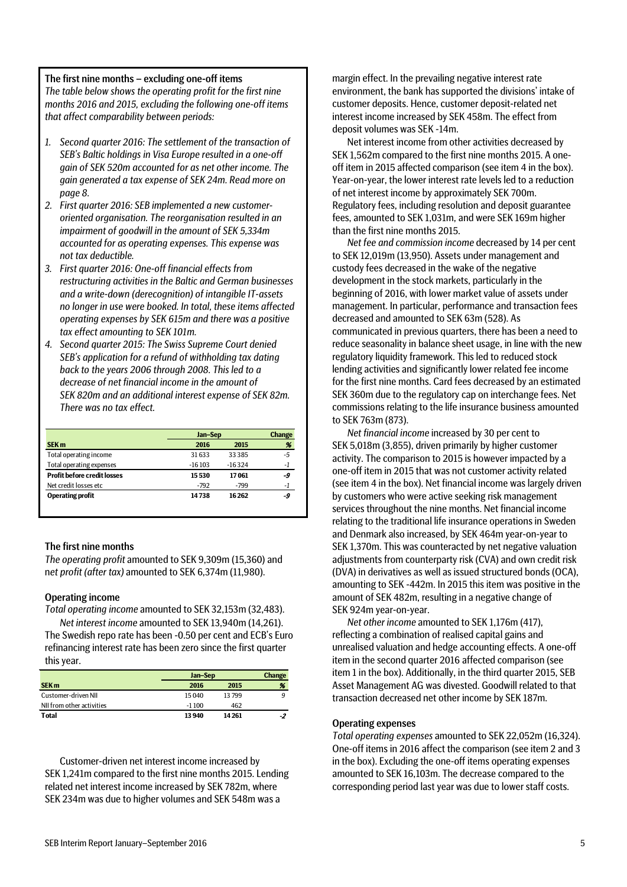### The first nine months – excluding one-off items

*The table below shows the operating profit for the first nine months 2016 and 2015, excluding the following one-off items that affect comparability between periods:*

1. *Second quarter 2016: The settlement of the transaction of SEB's Baltic holdings in Visa Europe resulted in a one-off gain of SEK 520m accounted for as net other income. The gain generated a tax expense of SEK 24m. Read more on page 8.*
2. *First quarter 2016: SEB implemented a new customer-oriented organisation. The reorganisation resulted in an impairment of goodwill in the amount of SEK 5,334m accounted for as operating expenses. This expense was not tax deductible.*
3. *First quarter 2016: One-off financial effects from restructuring activities in the Baltic and German businesses and a write-down (derecognition) of intangible IT-assets no longer in use were booked. In total, these items affected operating expenses by SEK 615m and there was a positive tax effect amounting to SEK 101m.*
4. *Second quarter 2015: The Swiss Supreme Court denied SEB's application for a refund of withholding tax dating back to the years 2006 through 2008. This led to a decrease of net financial income in the amount of SEK 820m and an additional interest expense of SEK 82m. There was no tax effect.*

| | Jan–Sep | | Change |
|---|---|---|---|
| **SEK m** | **2016** | **2015** | **%** |
| Total operating income | 31 633 | 33 385 | -5 |
| Total operating expenses | -16 103 | -16 324 | -1 |
| **Profit before credit losses** | **15 530** | **17 061** | **-9** |
| Net credit losses etc | -792 | -799 | -1 |
| **Operating profit** | **14 738** | **16 262** | **-9** |

### The first nine months

*The operating profit* amounted to SEK 9,309m (15,360) and *net profit (after tax)* amounted to SEK 6,374m (11,980).

#### Operating income

*Total operating income* amounted to SEK 32,153m (32,483).

*Net interest income* amounted to SEK 13,940m (14,261). The Swedish repo rate has been -0.50 per cent and ECB's Euro refinancing interest rate has been zero since the first quarter this year.

| | Jan–Sep | | Change |
|---|---|---|---|
| **SEK m** | **2016** | **2015** | **%** |
| Customer-driven NII | 15 040 | 13 799 | 9 |
| NII from other activities | -1 100 | 462 | |
| **Total** | **13 940** | **14 261** | **-2** |

Customer-driven net interest income increased by SEK 1,241m compared to the first nine months 2015. Lending related net interest income increased by SEK 782m, where SEK 234m was due to higher volumes and SEK 548m was a margin effect. In the prevailing negative interest rate environment, the bank has supported the divisions' intake of customer deposits. Hence, customer deposit-related net interest income increased by SEK 458m. The effect from deposit volumes was SEK -14m.

Net interest income from other activities decreased by SEK 1,562m compared to the first nine months 2015. A one-off item in 2015 affected comparison (see item 4 in the box). Year-on-year, the lower interest rate levels led to a reduction of net interest income by approximately SEK 700m. Regulatory fees, including resolution and deposit guarantee fees, amounted to SEK 1,031m, and were SEK 169m higher than the first nine months 2015.

*Net fee and commission income* decreased by 14 per cent to SEK 12,019m (13,950). Assets under management and custody fees decreased in the wake of the negative development in the stock markets, particularly in the beginning of 2016, with lower market value of assets under management. In particular, performance and transaction fees decreased and amounted to SEK 63m (528). As communicated in previous quarters, there has been a need to reduce seasonality in balance sheet usage, in line with the new regulatory liquidity framework. This led to reduced stock lending activities and significantly lower related fee income for the first nine months. Card fees decreased by an estimated SEK 360m due to the regulatory cap on interchange fees. Net commissions relating to the life insurance business amounted to SEK 763m (873).

*Net financial income* increased by 30 per cent to SEK 5,018m (3,855), driven primarily by higher customer activity. The comparison to 2015 is however impacted by a one-off item in 2015 that was not customer activity related (see item 4 in the box). Net financial income was largely driven by customers who were active seeking risk management services throughout the nine months. Net financial income relating to the traditional life insurance operations in Sweden and Denmark also increased, by SEK 464m year-on-year to SEK 1,370m. This was counteracted by net negative valuation adjustments from counterparty risk (CVA) and own credit risk (DVA) in derivatives as well as issued structured bonds (OCA), amounting to SEK -442m. In 2015 this item was positive in the amount of SEK 482m, resulting in a negative change of SEK 924m year-on-year.

*Net other income* amounted to SEK 1,176m (417), reflecting a combination of realised capital gains and unrealised valuation and hedge accounting effects. A one-off item in the second quarter 2016 affected comparison (see item 1 in the box). Additionally, in the third quarter 2015, SEB Asset Management AG was divested. Goodwill related to that transaction decreased net other income by SEK 187m.

#### Operating expenses

*Total operating expenses* amounted to SEK 22,052m (16,324). One-off items in 2016 affect the comparison (see item 2 and 3 in the box). Excluding the one-off items operating expenses amounted to SEK 16,103m. The decrease compared to the corresponding period last year was due to lower staff costs.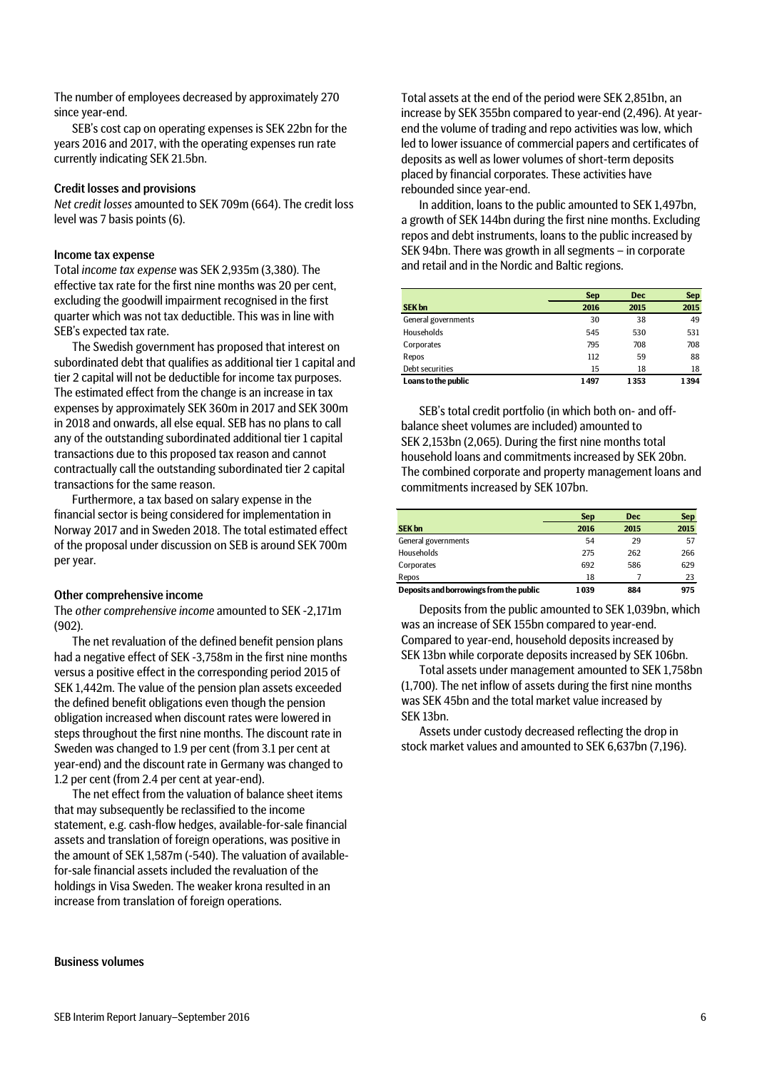The number of employees decreased by approximately 270 since year-end.

SEB's cost cap on operating expenses is SEK 22bn for the years 2016 and 2017, with the operating expenses run rate currently indicating SEK 21.5bn.

### Credit losses and provisions

*Net credit losses* amounted to SEK 709m (664). The credit loss level was 7 basis points (6).

### Income tax expense

Total *income tax expense* was SEK 2,935m (3,380). The effective tax rate for the first nine months was 20 per cent, excluding the goodwill impairment recognised in the first quarter which was not tax deductible. This was in line with SEB's expected tax rate.

The Swedish government has proposed that interest on subordinated debt that qualifies as additional tier 1 capital and tier 2 capital will not be deductible for income tax purposes. The estimated effect from the change is an increase in tax expenses by approximately SEK 360m in 2017 and SEK 300m in 2018 and onwards, all else equal. SEB has no plans to call any of the outstanding subordinated additional tier 1 capital transactions due to this proposed tax reason and cannot contractually call the outstanding subordinated tier 2 capital transactions for the same reason.

Furthermore, a tax based on salary expense in the financial sector is being considered for implementation in Norway 2017 and in Sweden 2018. The total estimated effect of the proposal under discussion on SEB is around SEK 700m per year.

### Other comprehensive income

The *other comprehensive income* amounted to SEK -2,171m (902).

The net revaluation of the defined benefit pension plans had a negative effect of SEK -3,758m in the first nine months versus a positive effect in the corresponding period 2015 of SEK 1,442m. The value of the pension plan assets exceeded the defined benefit obligations even though the pension obligation increased when discount rates were lowered in steps throughout the first nine months. The discount rate in Sweden was changed to 1.9 per cent (from 3.1 per cent at year-end) and the discount rate in Germany was changed to 1.2 per cent (from 2.4 per cent at year-end).

The net effect from the valuation of balance sheet items that may subsequently be reclassified to the income statement, e.g. cash-flow hedges, available-for-sale financial assets and translation of foreign operations, was positive in the amount of SEK 1,587m (-540). The valuation of available-for-sale financial assets included the revaluation of the holdings in Visa Sweden. The weaker krona resulted in an increase from translation of foreign operations.

### Business volumes

Total assets at the end of the period were SEK 2,851bn, an increase by SEK 355bn compared to year-end (2,496). At year-end the volume of trading and repo activities was low, which led to lower issuance of commercial papers and certificates of deposits as well as lower volumes of short-term deposits placed by financial corporates. These activities have rebounded since year-end.

In addition, loans to the public amounted to SEK 1,497bn, a growth of SEK 144bn during the first nine months. Excluding repos and debt instruments, loans to the public increased by SEK 94bn. There was growth in all segments – in corporate and retail and in the Nordic and Baltic regions.

| SEK bn | Sep 2016 | Dec 2015 | Sep 2015 |
|---|---|---|---|
| General governments | 30 | 38 | 49 |
| Households | 545 | 530 | 531 |
| Corporates | 795 | 708 | 708 |
| Repos | 112 | 59 | 88 |
| Debt securities | 15 | 18 | 18 |
| **Loans to the public** | **1 497** | **1 353** | **1 394** |

SEB's total credit portfolio (in which both on- and off-balance sheet volumes are included) amounted to SEK 2,153bn (2,065). During the first nine months total household loans and commitments increased by SEK 20bn. The combined corporate and property management loans and commitments increased by SEK 107bn.

| SEK bn | Sep 2016 | Dec 2015 | Sep 2015 |
|---|---|---|---|
| General governments | 54 | 29 | 57 |
| Households | 275 | 262 | 266 |
| Corporates | 692 | 586 | 629 |
| Repos | 18 | 7 | 23 |
| **Deposits and borrowings from the public** | **1 039** | **884** | **975** |

Deposits from the public amounted to SEK 1,039bn, which was an increase of SEK 155bn compared to year-end. Compared to year-end, household deposits increased by SEK 13bn while corporate deposits increased by SEK 106bn.

Total assets under management amounted to SEK 1,758bn (1,700). The net inflow of assets during the first nine months was SEK 45bn and the total market value increased by SEK 13bn.

Assets under custody decreased reflecting the drop in stock market values and amounted to SEK 6,637bn (7,196).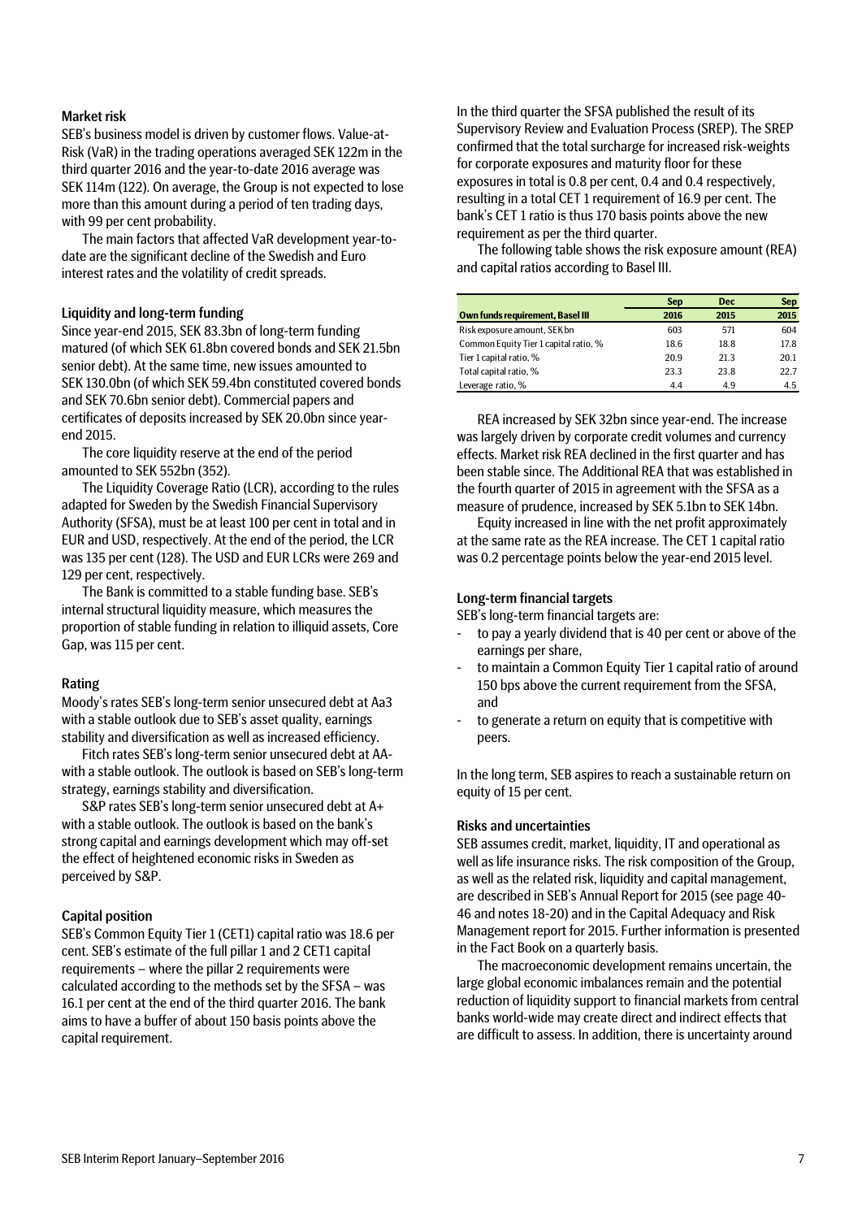### Market risk

SEB's business model is driven by customer flows. Value-at-Risk (VaR) in the trading operations averaged SEK 122m in the third quarter 2016 and the year-to-date 2016 average was SEK 114m (122). On average, the Group is not expected to lose more than this amount during a period of ten trading days, with 99 per cent probability.

The main factors that affected VaR development year-to-date are the significant decline of the Swedish and Euro interest rates and the volatility of credit spreads.

### Liquidity and long-term funding

Since year-end 2015, SEK 83.3bn of long-term funding matured (of which SEK 61.8bn covered bonds and SEK 21.5bn senior debt). At the same time, new issues amounted to SEK 130.0bn (of which SEK 59.4bn constituted covered bonds and SEK 70.6bn senior debt). Commercial papers and certificates of deposits increased by SEK 20.0bn since year-end 2015.

The core liquidity reserve at the end of the period amounted to SEK 552bn (352).

The Liquidity Coverage Ratio (LCR), according to the rules adapted for Sweden by the Swedish Financial Supervisory Authority (SFSA), must be at least 100 per cent in total and in EUR and USD, respectively. At the end of the period, the LCR was 135 per cent (128). The USD and EUR LCRs were 269 and 129 per cent, respectively.

The Bank is committed to a stable funding base. SEB's internal structural liquidity measure, which measures the proportion of stable funding in relation to illiquid assets, Core Gap, was 115 per cent.

### Rating

Moody's rates SEB's long-term senior unsecured debt at Aa3 with a stable outlook due to SEB's asset quality, earnings stability and diversification as well as increased efficiency.

Fitch rates SEB's long-term senior unsecured debt at AA- with a stable outlook. The outlook is based on SEB's long-term strategy, earnings stability and diversification.

S&P rates SEB's long-term senior unsecured debt at A+ with a stable outlook. The outlook is based on the bank's strong capital and earnings development which may off-set the effect of heightened economic risks in Sweden as perceived by S&P.

### Capital position

SEB's Common Equity Tier 1 (CET1) capital ratio was 18.6 per cent. SEB's estimate of the full pillar 1 and 2 CET1 capital requirements – where the pillar 2 requirements were calculated according to the methods set by the SFSA – was 16.1 per cent at the end of the third quarter 2016. The bank aims to have a buffer of about 150 basis points above the capital requirement.

In the third quarter the SFSA published the result of its Supervisory Review and Evaluation Process (SREP). The SREP confirmed that the total surcharge for increased risk-weights for corporate exposures and maturity floor for these exposures in total is 0.8 per cent, 0.4 and 0.4 respectively, resulting in a total CET 1 requirement of 16.9 per cent. The bank's CET 1 ratio is thus 170 basis points above the new requirement as per the third quarter.

The following table shows the risk exposure amount (REA) and capital ratios according to Basel III.

| Own funds requirement, Basel III | Sep 2016 | Dec 2015 | Sep 2015 |
|---|---|---|---|
| Risk exposure amount, SEK bn | 603 | 571 | 604 |
| Common Equity Tier 1 capital ratio, % | 18.6 | 18.8 | 17.8 |
| Tier 1 capital ratio, % | 20.9 | 21.3 | 20.1 |
| Total capital ratio, % | 23.3 | 23.8 | 22.7 |
| Leverage ratio, % | 4.4 | 4.9 | 4.5 |

REA increased by SEK 32bn since year-end. The increase was largely driven by corporate credit volumes and currency effects. Market risk REA declined in the first quarter and has been stable since. The Additional REA that was established in the fourth quarter of 2015 in agreement with the SFSA as a measure of prudence, increased by SEK 5.1bn to SEK 14bn.

Equity increased in line with the net profit approximately at the same rate as the REA increase. The CET 1 capital ratio was 0.2 percentage points below the year-end 2015 level.

### Long-term financial targets

SEB's long-term financial targets are:

- to pay a yearly dividend that is 40 per cent or above of the earnings per share,
- to maintain a Common Equity Tier 1 capital ratio of around 150 bps above the current requirement from the SFSA, and
- to generate a return on equity that is competitive with peers.

In the long term, SEB aspires to reach a sustainable return on equity of 15 per cent.

### Risks and uncertainties

SEB assumes credit, market, liquidity, IT and operational as well as life insurance risks. The risk composition of the Group, as well as the related risk, liquidity and capital management, are described in SEB's Annual Report for 2015 (see page 40-46 and notes 18-20) and in the Capital Adequacy and Risk Management report for 2015. Further information is presented in the Fact Book on a quarterly basis.

The macroeconomic development remains uncertain, the large global economic imbalances remain and the potential reduction of liquidity support to financial markets from central banks world-wide may create direct and indirect effects that are difficult to assess. In addition, there is uncertainty around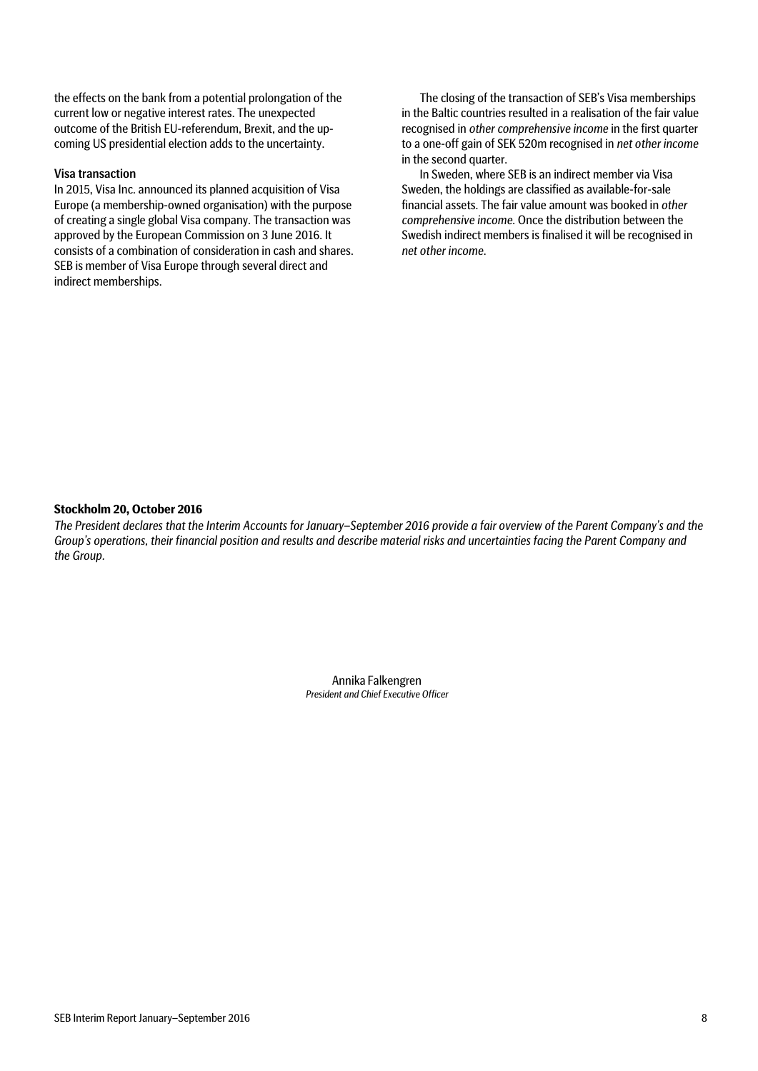the effects on the bank from a potential prolongation of the current low or negative interest rates. The unexpected outcome of the British EU-referendum, Brexit, and the upcoming US presidential election adds to the uncertainty.

### Visa transaction

In 2015, Visa Inc. announced its planned acquisition of Visa Europe (a membership-owned organisation) with the purpose of creating a single global Visa company. The transaction was approved by the European Commission on 3 June 2016. It consists of a combination of consideration in cash and shares. SEB is member of Visa Europe through several direct and indirect memberships.

The closing of the transaction of SEB's Visa memberships in the Baltic countries resulted in a realisation of the fair value recognised in *other comprehensive income* in the first quarter to a one-off gain of SEK 520m recognised in *net other income* in the second quarter.

In Sweden, where SEB is an indirect member via Visa Sweden, the holdings are classified as available-for-sale financial assets. The fair value amount was booked in *other comprehensive income*. Once the distribution between the Swedish indirect members is finalised it will be recognised in *net other income*.

**Stockholm 20, October 2016**

*The President declares that the Interim Accounts for January–September 2016 provide a fair overview of the Parent Company's and the Group's operations, their financial position and results and describe material risks and uncertainties facing the Parent Company and the Group.*

Annika Falkengren
*President and Chief Executive Officer*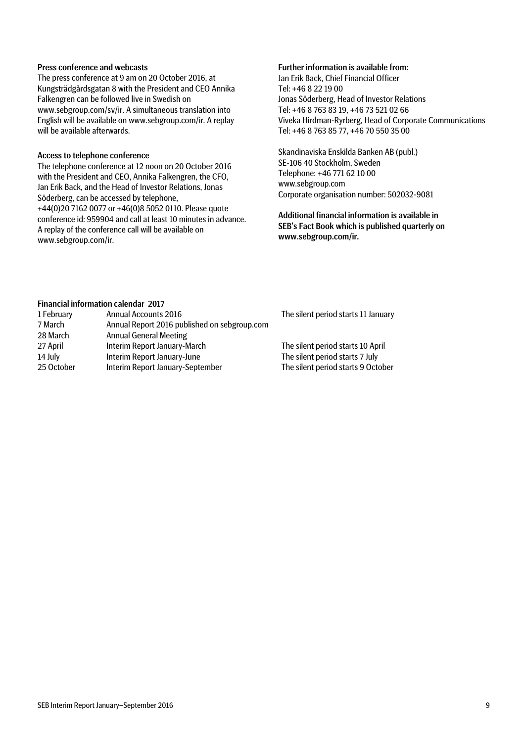**Press conference and webcasts**

The press conference at 9 am on 20 October 2016, at Kungsträdgårdsgatan 8 with the President and CEO Annika Falkengren can be followed live in Swedish on www.sebgroup.com/sv/ir. A simultaneous translation into English will be available on www.sebgroup.com/ir. A replay will be available afterwards.

**Access to telephone conference**

The telephone conference at 12 noon on 20 October 2016 with the President and CEO, Annika Falkengren, the CFO, Jan Erik Back, and the Head of Investor Relations, Jonas Söderberg, can be accessed by telephone, +44(0)20 7162 0077 or +46(0)8 5052 0110. Please quote conference id: 959904 and call at least 10 minutes in advance. A replay of the conference call will be available on www.sebgroup.com/ir.

**Further information is available from:**

Jan Erik Back, Chief Financial Officer
Tel: +46 8 22 19 00
Jonas Söderberg, Head of Investor Relations
Tel: +46 8 763 83 19, +46 73 521 02 66
Viveka Hirdman-Ryrberg, Head of Corporate Communications
Tel: +46 8 763 85 77, +46 70 550 35 00

Skandinaviska Enskilda Banken AB (publ.)
SE-106 40 Stockholm, Sweden
Telephone: +46 771 62 10 00
www.sebgroup.com
Corporate organisation number: 502032-9081

**Additional financial information is available in SEB's Fact Book which is published quarterly on www.sebgroup.com/ir.**

**Financial information calendar 2017**

| | | |
|---|---|---|
| 1 February | Annual Accounts 2016 | The silent period starts 11 January |
| 7 March | Annual Report 2016 published on sebgroup.com | |
| 28 March | Annual General Meeting | |
| 27 April | Interim Report January-March | The silent period starts 10 April |
| 14 July | Interim Report January-June | The silent period starts 7 July |
| 25 October | Interim Report January-September | The silent period starts 9 October |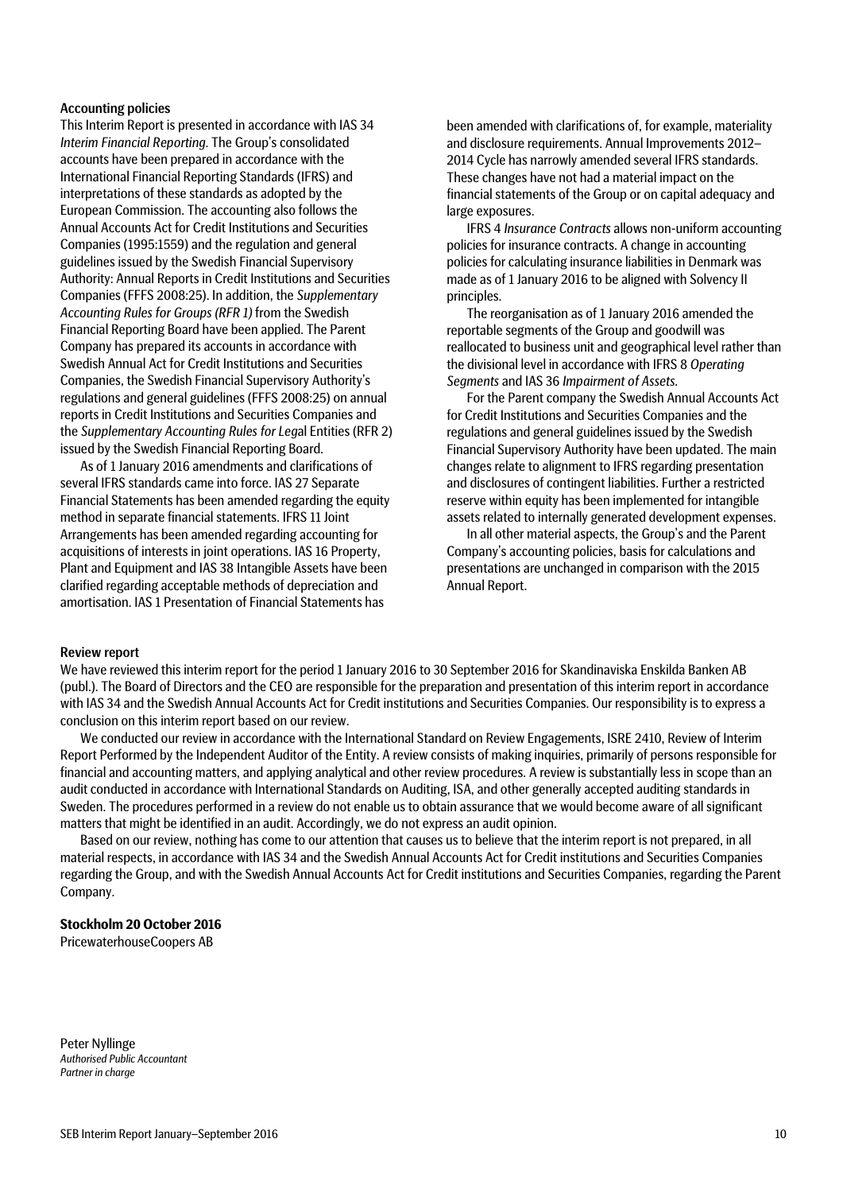## Accounting policies

This Interim Report is presented in accordance with IAS 34 *Interim Financial Reporting.* The Group's consolidated accounts have been prepared in accordance with the International Financial Reporting Standards (IFRS) and interpretations of these standards as adopted by the European Commission. The accounting also follows the Annual Accounts Act for Credit Institutions and Securities Companies (1995:1559) and the regulation and general guidelines issued by the Swedish Financial Supervisory Authority: Annual Reports in Credit Institutions and Securities Companies (FFFS 2008:25). In addition, the *Supplementary Accounting Rules for Groups (RFR 1)* from the Swedish Financial Reporting Board have been applied. The Parent Company has prepared its accounts in accordance with Swedish Annual Act for Credit Institutions and Securities Companies, the Swedish Financial Supervisory Authority's regulations and general guidelines (FFFS 2008:25) on annual reports in Credit Institutions and Securities Companies and the *Supplementary Accounting Rules for Leg*al Entities (RFR 2) issued by the Swedish Financial Reporting Board.

As of 1 January 2016 amendments and clarifications of several IFRS standards came into force. IAS 27 Separate Financial Statements has been amended regarding the equity method in separate financial statements. IFRS 11 Joint Arrangements has been amended regarding accounting for acquisitions of interests in joint operations. IAS 16 Property, Plant and Equipment and IAS 38 Intangible Assets have been clarified regarding acceptable methods of depreciation and amortisation. IAS 1 Presentation of Financial Statements has been amended with clarifications of, for example, materiality and disclosure requirements. Annual Improvements 2012–2014 Cycle has narrowly amended several IFRS standards. These changes have not had a material impact on the financial statements of the Group or on capital adequacy and large exposures.

IFRS 4 *Insurance Contracts* allows non-uniform accounting policies for insurance contracts. A change in accounting policies for calculating insurance liabilities in Denmark was made as of 1 January 2016 to be aligned with Solvency II principles.

The reorganisation as of 1 January 2016 amended the reportable segments of the Group and goodwill was reallocated to business unit and geographical level rather than the divisional level in accordance with IFRS 8 *Operating Segments* and IAS 36 *Impairment of Assets.*

For the Parent company the Swedish Annual Accounts Act for Credit Institutions and Securities Companies and the regulations and general guidelines issued by the Swedish Financial Supervisory Authority have been updated. The main changes relate to alignment to IFRS regarding presentation and disclosures of contingent liabilities. Further a restricted reserve within equity has been implemented for intangible assets related to internally generated development expenses.

In all other material aspects, the Group's and the Parent Company's accounting policies, basis for calculations and presentations are unchanged in comparison with the 2015 Annual Report.

## Review report

We have reviewed this interim report for the period 1 January 2016 to 30 September 2016 for Skandinaviska Enskilda Banken AB (publ.). The Board of Directors and the CEO are responsible for the preparation and presentation of this interim report in accordance with IAS 34 and the Swedish Annual Accounts Act for Credit institutions and Securities Companies. Our responsibility is to express a conclusion on this interim report based on our review.

We conducted our review in accordance with the International Standard on Review Engagements, ISRE 2410, Review of Interim Report Performed by the Independent Auditor of the Entity. A review consists of making inquiries, primarily of persons responsible for financial and accounting matters, and applying analytical and other review procedures. A review is substantially less in scope than an audit conducted in accordance with International Standards on Auditing, ISA, and other generally accepted auditing standards in Sweden. The procedures performed in a review do not enable us to obtain assurance that we would become aware of all significant matters that might be identified in an audit. Accordingly, we do not express an audit opinion.

Based on our review, nothing has come to our attention that causes us to believe that the interim report is not prepared, in all material respects, in accordance with IAS 34 and the Swedish Annual Accounts Act for Credit institutions and Securities Companies regarding the Group, and with the Swedish Annual Accounts Act for Credit institutions and Securities Companies, regarding the Parent Company.

**Stockholm 20 October 2016**
PricewaterhouseCoopers AB

Peter Nyllinge
*Authorised Public Accountant*
*Partner in charge*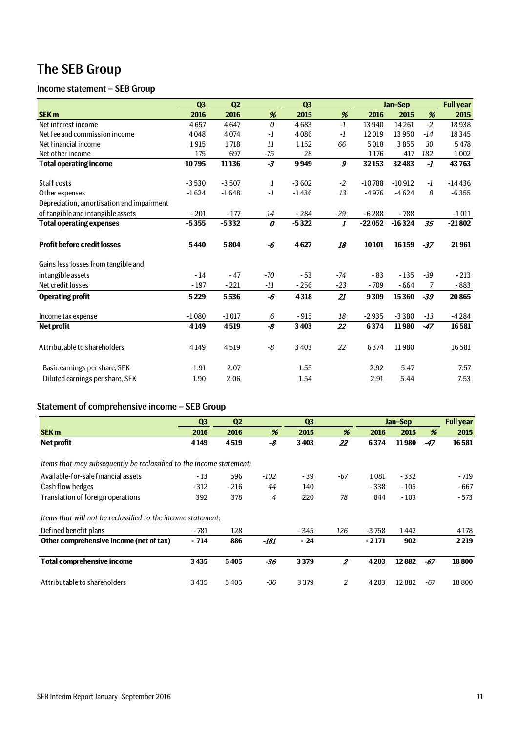# The SEB Group

## Income statement – SEB Group

| | Q3 | Q2 | | Q3 | | Jan–Sep | | | Full year |
|---|---|---|---|---|---|---|---|---|---|
| **SEK m** | **2016** | **2016** | **%** | **2015** | **%** | **2016** | **2015** | **%** | **2015** |
| Net interest income | 4 657 | 4 647 | *0* | 4 683 | *-1* | 13 940 | 14 261 | *-2* | 18 938 |
| Net fee and commission income | 4 048 | 4 074 | *-1* | 4 086 | *-1* | 12 019 | 13 950 | *-14* | 18 345 |
| Net financial income | 1 915 | 1 718 | *11* | 1 152 | *66* | 5 018 | 3 855 | *30* | 5 478 |
| Net other income | 175 | 697 | *-75* | 28 | | 1 176 | 417 | *182* | 1 002 |
| **Total operating income** | **10 795** | **11 136** | ***-3*** | **9 949** | ***9*** | **32 153** | **32 483** | ***-1*** | **43 763** |
| | | | | | | | | | |
| Staff costs | -3 530 | -3 507 | *1* | -3 602 | *-2* | -10 788 | -10 912 | *-1* | -14 436 |
| Other expenses | -1 624 | -1 648 | *-1* | -1 436 | *13* | -4 976 | -4 624 | *8* | -6 355 |
| Depreciation, amortisation and impairment of tangible and intangible assets | - 201 | - 177 | *14* | - 284 | *-29* | -6 288 | - 788 | | -1 011 |
| **Total operating expenses** | **-5 355** | **-5 332** | ***0*** | **-5 322** | ***1*** | **-22 052** | **-16 324** | ***35*** | **-21 802** |
| | | | | | | | | | |
| **Profit before credit losses** | **5 440** | **5 804** | ***-6*** | **4 627** | ***18*** | **10 101** | **16 159** | ***-37*** | **21 961** |
| | | | | | | | | | |
| Gains less losses from tangible and intangible assets | - 14 | - 47 | *-70* | - 53 | *-74* | - 83 | - 135 | *-39* | - 213 |
| Net credit losses | - 197 | - 221 | *-11* | - 256 | *-23* | - 709 | - 664 | *7* | - 883 |
| **Operating profit** | **5 229** | **5 536** | ***-6*** | **4 318** | ***21*** | **9 309** | **15 360** | ***-39*** | **20 865** |
| | | | | | | | | | |
| Income tax expense | -1 080 | -1 017 | *6* | - 915 | *18* | -2 935 | -3 380 | *-13* | -4 284 |
| **Net profit** | **4 149** | **4 519** | ***-8*** | **3 403** | ***22*** | **6 374** | **11 980** | ***-47*** | **16 581** |
| | | | | | | | | | |
| Attributable to shareholders | 4 149 | 4 519 | *-8* | 3 403 | *22* | 6 374 | 11 980 | | 16 581 |
| | | | | | | | | | |
| Basic earnings per share, SEK | 1.91 | 2.07 | | 1.55 | | 2.92 | 5.47 | | 7.57 |
| Diluted earnings per share, SEK | 1.90 | 2.06 | | 1.54 | | 2.91 | 5.44 | | 7.53 |

## Statement of comprehensive income – SEB Group

| | Q3 | Q2 | | Q3 | | Jan–Sep | | | Full year |
|---|---|---|---|---|---|---|---|---|---|
| **SEK m** | **2016** | **2016** | **%** | **2015** | **%** | **2016** | **2015** | **%** | **2015** |
| **Net profit** | **4 149** | **4 519** | ***-8*** | **3 403** | ***22*** | **6 374** | **11 980** | ***-47*** | **16 581** |
| | | | | | | | | | |
| *Items that may subsequently be reclassified to the income statement:* | | | | | | | | | |
| Available-for-sale financial assets | - 13 | 596 | *-102* | - 39 | *-67* | 1 081 | - 332 | | - 719 |
| Cash flow hedges | - 312 | - 216 | *44* | 140 | | - 338 | - 105 | | - 667 |
| Translation of foreign operations | 392 | 378 | *4* | 220 | *78* | 844 | - 103 | | - 573 |
| | | | | | | | | | |
| *Items that will not be reclassified to the income statement:* | | | | | | | | | |
| Defined benefit plans | - 781 | 128 | | - 345 | *126* | -3 758 | 1 442 | | 4 178 |
| **Other comprehensive income (net of tax)** | **- 714** | **886** | ***-181*** | **- 24** | | **-2 171** | **902** | | **2 219** |
| | | | | | | | | | |
| **Total comprehensive income** | **3 435** | **5 405** | ***-36*** | **3 379** | ***2*** | **4 203** | **12 882** | ***-67*** | **18 800** |
| | | | | | | | | | |
| Attributable to shareholders | 3 435 | 5 405 | *-36* | 3 379 | *2* | 4 203 | 12 882 | *-67* | 18 800 |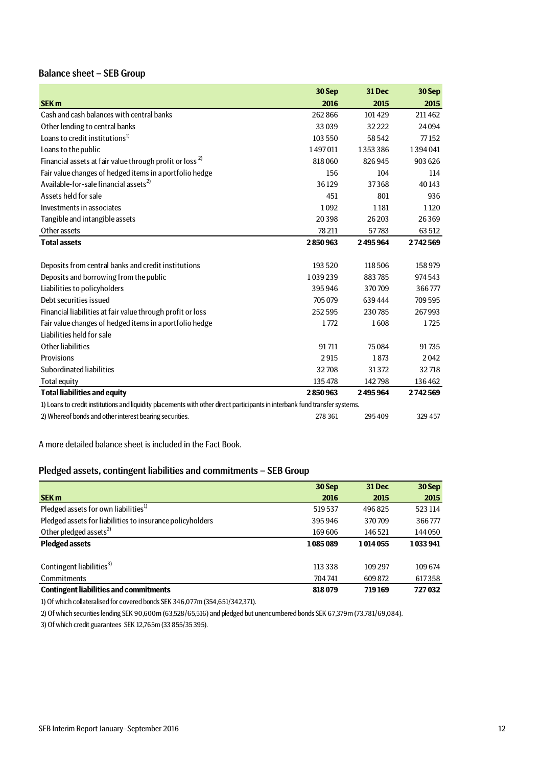## Balance sheet – SEB Group

| SEK m | 30 Sep 2016 | 31 Dec 2015 | 30 Sep 2015 |
|---|---|---|---|
| Cash and cash balances with central banks | 262 866 | 101 429 | 211 462 |
| Other lending to central banks | 33 039 | 32 222 | 24 094 |
| Loans to credit institutions[1] | 103 550 | 58 542 | 77 152 |
| Loans to the public | 1 497 011 | 1 353 386 | 1 394 041 |
| Financial assets at fair value through profit or loss [2] | 818 060 | 826 945 | 903 626 |
| Fair value changes of hedged items in a portfolio hedge | 156 | 104 | 114 |
| Available-for-sale financial assets[2] | 36 129 | 37 368 | 40 143 |
| Assets held for sale | 451 | 801 | 936 |
| Investments in associates | 1 092 | 1 181 | 1 120 |
| Tangible and intangible assets | 20 398 | 26 203 | 26 369 |
| Other assets | 78 211 | 57 783 | 63 512 |
| **Total assets** | **2 850 963** | **2 495 964** | **2 742 569** |
| | | | |
| Deposits from central banks and credit institutions | 193 520 | 118 506 | 158 979 |
| Deposits and borrowing from the public | 1 039 239 | 883 785 | 974 543 |
| Liabilities to policyholders | 395 946 | 370 709 | 366 777 |
| Debt securities issued | 705 079 | 639 444 | 709 595 |
| Financial liabilities at fair value through profit or loss | 252 595 | 230 785 | 267 993 |
| Fair value changes of hedged items in a portfolio hedge | 1 772 | 1 608 | 1 725 |
| Liabilities held for sale | | | |
| Other liabilities | 91 711 | 75 084 | 91 735 |
| Provisions | 2 915 | 1 873 | 2 042 |
| Subordinated liabilities | 32 708 | 31 372 | 32 718 |
| Total equity | 135 478 | 142 798 | 136 462 |
| **Total liabilities and equity** | **2 850 963** | **2 495 964** | **2 742 569** |
| 1) Loans to credit institutions and liquidity placements with other direct participants in interbank fund transfer systems. | | | |
| 2) Whereof bonds and other interest bearing securities. | 278 361 | 295 409 | 329 457 |

A more detailed balance sheet is included in the Fact Book.

## Pledged assets, contingent liabilities and commitments – SEB Group

| SEK m | 30 Sep 2016 | 31 Dec 2015 | 30 Sep 2015 |
|---|---|---|---|
| Pledged assets for own liabilities[1] | 519 537 | 496 825 | 523 114 |
| Pledged assets for liabilities to insurance policyholders | 395 946 | 370 709 | 366 777 |
| Other pledged assets[2] | 169 606 | 146 521 | 144 050 |
| **Pledged assets** | **1 085 089** | **1 014 055** | **1 033 941** |
| | | | |
| Contingent liabilities[3] | 113 338 | 109 297 | 109 674 |
| Commitments | 704 741 | 609 872 | 617 358 |
| **Contingent liabilities and commitments** | **818 079** | **719 169** | **727 032** |

1) Of which collateralised for covered bonds SEK 346,077m (354,651/342,371).

2) Of which securities lending SEK 90,600m (63,528/65,516) and pledged but unencumbered bonds SEK 67,379m (73,781/69,084).

3) Of which credit guarantees SEK 12,765m (33 855/35 395).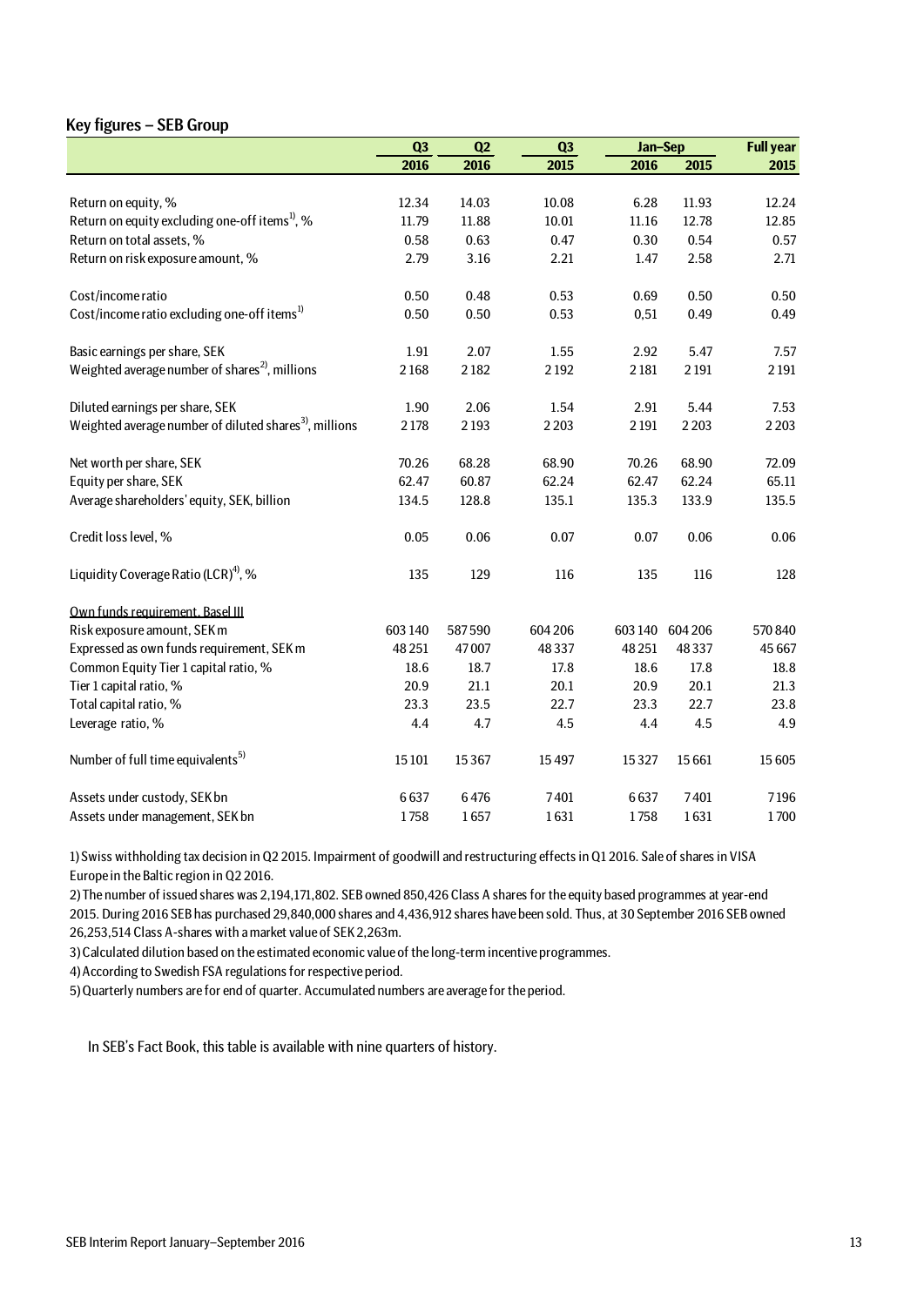## Key figures – SEB Group

| | Q3 | Q2 | Q3 | Jan–Sep | | Full year |
|---|---|---|---|---|---|---|
| | 2016 | 2016 | 2015 | 2016 | 2015 | 2015 |
| Return on equity, % | 12.34 | 14.03 | 10.08 | 6.28 | 11.93 | 12.24 |
| Return on equity excluding one-off items[1], % | 11.79 | 11.88 | 10.01 | 11.16 | 12.78 | 12.85 |
| Return on total assets, % | 0.58 | 0.63 | 0.47 | 0.30 | 0.54 | 0.57 |
| Return on risk exposure amount, % | 2.79 | 3.16 | 2.21 | 1.47 | 2.58 | 2.71 |
| | | | | | | |
| Cost/income ratio | 0.50 | 0.48 | 0.53 | 0.69 | 0.50 | 0.50 |
| Cost/income ratio excluding one-off items[1] | 0.50 | 0.50 | 0.53 | 0,51 | 0.49 | 0.49 |
| | | | | | | |
| Basic earnings per share, SEK | 1.91 | 2.07 | 1.55 | 2.92 | 5.47 | 7.57 |
| Weighted average number of shares[2], millions | 2 168 | 2 182 | 2 192 | 2 181 | 2 191 | 2 191 |
| | | | | | | |
| Diluted earnings per share, SEK | 1.90 | 2.06 | 1.54 | 2.91 | 5.44 | 7.53 |
| Weighted average number of diluted shares[3], millions | 2 178 | 2 193 | 2 203 | 2 191 | 2 203 | 2 203 |
| | | | | | | |
| Net worth per share, SEK | 70.26 | 68.28 | 68.90 | 70.26 | 68.90 | 72.09 |
| Equity per share, SEK | 62.47 | 60.87 | 62.24 | 62.47 | 62.24 | 65.11 |
| Average shareholders' equity, SEK, billion | 134.5 | 128.8 | 135.1 | 135.3 | 133.9 | 135.5 |
| | | | | | | |
| Credit loss level, % | 0.05 | 0.06 | 0.07 | 0.07 | 0.06 | 0.06 |
| | | | | | | |
| Liquidity Coverage Ratio (LCR)[4], % | 135 | 129 | 116 | 135 | 116 | 128 |
| | | | | | | |
| Own funds requirement, Basel III | | | | | | |
| Risk exposure amount, SEK m | 603 140 | 587 590 | 604 206 | 603 140 | 604 206 | 570 840 |
| Expressed as own funds requirement, SEK m | 48 251 | 47 007 | 48 337 | 48 251 | 48 337 | 45 667 |
| Common Equity Tier 1 capital ratio, % | 18.6 | 18.7 | 17.8 | 18.6 | 17.8 | 18.8 |
| Tier 1 capital ratio, % | 20.9 | 21.1 | 20.1 | 20.9 | 20.1 | 21.3 |
| Total capital ratio, % | 23.3 | 23.5 | 22.7 | 23.3 | 22.7 | 23.8 |
| Leverage ratio, % | 4.4 | 4.7 | 4.5 | 4.4 | 4.5 | 4.9 |
| | | | | | | |
| Number of full time equivalents[5] | 15 101 | 15 367 | 15 497 | 15 327 | 15 661 | 15 605 |
| | | | | | | |
| Assets under custody, SEK bn | 6 637 | 6 476 | 7 401 | 6 637 | 7 401 | 7 196 |
| Assets under management, SEK bn | 1 758 | 1 657 | 1 631 | 1 758 | 1 631 | 1 700 |

1) Swiss withholding tax decision in Q2 2015. Impairment of goodwill and restructuring effects in Q1 2016. Sale of shares in VISA Europe in the Baltic region in Q2 2016.

2) The number of issued shares was 2,194,171,802. SEB owned 850,426 Class A shares for the equity based programmes at year-end 2015. During 2016 SEB has purchased 29,840,000 shares and 4,436,912 shares have been sold. Thus, at 30 September 2016 SEB owned 26,253,514 Class A-shares with a market value of SEK 2,263m.

3) Calculated dilution based on the estimated economic value of the long-term incentive programmes.

4) According to Swedish FSA regulations for respective period.

5) Quarterly numbers are for end of quarter. Accumulated numbers are average for the period.

In SEB's Fact Book, this table is available with nine quarters of history.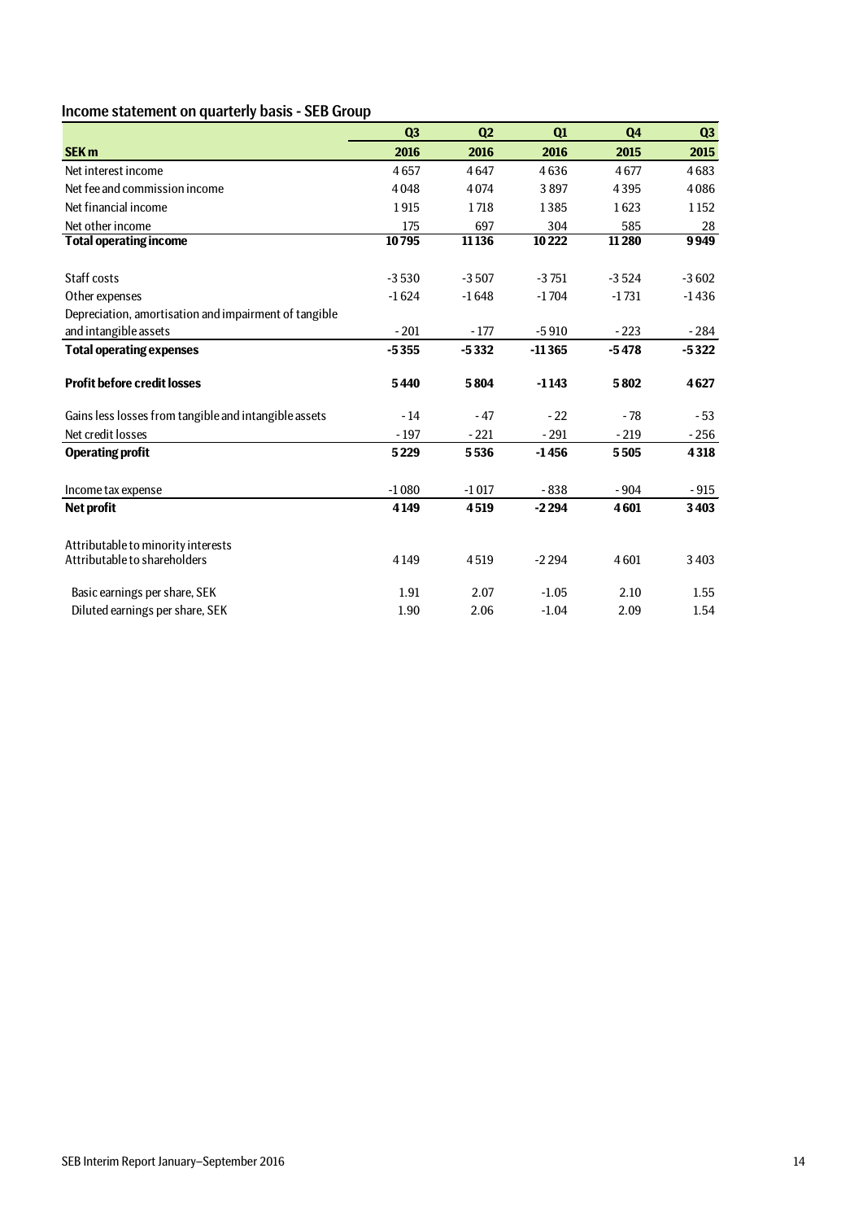## Income statement on quarterly basis - SEB Group

| SEK m | Q3 2016 | Q2 2016 | Q1 2016 | Q4 2015 | Q3 2015 |
|---|---|---|---|---|---|
| Net interest income | 4 657 | 4 647 | 4 636 | 4 677 | 4 683 |
| Net fee and commission income | 4 048 | 4 074 | 3 897 | 4 395 | 4 086 |
| Net financial income | 1 915 | 1 718 | 1 385 | 1 623 | 1 152 |
| Net other income | 175 | 697 | 304 | 585 | 28 |
| **Total operating income** | **10 795** | **11 136** | **10 222** | **11 280** | **9 949** |
| | | | | | |
| Staff costs | -3 530 | -3 507 | -3 751 | -3 524 | -3 602 |
| Other expenses | -1 624 | -1 648 | -1 704 | -1 731 | -1 436 |
| Depreciation, amortisation and impairment of tangible and intangible assets | - 201 | - 177 | -5 910 | - 223 | - 284 |
| **Total operating expenses** | **-5 355** | **-5 332** | **-11 365** | **-5 478** | **-5 322** |
| | | | | | |
| **Profit before credit losses** | **5 440** | **5 804** | **-1 143** | **5 802** | **4 627** |
| | | | | | |
| Gains less losses from tangible and intangible assets | - 14 | - 47 | - 22 | - 78 | - 53 |
| Net credit losses | - 197 | - 221 | - 291 | - 219 | - 256 |
| **Operating profit** | **5 229** | **5 536** | **-1 456** | **5 505** | **4 318** |
| | | | | | |
| Income tax expense | -1 080 | -1 017 | - 838 | - 904 | - 915 |
| **Net profit** | **4 149** | **4 519** | **-2 294** | **4 601** | **3 403** |
| | | | | | |
| Attributable to minority interests | | | | | |
| Attributable to shareholders | 4 149 | 4 519 | -2 294 | 4 601 | 3 403 |
| | | | | | |
| Basic earnings per share, SEK | 1.91 | 2.07 | -1.05 | 2.10 | 1.55 |
| Diluted earnings per share, SEK | 1.90 | 2.06 | -1.04 | 2.09 | 1.54 |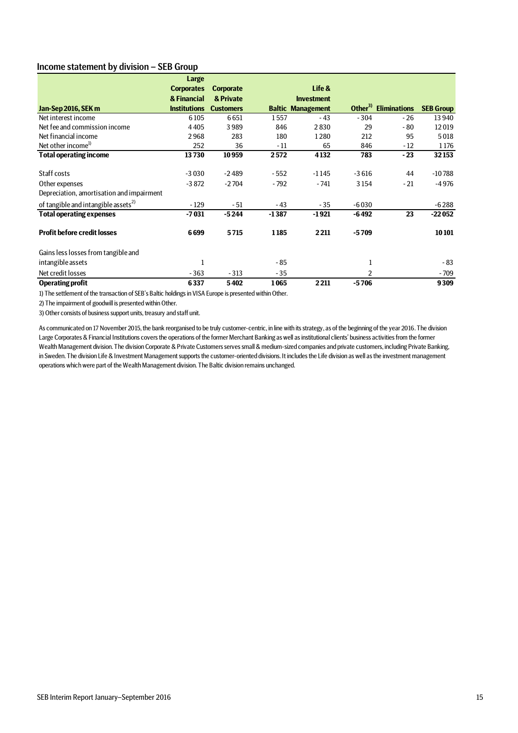## Income statement by division – SEB Group

| Jan-Sep 2016, SEK m | Large Corporates & Financial Institutions | Corporate & Private Customers | Baltic | Life & Investment Management | Other[3] | Eliminations | SEB Group |
|---|---|---|---|---|---|---|---|
| Net interest income | 6 105 | 6 651 | 1 557 | - 43 | - 304 | - 26 | 13 940 |
| Net fee and commission income | 4 405 | 3 989 | 846 | 2 830 | 29 | - 80 | 12 019 |
| Net financial income | 2 968 | 283 | 180 | 1 280 | 212 | 95 | 5 018 |
| Net other income[1] | 252 | 36 | - 11 | 65 | 846 | - 12 | 1 176 |
| **Total operating income** | **13 730** | **10 959** | **2 572** | **4 132** | **783** | **- 23** | **32 153** |
| Staff costs | -3 030 | -2 489 | - 552 | -1 145 | -3 616 | 44 | -10 788 |
| Other expenses | -3 872 | -2 704 | - 792 | - 741 | 3 154 | - 21 | -4 976 |
| Depreciation, amortisation and impairment of tangible and intangible assets[2] | - 129 | - 51 | - 43 | - 35 | -6 030 | | -6 288 |
| **Total operating expenses** | **-7 031** | **-5 244** | **-1 387** | **-1 921** | **-6 492** | **23** | **-22 052** |
| **Profit before credit losses** | **6 699** | **5 715** | **1 185** | **2 211** | **-5 709** | | **10 101** |
| Gains less losses from tangible and intangible assets | 1 | | - 85 | | 1 | | - 83 |
| Net credit losses | - 363 | - 313 | - 35 | | 2 | | - 709 |
| **Operating profit** | **6 337** | **5 402** | **1 065** | **2 211** | **-5 706** | | **9 309** |

1) The settlement of the transaction of SEB's Baltic holdings in VISA Europe is presented within Other.

2) The impairment of goodwill is presented within Other.

3) Other consists of business support units, treasury and staff unit.

As communicated on 17 November 2015, the bank reorganised to be truly customer-centric, in line with its strategy, as of the beginning of the year 2016. The division Large Corporates & Financial Institutions covers the operations of the former Merchant Banking as well as institutional clients' business activities from the former Wealth Management division. The division Corporate & Private Customers serves small & medium-sized companies and private customers, including Private Banking, in Sweden. The division Life & Investment Management supports the customer-oriented divisions. It includes the Life division as well as the investment management operations which were part of the Wealth Management division. The Baltic division remains unchanged.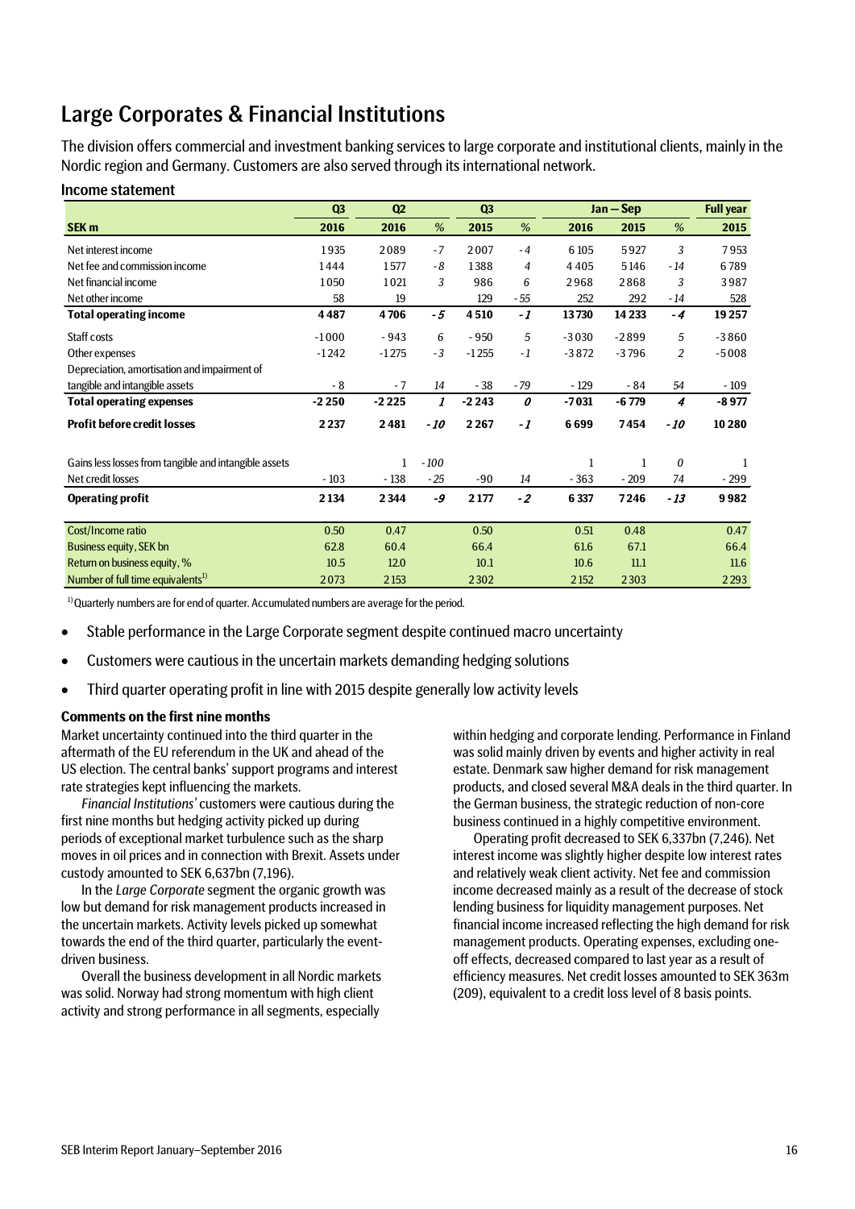# Large Corporates & Financial Institutions

The division offers commercial and investment banking services to large corporate and institutional clients, mainly in the Nordic region and Germany. Customers are also served through its international network.

## Income statement

| | Q3 | Q2 | | Q3 | | Jan – Sep | | | Full year |
|---|---|---|---|---|---|---|---|---|---|
| **SEK m** | **2016** | **2016** | *%* | **2015** | *%* | **2016** | **2015** | *%* | **2015** |
| Net interest income | 1 935 | 2 089 | *-7* | 2 007 | *-4* | 6 105 | 5 927 | *3* | 7 953 |
| Net fee and commission income | 1 444 | 1 577 | *-8* | 1 388 | *4* | 4 405 | 5 146 | *-14* | 6 789 |
| Net financial income | 1 050 | 1 021 | *3* | 986 | *6* | 2 968 | 2 868 | *3* | 3 987 |
| Net other income | 58 | 19 | | 129 | *-55* | 252 | 292 | *-14* | 528 |
| **Total operating income** | **4 487** | **4 706** | ***-5*** | **4 510** | ***-1*** | **13 730** | **14 233** | ***-4*** | **19 257** |
| Staff costs | -1 000 | - 943 | *6* | - 950 | *5* | -3 030 | -2 899 | *5* | -3 860 |
| Other expenses | -1 242 | -1 275 | *-3* | -1 255 | *-1* | -3 872 | -3 796 | *2* | -5 008 |
| Depreciation, amortisation and impairment of tangible and intangible assets | - 8 | - 7 | *14* | - 38 | *-79* | - 129 | - 84 | *54* | - 109 |
| **Total operating expenses** | **-2 250** | **-2 225** | ***1*** | **-2 243** | ***0*** | **-7 031** | **-6 779** | ***4*** | **-8 977** |
| **Profit before credit losses** | **2 237** | **2 481** | ***-10*** | **2 267** | ***-1*** | **6 699** | **7 454** | ***-10*** | **10 280** |
| Gains less losses from tangible and intangible assets | | 1 | *-100* | | | 1 | 1 | *0* | 1 |
| Net credit losses | - 103 | - 138 | *-25* | -90 | *14* | - 363 | - 209 | *74* | - 299 |
| **Operating profit** | **2 134** | **2 344** | ***-9*** | **2 177** | ***-2*** | **6 337** | **7 246** | ***-13*** | **9 982** |
| Cost/Income ratio | 0.50 | 0.47 | | 0.50 | | 0.51 | 0.48 | | 0.47 |
| Business equity, SEK bn | 62.8 | 60.4 | | 66.4 | | 61.6 | 67.1 | | 66.4 |
| Return on business equity, % | 10.5 | 12.0 | | 10.1 | | 10.6 | 11.1 | | 11.6 |
| Number of full time equivalents[1] | 2 073 | 2 153 | | 2 302 | | 2 152 | 2 303 | | 2 293 |

[1] Quarterly numbers are for end of quarter. Accumulated numbers are average for the period.

- Stable performance in the Large Corporate segment despite continued macro uncertainty
- Customers were cautious in the uncertain markets demanding hedging solutions
- Third quarter operating profit in line with 2015 despite generally low activity levels

**Comments on the first nine months**

Market uncertainty continued into the third quarter in the aftermath of the EU referendum in the UK and ahead of the US election. The central banks' support programs and interest rate strategies kept influencing the markets.

*Financial Institutions'* customers were cautious during the first nine months but hedging activity picked up during periods of exceptional market turbulence such as the sharp moves in oil prices and in connection with Brexit. Assets under custody amounted to SEK 6,637bn (7,196).

In the *Large Corporate* segment the organic growth was low but demand for risk management products increased in the uncertain markets. Activity levels picked up somewhat towards the end of the third quarter, particularly the event-driven business.

Overall the business development in all Nordic markets was solid. Norway had strong momentum with high client activity and strong performance in all segments, especially within hedging and corporate lending. Performance in Finland was solid mainly driven by events and higher activity in real estate. Denmark saw higher demand for risk management products, and closed several M&A deals in the third quarter. In the German business, the strategic reduction of non-core business continued in a highly competitive environment.

Operating profit decreased to SEK 6,337bn (7,246). Net interest income was slightly higher despite low interest rates and relatively weak client activity. Net fee and commission income decreased mainly as a result of the decrease of stock lending business for liquidity management purposes. Net financial income increased reflecting the high demand for risk management products. Operating expenses, excluding one-off effects, decreased compared to last year as a result of efficiency measures. Net credit losses amounted to SEK 363m (209), equivalent to a credit loss level of 8 basis points.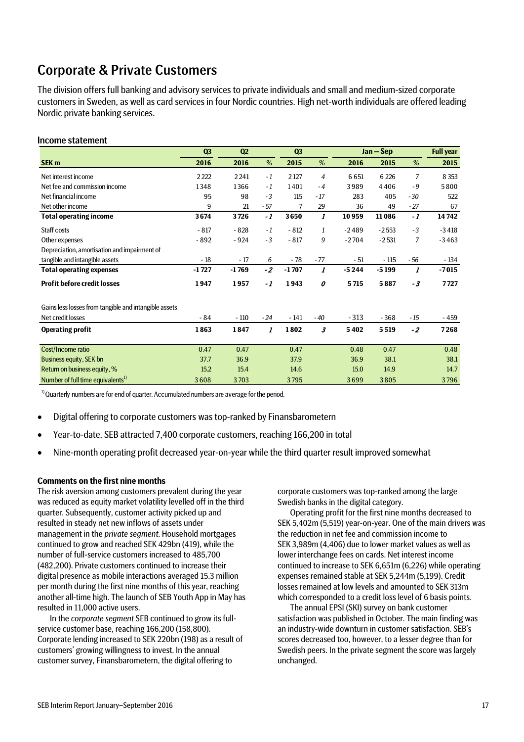# Corporate & Private Customers

The division offers full banking and advisory services to private individuals and small and medium-sized corporate customers in Sweden, as well as card services in four Nordic countries. High net-worth individuals are offered leading Nordic private banking services.

## Income statement

| SEK m | Q3 2016 | Q2 2016 | % | Q3 2015 | % | Jan – Sep 2016 | Jan – Sep 2015 | % | Full year 2015 |
|---|---|---|---|---|---|---|---|---|---|
| Net interest income | 2 222 | 2 241 | *-1* | 2 127 | *4* | 6 651 | 6 226 | *7* | 8 353 |
| Net fee and commission income | 1 348 | 1 366 | *-1* | 1 401 | *-4* | 3 989 | 4 406 | *-9* | 5 800 |
| Net financial income | 95 | 98 | *-3* | 115 | *-17* | 283 | 405 | *-30* | 522 |
| Net other income | 9 | 21 | *-57* | 7 | *29* | 36 | 49 | *-27* | 67 |
| **Total operating income** | **3 674** | **3 726** | ***-1*** | **3 650** | ***1*** | **10 959** | **11 086** | ***-1*** | **14 742** |
| Staff costs | -817 | -828 | *-1* | -812 | *1* | -2 489 | -2 553 | *-3* | -3 418 |
| Other expenses | -892 | -924 | *-3* | -817 | *9* | -2 704 | -2 531 | *7* | -3 463 |
| Depreciation, amortisation and impairment of tangible and intangible assets | -18 | -17 | *6* | -78 | *-77* | -51 | -115 | *-56* | -134 |
| **Total operating expenses** | **-1 727** | **-1 769** | ***-2*** | **-1 707** | ***1*** | **-5 244** | **-5 199** | ***1*** | **-7 015** |
| **Profit before credit losses** | **1 947** | **1 957** | ***-1*** | **1 943** | ***0*** | **5 715** | **5 887** | ***-3*** | **7 727** |
| Gains less losses from tangible and intangible assets | | | | | | | | | |
| Net credit losses | -84 | -110 | *-24* | -141 | *-40* | -313 | -368 | *-15* | -459 |
| **Operating profit** | **1 863** | **1 847** | ***1*** | **1 802** | ***3*** | **5 402** | **5 519** | ***-2*** | **7 268** |
| Cost/Income ratio | 0.47 | 0.47 | | 0.47 | | 0.48 | 0.47 | | 0.48 |
| Business equity, SEK bn | 37.7 | 36.9 | | 37.9 | | 36.9 | 38.1 | | 38.1 |
| Return on business equity, % | 15.2 | 15.4 | | 14.6 | | 15.0 | 14.9 | | 14.7 |
| Number of full time equivalents[1)] | 3 608 | 3 703 | | 3 795 | | 3 699 | 3 805 | | 3 796 |

[1)] Quarterly numbers are for end of quarter. Accumulated numbers are average for the period.

- Digital offering to corporate customers was top-ranked by Finansbarometern
- Year-to-date, SEB attracted 7,400 corporate customers, reaching 166,200 in total
- Nine-month operating profit decreased year-on-year while the third quarter result improved somewhat

**Comments on the first nine months**

The risk aversion among customers prevalent during the year was reduced as equity market volatility levelled off in the third quarter. Subsequently, customer activity picked up and resulted in steady net new inflows of assets under management in the *private segment*. Household mortgages continued to grow and reached SEK 429bn (419), while the number of full-service customers increased to 485,700 (482,200). Private customers continued to increase their digital presence as mobile interactions averaged 15.3 million per month during the first nine months of this year, reaching another all-time high. The launch of SEB Youth App in May has resulted in 11,000 active users.

In the *corporate segment* SEB continued to grow its full-service customer base, reaching 166,200 (158,800). Corporate lending increased to SEK 220bn (198) as a result of customers' growing willingness to invest. In the annual customer survey, Finansbarometern, the digital offering to corporate customers was top-ranked among the large Swedish banks in the digital category.

Operating profit for the first nine months decreased to SEK 5,402m (5,519) year-on-year. One of the main drivers was the reduction in net fee and commission income to SEK 3,989m (4,406) due to lower market values as well as lower interchange fees on cards. Net interest income continued to increase to SEK 6,651m (6,226) while operating expenses remained stable at SEK 5,244m (5,199). Credit losses remained at low levels and amounted to SEK 313m which corresponded to a credit loss level of 6 basis points.

The annual EPSI (SKI) survey on bank customer satisfaction was published in October. The main finding was an industry-wide downturn in customer satisfaction. SEB's scores decreased too, however, to a lesser degree than for Swedish peers. In the private segment the score was largely unchanged.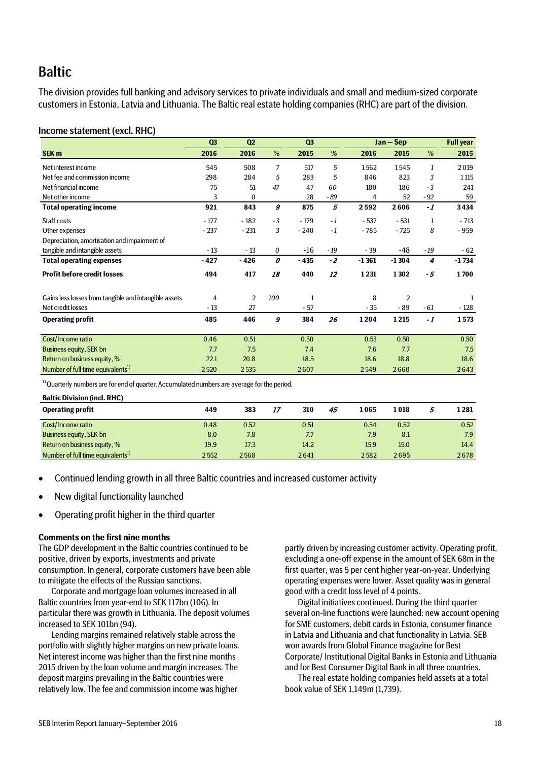# Baltic

The division provides full banking and advisory services to private individuals and small and medium-sized corporate customers in Estonia, Latvia and Lithuania. The Baltic real estate holding companies (RHC) are part of the division.

## Income statement (excl. RHC)

| | Q3 | Q2 | | Q3 | | Jan – Sep | | | Full year |
|---|---|---|---|---|---|---|---|---|---|
| **SEK m** | **2016** | **2016** | **%** | **2015** | **%** | **2016** | **2015** | **%** | **2015** |
| Net interest income | 545 | 508 | *7* | 517 | *5* | 1 562 | 1 545 | *1* | 2 019 |
| Net fee and commission income | 298 | 284 | *5* | 283 | *5* | 846 | 823 | *3* | 1 115 |
| Net financial income | 75 | 51 | *47* | 47 | *60* | 180 | 186 | *-3* | 241 |
| Net other income | 3 | 0 | | 28 | *-89* | 4 | 52 | *-92* | 59 |
| **Total operating income** | **921** | **843** | ***9*** | **875** | ***5*** | **2 592** | **2 606** | ***-1*** | **3 434** |
| Staff costs | -177 | -182 | *-3* | -179 | *-1* | -537 | -531 | *1* | -713 |
| Other expenses | -237 | -231 | *3* | -240 | *-1* | -785 | -725 | *8* | -959 |
| Depreciation, amortisation and impairment of tangible and intangible assets | -13 | -13 | *0* | -16 | *-19* | -39 | -48 | *-19* | -62 |
| **Total operating expenses** | **-427** | **-426** | ***0*** | **-435** | ***-2*** | **-1 361** | **-1 304** | ***4*** | **-1 734** |
| **Profit before credit losses** | **494** | **417** | ***18*** | **440** | ***12*** | **1 231** | **1 302** | ***-5*** | **1 700** |
| Gains less losses from tangible and intangible assets | 4 | 2 | *100* | 1 | | 8 | 2 | | 1 |
| Net credit losses | -13 | 27 | | -57 | | -35 | -89 | *-61* | -128 |
| **Operating profit** | **485** | **446** | ***9*** | **384** | ***26*** | **1 204** | **1 215** | ***-1*** | **1 573** |
| Cost/Income ratio | 0.46 | 0.51 | | 0.50 | | 0.53 | 0.50 | | 0.50 |
| Business equity, SEK bn | 7.7 | 7.5 | | 7.4 | | 7.6 | 7.7 | | 7.5 |
| Return on business equity, % | 22.1 | 20.8 | | 18.5 | | 18.6 | 18.8 | | 18.6 |
| Number of full time equivalents[1] | 2 520 | 2 535 | | 2 607 | | 2 549 | 2 660 | | 2 643 |

[1] Quarterly numbers are for end of quarter. Accumulated numbers are average for the period.

**Baltic Division (incl. RHC)**

| | Q3 2016 | Q2 2016 | % | Q3 2015 | % | Jan – Sep 2016 | Jan – Sep 2015 | % | Full year 2015 |
|---|---|---|---|---|---|---|---|---|---|
| **Operating profit** | **449** | **383** | ***17*** | **310** | ***45*** | **1 065** | **1 018** | ***5*** | **1 281** |
| Cost/Income ratio | 0.48 | 0.52 | | 0.51 | | 0.54 | 0.52 | | 0.52 |
| Business equity, SEK bn | 8.0 | 7.8 | | 7.7 | | 7.9 | 8.1 | | 7.9 |
| Return on business equity, % | 19.9 | 17.3 | | 14.2 | | 15.9 | 15.0 | | 14.4 |
| Number of full time equivalents[1] | 2 552 | 2 568 | | 2 641 | | 2 582 | 2 695 | | 2 678 |

- Continued lending growth in all three Baltic countries and increased customer activity
- New digital functionality launched
- Operating profit higher in the third quarter

**Comments on the first nine months**

The GDP development in the Baltic countries continued to be positive, driven by exports, investments and private consumption. In general, corporate customers have been able to mitigate the effects of the Russian sanctions.

Corporate and mortgage loan volumes increased in all Baltic countries from year-end to SEK 117bn (106). In particular there was growth in Lithuania. The deposit volumes increased to SEK 101bn (94).

Lending margins remained relatively stable across the portfolio with slightly higher margins on new private loans. Net interest income was higher than the first nine months 2015 driven by the loan volume and margin increases. The deposit margins prevailing in the Baltic countries were relatively low. The fee and commission income was higher partly driven by increasing customer activity. Operating profit, excluding a one-off expense in the amount of SEK 68m in the first quarter, was 5 per cent higher year-on-year. Underlying operating expenses were lower. Asset quality was in general good with a credit loss level of 4 points.

Digital initiatives continued. During the third quarter several on-line functions were launched: new account opening for SME customers, debit cards in Estonia, consumer finance in Latvia and Lithuania and chat functionality in Latvia. SEB won awards from Global Finance magazine for Best Corporate/ Institutional Digital Banks in Estonia and Lithuania and for Best Consumer Digital Bank in all three countries.

The real estate holding companies held assets at a total book value of SEK 1,149m (1,739).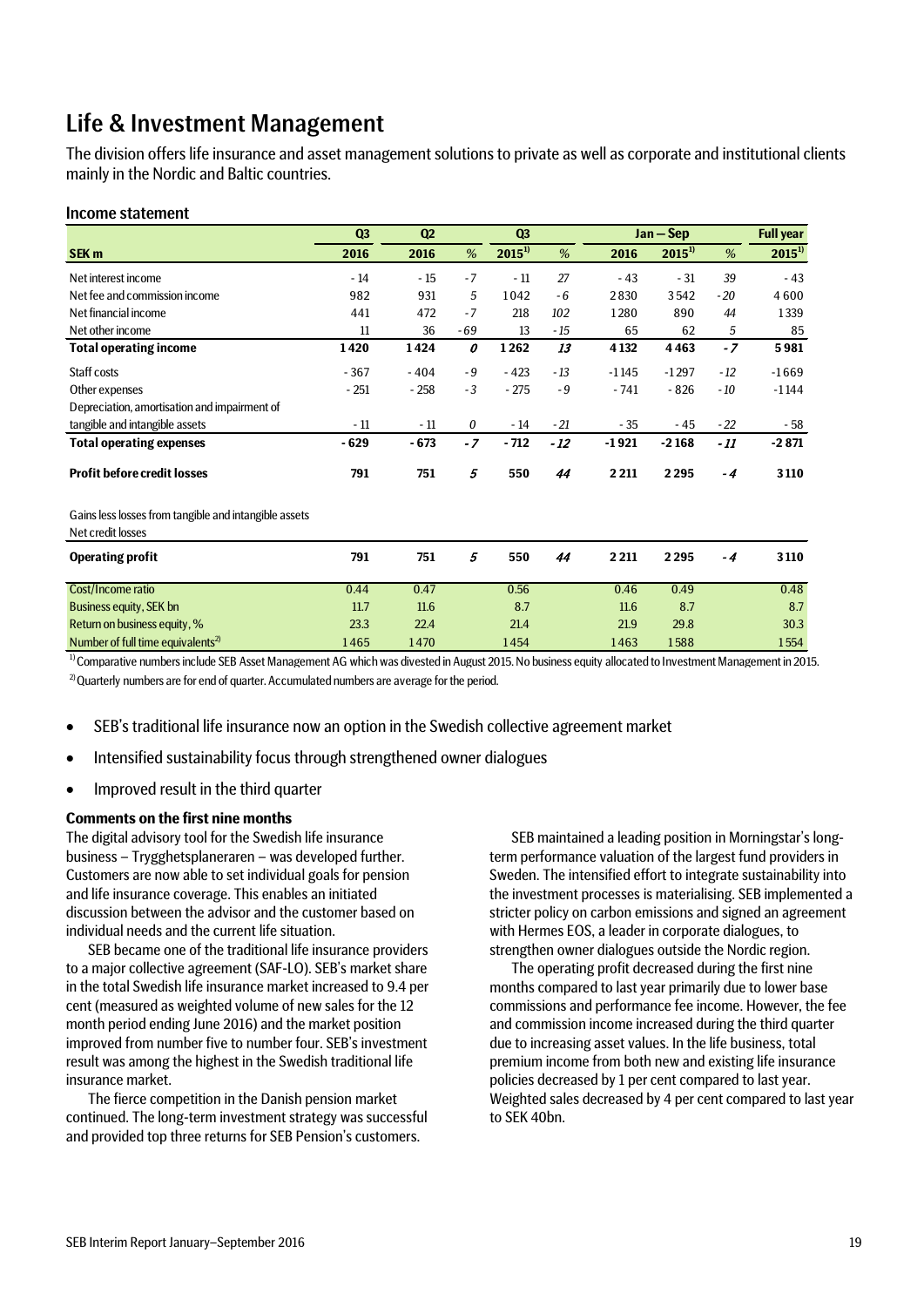# Life & Investment Management

The division offers life insurance and asset management solutions to private as well as corporate and institutional clients mainly in the Nordic and Baltic countries.

## Income statement

| SEK m | Q3 2016 | Q2 2016 | % | Q3 2015[1] | % | Jan – Sep 2016 | Jan – Sep 2015[1] | % | Full year 2015[1] |
|---|---|---|---|---|---|---|---|---|---|
| Net interest income | -14 | -15 | -7 | -11 | 27 | -43 | -31 | 39 | -43 |
| Net fee and commission income | 982 | 931 | 5 | 1 042 | -6 | 2 830 | 3 542 | -20 | 4 600 |
| Net financial income | 441 | 472 | -7 | 218 | 102 | 1 280 | 890 | 44 | 1 339 |
| Net other income | 11 | 36 | -69 | 13 | -15 | 65 | 62 | 5 | 85 |
| **Total operating income** | **1 420** | **1 424** | **0** | **1 262** | **13** | **4 132** | **4 463** | **-7** | **5 981** |
| Staff costs | -367 | -404 | -9 | -423 | -13 | -1 145 | -1 297 | -12 | -1 669 |
| Other expenses | -251 | -258 | -3 | -275 | -9 | -741 | -826 | -10 | -1 144 |
| Depreciation, amortisation and impairment of tangible and intangible assets | -11 | -11 | 0 | -14 | -21 | -35 | -45 | -22 | -58 |
| **Total operating expenses** | **-629** | **-673** | **-7** | **-712** | **-12** | **-1 921** | **-2 168** | **-11** | **-2 871** |
| **Profit before credit losses** | **791** | **751** | **5** | **550** | **44** | **2 211** | **2 295** | **-4** | **3 110** |
| Gains less losses from tangible and intangible assets | | | | | | | | | |
| Net credit losses | | | | | | | | | |
| **Operating profit** | **791** | **751** | **5** | **550** | **44** | **2 211** | **2 295** | **-4** | **3 110** |
| Cost/Income ratio | 0.44 | 0.47 | | 0.56 | | 0.46 | 0.49 | | 0.48 |
| Business equity, SEK bn | 11.7 | 11.6 | | 8.7 | | 11.6 | 8.7 | | 8.7 |
| Return on business equity, % | 23.3 | 22.4 | | 21.4 | | 21.9 | 29.8 | | 30.3 |
| Number of full time equivalents[2] | 1 465 | 1 470 | | 1 454 | | 1 463 | 1 588 | | 1 554 |

[1] Comparative numbers include SEB Asset Management AG which was divested in August 2015. No business equity allocated to Investment Management in 2015.

[2] Quarterly numbers are for end of quarter. Accumulated numbers are average for the period.

- SEB's traditional life insurance now an option in the Swedish collective agreement market
- Intensified sustainability focus through strengthened owner dialogues
- Improved result in the third quarter

**Comments on the first nine months**

The digital advisory tool for the Swedish life insurance business – Trygghetsplaneraren – was developed further. Customers are now able to set individual goals for pension and life insurance coverage. This enables an initiated discussion between the advisor and the customer based on individual needs and the current life situation.

SEB became one of the traditional life insurance providers to a major collective agreement (SAF-LO). SEB's market share in the total Swedish life insurance market increased to 9.4 per cent (measured as weighted volume of new sales for the 12 month period ending June 2016) and the market position improved from number five to number four. SEB's investment result was among the highest in the Swedish traditional life insurance market.

The fierce competition in the Danish pension market continued. The long-term investment strategy was successful and provided top three returns for SEB Pension's customers.

SEB maintained a leading position in Morningstar's long-term performance valuation of the largest fund providers in Sweden. The intensified effort to integrate sustainability into the investment processes is materialising. SEB implemented a stricter policy on carbon emissions and signed an agreement with Hermes EOS, a leader in corporate dialogues, to strengthen owner dialogues outside the Nordic region.

The operating profit decreased during the first nine months compared to last year primarily due to lower base commissions and performance fee income. However, the fee and commission income increased during the third quarter due to increasing asset values. In the life business, total premium income from both new and existing life insurance policies decreased by 1 per cent compared to last year. Weighted sales decreased by 4 per cent compared to last year to SEK 40bn.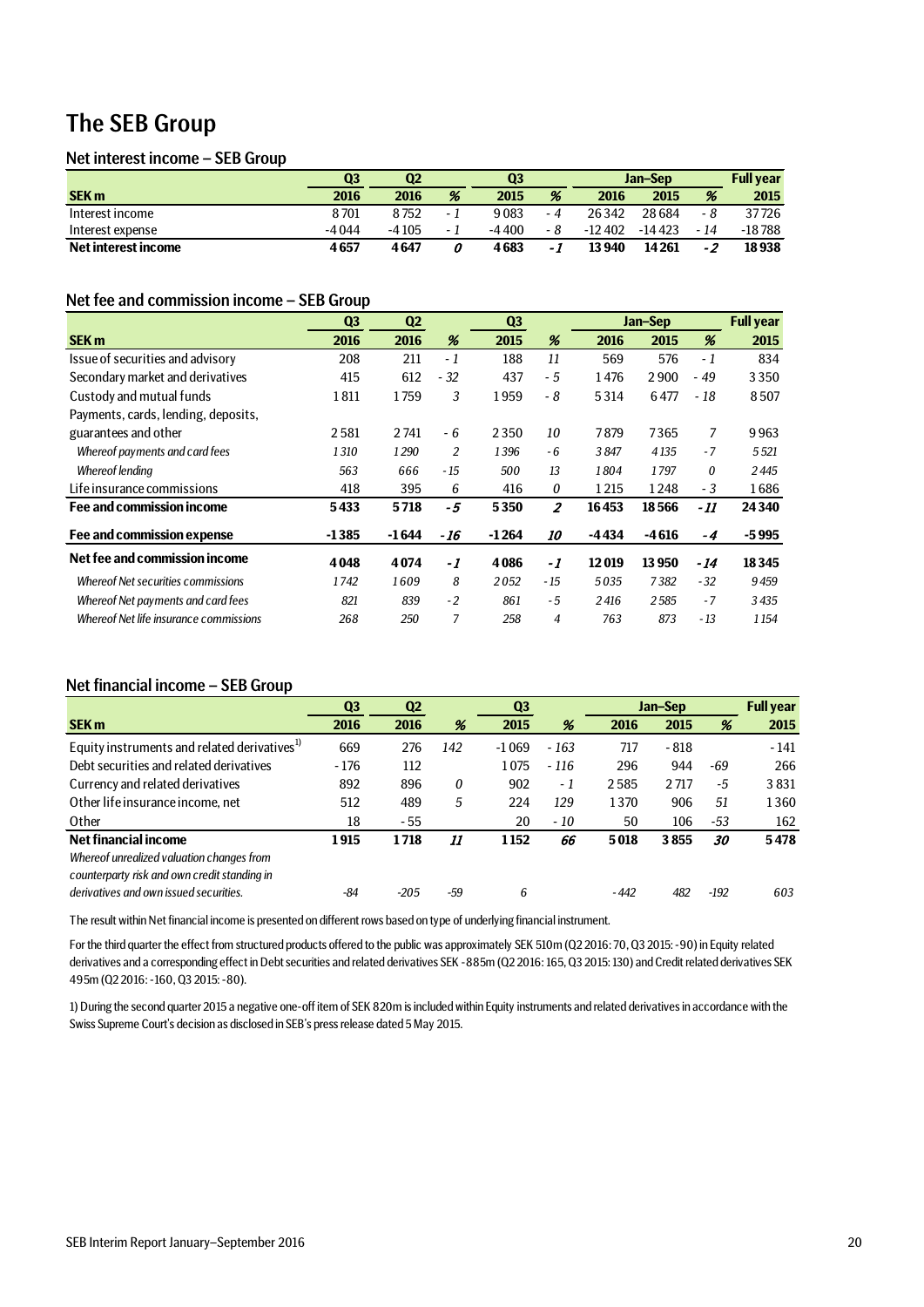# The SEB Group

## Net interest income – SEB Group

| SEK m | Q3 2016 | Q2 2016 | % | Q3 2015 | % | Jan–Sep 2016 | Jan–Sep 2015 | % | Full year 2015 |
|---|---|---|---|---|---|---|---|---|---|
| Interest income | 8 701 | 8 752 | -1 | 9 083 | -4 | 26 342 | 28 684 | -8 | 37 726 |
| Interest expense | -4 044 | -4 105 | -1 | -4 400 | -8 | -12 402 | -14 423 | -14 | -18 788 |
| **Net interest income** | **4 657** | **4 647** | ***0*** | **4 683** | ***-1*** | **13 940** | **14 261** | ***-2*** | **18 938** |

## Net fee and commission income – SEB Group

| SEK m | Q3 2016 | Q2 2016 | % | Q3 2015 | % | Jan–Sep 2016 | Jan–Sep 2015 | % | Full year 2015 |
|---|---|---|---|---|---|---|---|---|---|
| Issue of securities and advisory | 208 | 211 | -1 | 188 | 11 | 569 | 576 | -1 | 834 |
| Secondary market and derivatives | 415 | 612 | -32 | 437 | -5 | 1 476 | 2 900 | -49 | 3 350 |
| Custody and mutual funds | 1 811 | 1 759 | 3 | 1 959 | -8 | 5 314 | 6 477 | -18 | 8 507 |
| Payments, cards, lending, deposits, guarantees and other | 2 581 | 2 741 | -6 | 2 350 | 10 | 7 879 | 7 365 | 7 | 9 963 |
| *Whereof payments and card fees* | *1 310* | *1 290* | *2* | *1 396* | *-6* | *3 847* | *4 135* | *-7* | *5 521* |
| *Whereof lending* | *563* | *666* | *-15* | *500* | *13* | *1 804* | *1 797* | *0* | *2 445* |
| Life insurance commissions | 418 | 395 | 6 | 416 | 0 | 1 215 | 1 248 | -3 | 1 686 |
| **Fee and commission income** | **5 433** | **5 718** | ***-5*** | **5 350** | ***2*** | **16 453** | **18 566** | ***-11*** | **24 340** |
| **Fee and commission expense** | **-1 385** | **-1 644** | ***-16*** | **-1 264** | ***10*** | **-4 434** | **-4 616** | ***-4*** | **-5 995** |
| **Net fee and commission income** | **4 048** | **4 074** | ***-1*** | **4 086** | ***-1*** | **12 019** | **13 950** | ***-14*** | **18 345** |
| *Whereof Net securities commissions* | *1 742* | *1 609* | *8* | *2 052* | *-15* | *5 035* | *7 382* | *-32* | *9 459* |
| *Whereof Net payments and card fees* | *821* | *839* | *-2* | *861* | *-5* | *2 416* | *2 585* | *-7* | *3 435* |
| *Whereof Net life insurance commissions* | *268* | *250* | *7* | *258* | *4* | *763* | *873* | *-13* | *1 154* |

## Net financial income – SEB Group

| SEK m | Q3 2016 | Q2 2016 | % | Q3 2015 | % | Jan–Sep 2016 | Jan–Sep 2015 | % | Full year 2015 |
|---|---|---|---|---|---|---|---|---|---|
| Equity instruments and related derivatives[1] | 669 | 276 | 142 | -1 069 | -163 | 717 | -818 | | -141 |
| Debt securities and related derivatives | -176 | 112 | | 1 075 | -116 | 296 | 944 | -69 | 266 |
| Currency and related derivatives | 892 | 896 | 0 | 902 | -1 | 2 585 | 2 717 | -5 | 3 831 |
| Other life insurance income, net | 512 | 489 | 5 | 224 | 129 | 1 370 | 906 | 51 | 1 360 |
| Other | 18 | -55 | | 20 | -10 | 50 | 106 | -53 | 162 |
| **Net financial income** | **1 915** | **1 718** | ***11*** | **1 152** | ***66*** | **5 018** | **3 855** | ***30*** | **5 478** |
| *Whereof unrealized valuation changes from counterparty risk and own credit standing in derivatives and own issued securities.* | *-84* | *-205* | *-59* | *6* | | *-442* | *482* | *-192* | *603* |

The result within Net financial income is presented on different rows based on type of underlying financial instrument.

For the third quarter the effect from structured products offered to the public was approximately SEK 510m (Q2 2016: 70, Q3 2015: -90) in Equity related derivatives and a corresponding effect in Debt securities and related derivatives SEK -885m (Q2 2016: 165, Q3 2015: 130) and Credit related derivatives SEK 495m (Q2 2016: -160, Q3 2015: -80).

1) During the second quarter 2015 a negative one-off item of SEK 820m is included within Equity instruments and related derivatives in accordance with the Swiss Supreme Court's decision as disclosed in SEB's press release dated 5 May 2015.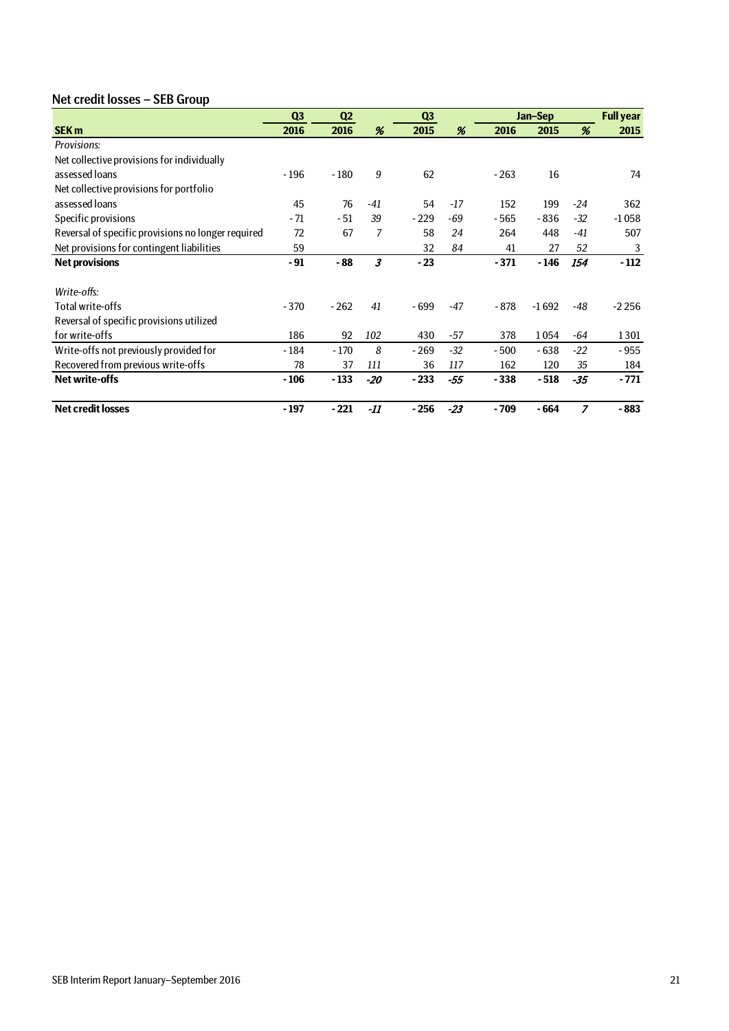## Net credit losses – SEB Group

| SEK m | Q3 2016 | Q2 2016 | % | Q3 2015 | % | Jan–Sep 2016 | Jan–Sep 2015 | % | Full year 2015 |
|---|---|---|---|---|---|---|---|---|---|
| *Provisions:* | | | | | | | | | |
| Net collective provisions for individually assessed loans | -196 | -180 | *9* | 62 | | -263 | 16 | | 74 |
| Net collective provisions for portfolio assessed loans | 45 | 76 | *-41* | 54 | *-17* | 152 | 199 | *-24* | 362 |
| Specific provisions | -71 | -51 | *39* | -229 | *-69* | -565 | -836 | *-32* | -1 058 |
| Reversal of specific provisions no longer required | 72 | 67 | *7* | 58 | *24* | 264 | 448 | *-41* | 507 |
| Net provisions for contingent liabilities | 59 | | | 32 | *84* | 41 | 27 | *52* | 3 |
| **Net provisions** | **-91** | **-88** | ***3*** | **-23** | | **-371** | **-146** | ***154*** | **-112** |
| *Write-offs:* | | | | | | | | | |
| Total write-offs | -370 | -262 | *41* | -699 | *-47* | -878 | -1 692 | *-48* | -2 256 |
| Reversal of specific provisions utilized for write-offs | 186 | 92 | *102* | 430 | *-57* | 378 | 1 054 | *-64* | 1 301 |
| Write-offs not previously provided for | -184 | -170 | *8* | -269 | *-32* | -500 | -638 | *-22* | -955 |
| Recovered from previous write-offs | 78 | 37 | *111* | 36 | *117* | 162 | 120 | *35* | 184 |
| **Net write-offs** | **-106** | **-133** | ***-20*** | **-233** | ***-55*** | **-338** | **-518** | ***-35*** | **-771** |
| **Net credit losses** | **-197** | **-221** | ***-11*** | **-256** | ***-23*** | **-709** | **-664** | ***7*** | **-883** |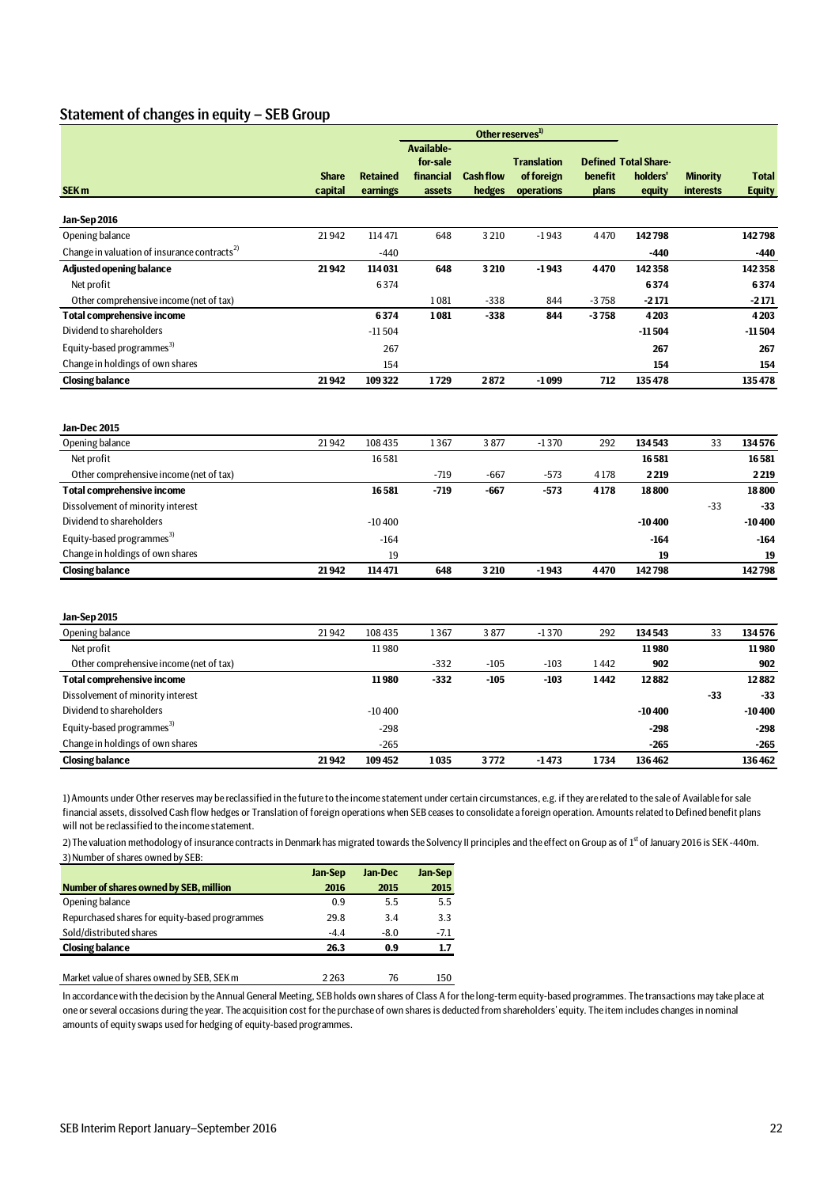## Statement of changes in equity – SEB Group

| SEK m | Share capital | Retained earnings | Other reserves[1] | | | | Total Shareholders' equity | Minority interests | Total Equity |
|---|---|---|---|---|---|---|---|---|---|
| | | | Available-for-sale financial assets | Cash flow hedges | Translation of foreign operations | Defined benefit plans | | | |
| **Jan-Sep 2016** | | | | | | | | | |
| Opening balance | 21 942 | 114 471 | 648 | 3 210 | -1 943 | 4 470 | **142 798** | | **142 798** |
| Change in valuation of insurance contracts[2] | | -440 | | | | | **-440** | | **-440** |
| **Adjusted opening balance** | **21 942** | **114 031** | **648** | **3 210** | **-1 943** | **4 470** | **142 358** | | **142 358** |
| Net profit | | 6 374 | | | | | **6 374** | | **6 374** |
| Other comprehensive income (net of tax) | | | 1 081 | -338 | 844 | -3 758 | **-2 171** | | **-2 171** |
| **Total comprehensive income** | | **6 374** | **1 081** | **-338** | **844** | **-3 758** | **4 203** | | **4 203** |
| Dividend to shareholders | | -11 504 | | | | | **-11 504** | | **-11 504** |
| Equity-based programmes[3] | | 267 | | | | | **267** | | **267** |
| Change in holdings of own shares | | 154 | | | | | **154** | | **154** |
| **Closing balance** | **21 942** | **109 322** | **1 729** | **2 872** | **-1 099** | **712** | **135 478** | | **135 478** |
| | | | | | | | | | |
| **Jan-Dec 2015** | | | | | | | | | |
| Opening balance | 21 942 | 108 435 | 1 367 | 3 877 | -1 370 | 292 | **134 543** | 33 | **134 576** |
| Net profit | | 16 581 | | | | | **16 581** | | **16 581** |
| Other comprehensive income (net of tax) | | | -719 | -667 | -573 | 4 178 | **2 219** | | **2 219** |
| **Total comprehensive income** | | **16 581** | **-719** | **-667** | **-573** | **4 178** | **18 800** | | **18 800** |
| Dissolvement of minority interest | | | | | | | | -33 | **-33** |
| Dividend to shareholders | | -10 400 | | | | | **-10 400** | | **-10 400** |
| Equity-based programmes[3] | | -164 | | | | | **-164** | | **-164** |
| Change in holdings of own shares | | 19 | | | | | **19** | | **19** |
| **Closing balance** | **21 942** | **114 471** | **648** | **3 210** | **-1 943** | **4 470** | **142 798** | | **142 798** |
| | | | | | | | | | |
| **Jan-Sep 2015** | | | | | | | | | |
| Opening balance | 21 942 | 108 435 | 1 367 | 3 877 | -1 370 | 292 | **134 543** | 33 | **134 576** |
| Net profit | | 11 980 | | | | | **11 980** | | **11 980** |
| Other comprehensive income (net of tax) | | | -332 | -105 | -103 | 1 442 | **902** | | **902** |
| **Total comprehensive income** | | **11 980** | **-332** | **-105** | **-103** | **1 442** | **12 882** | | **12 882** |
| Dissolvement of minority interest | | | | | | | | **-33** | **-33** |
| Dividend to shareholders | | -10 400 | | | | | **-10 400** | | **-10 400** |
| Equity-based programmes[3] | | -298 | | | | | **-298** | | **-298** |
| Change in holdings of own shares | | -265 | | | | | **-265** | | **-265** |
| **Closing balance** | **21 942** | **109 452** | **1 035** | **3 772** | **-1 473** | **1 734** | **136 462** | | **136 462** |

1) Amounts under Other reserves may be reclassified in the future to the income statement under certain circumstances, e.g. if they are related to the sale of Available for sale financial assets, dissolved Cash flow hedges or Translation of foreign operations when SEB ceases to consolidate a foreign operation. Amounts related to Defined benefit plans will not be reclassified to the income statement.

2) The valuation methodology of insurance contracts in Denmark has migrated towards the Solvency II principles and the effect on Group as of 1st of January 2016 is SEK -440m.

3) Number of shares owned by SEB:

| Number of shares owned by SEB, million | Jan-Sep 2016 | Jan-Dec 2015 | Jan-Sep 2015 |
|---|---|---|---|
| Opening balance | 0.9 | 5.5 | 5.5 |
| Repurchased shares for equity-based programmes | 29.8 | 3.4 | 3.3 |
| Sold/distributed shares | -4.4 | -8.0 | -7.1 |
| **Closing balance** | **26.3** | **0.9** | **1.7** |
| | | | |
| Market value of shares owned by SEB, SEK m | 2 263 | 76 | 150 |

In accordance with the decision by the Annual General Meeting, SEB holds own shares of Class A for the long-term equity-based programmes. The transactions may take place at one or several occasions during the year. The acquisition cost for the purchase of own shares is deducted from shareholders' equity. The item includes changes in nominal amounts of equity swaps used for hedging of equity-based programmes.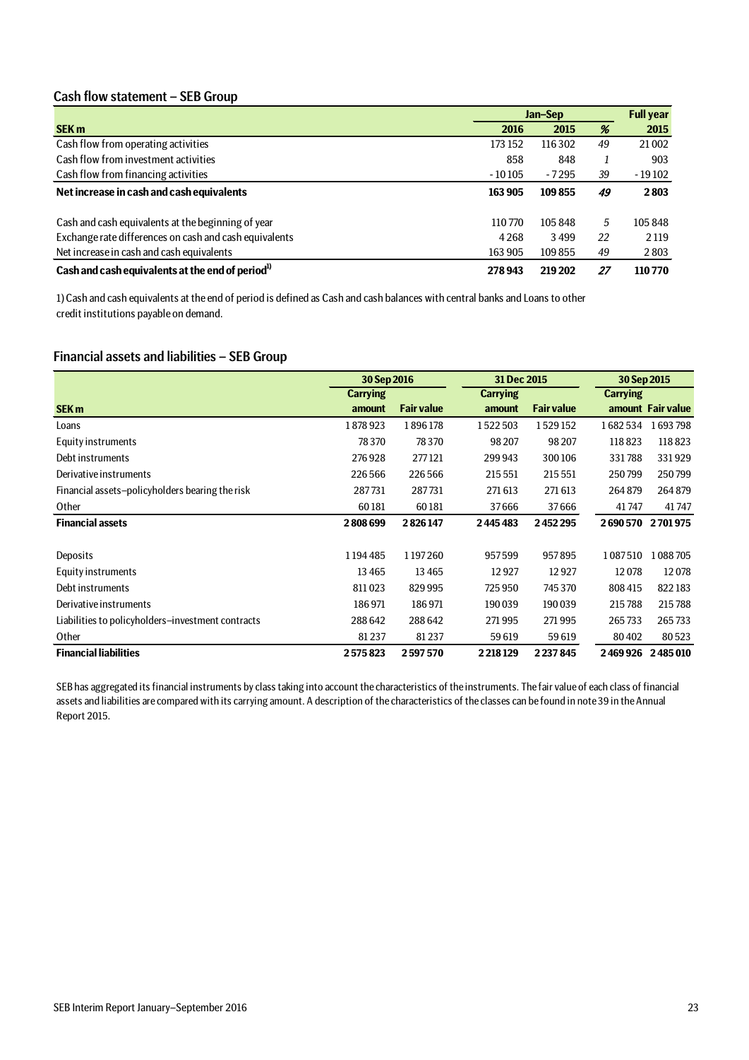## Cash flow statement – SEB Group

| SEK m | Jan–Sep 2016 | Jan–Sep 2015 | % | Full year 2015 |
|---|---|---|---|---|
| Cash flow from operating activities | 173 152 | 116 302 | 49 | 21 002 |
| Cash flow from investment activities | 858 | 848 | 1 | 903 |
| Cash flow from financing activities | -10 105 | -7 295 | 39 | -19 102 |
| **Net increase in cash and cash equivalents** | **163 905** | **109 855** | **49** | **2 803** |
| | | | | |
| Cash and cash equivalents at the beginning of year | 110 770 | 105 848 | 5 | 105 848 |
| Exchange rate differences on cash and cash equivalents | 4 268 | 3 499 | 22 | 2 119 |
| Net increase in cash and cash equivalents | 163 905 | 109 855 | 49 | 2 803 |
| **Cash and cash equivalents at the end of period[1)]** | **278 943** | **219 202** | **27** | **110 770** |

1) Cash and cash equivalents at the end of period is defined as Cash and cash balances with central banks and Loans to other credit institutions payable on demand.

## Financial assets and liabilities – SEB Group

| | 30 Sep 2016 | | 31 Dec 2015 | | 30 Sep 2015 | |
|---|---|---|---|---|---|---|
| SEK m | Carrying amount | Fair value | Carrying amount | Fair value | Carrying amount | Fair value |
| Loans | 1 878 923 | 1 896 178 | 1 522 503 | 1 529 152 | 1 682 534 | 1 693 798 |
| Equity instruments | 78 370 | 78 370 | 98 207 | 98 207 | 118 823 | 118 823 |
| Debt instruments | 276 928 | 277 121 | 299 943 | 300 106 | 331 788 | 331 929 |
| Derivative instruments | 226 566 | 226 566 | 215 551 | 215 551 | 250 799 | 250 799 |
| Financial assets–policyholders bearing the risk | 287 731 | 287 731 | 271 613 | 271 613 | 264 879 | 264 879 |
| Other | 60 181 | 60 181 | 37 666 | 37 666 | 41 747 | 41 747 |
| **Financial assets** | **2 808 699** | **2 826 147** | **2 445 483** | **2 452 295** | **2 690 570** | **2 701 975** |
| | | | | | | |
| Deposits | 1 194 485 | 1 197 260 | 957 599 | 957 895 | 1 087 510 | 1 088 705 |
| Equity instruments | 13 465 | 13 465 | 12 927 | 12 927 | 12 078 | 12 078 |
| Debt instruments | 811 023 | 829 995 | 725 950 | 745 370 | 808 415 | 822 183 |
| Derivative instruments | 186 971 | 186 971 | 190 039 | 190 039 | 215 788 | 215 788 |
| Liabilities to policyholders–investment contracts | 288 642 | 288 642 | 271 995 | 271 995 | 265 733 | 265 733 |
| Other | 81 237 | 81 237 | 59 619 | 59 619 | 80 402 | 80 523 |
| **Financial liabilities** | **2 575 823** | **2 597 570** | **2 218 129** | **2 237 845** | **2 469 926** | **2 485 010** |

SEB has aggregated its financial instruments by class taking into account the characteristics of the instruments. The fair value of each class of financial assets and liabilities are compared with its carrying amount. A description of the characteristics of the classes can be found in note 39 in the Annual Report 2015.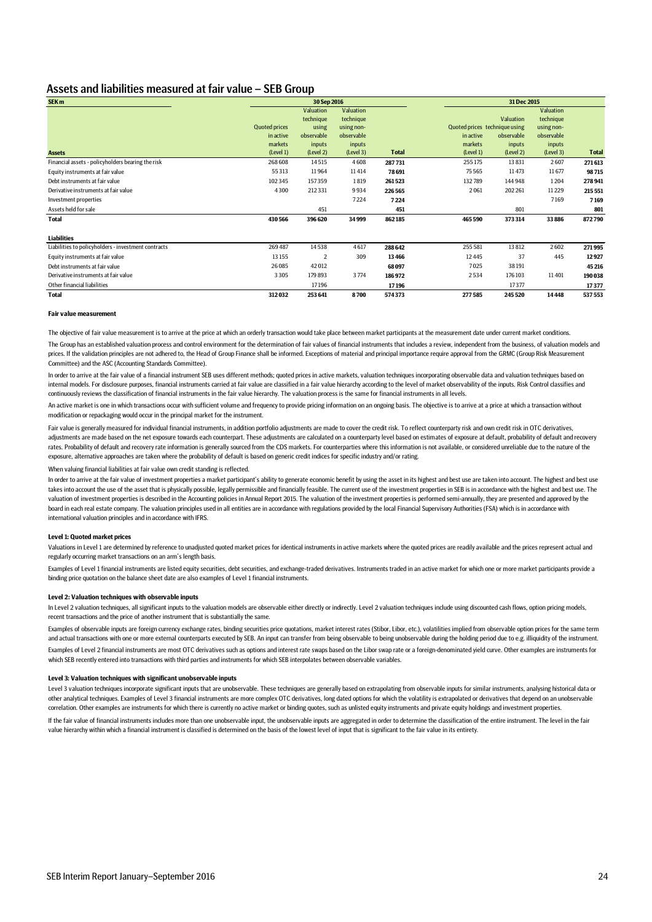## Assets and liabilities measured at fair value – SEB Group

| SEK m | 30 Sep 2016 | | | | 31 Dec 2015 | | | |
|---|---|---|---|---|---|---|---|---|
| **Assets** | Quoted prices in active markets (Level 1) | Valuation technique using observable inputs (Level 2) | Valuation technique using non-observable inputs (Level 3) | **Total** | Quoted prices in active markets (Level 1) | Valuation technique using observable inputs (Level 2) | Valuation technique using non-observable inputs (Level 3) | **Total** |
| Financial assets - policyholders bearing the risk | 268 608 | 14 515 | 4 608 | **287 731** | 255 175 | 13 831 | 2 607 | **271 613** |
| Equity instruments at fair value | 55 313 | 11 964 | 11 414 | **78 691** | 75 565 | 11 473 | 11 677 | **98 715** |
| Debt instruments at fair value | 102 345 | 157 359 | 1 819 | **261 523** | 132 789 | 144 948 | 1 204 | **278 941** |
| Derivative instruments at fair value | 4 300 | 212 331 | 9 934 | **226 565** | 2 061 | 202 261 | 11 229 | **215 551** |
| Investment properties | | | 7 224 | **7 224** | | | 7 169 | **7 169** |
| Assets held for sale | | 451 | | **451** | | 801 | | **801** |
| **Total** | **430 566** | **396 620** | **34 999** | **862 185** | **465 590** | **373 314** | **33 886** | **872 790** |
| **Liabilities** | | | | | | | | |
| Liabilities to policyholders - investment contracts | 269 487 | 14 538 | 4 617 | **288 642** | 255 581 | 13 812 | 2 602 | **271 995** |
| Equity instruments at fair value | 13 155 | 2 | 309 | **13 466** | 12 445 | 37 | 445 | **12 927** |
| Debt instruments at fair value | 26 085 | 42 012 | | **68 097** | 7 025 | 38 191 | | **45 216** |
| Derivative instruments at fair value | 3 305 | 179 893 | 3 774 | **186 972** | 2 534 | 176 103 | 11 401 | **190 038** |
| Other financial liabilities | | 17 196 | | **17 196** | | 17 377 | | **17 377** |
| **Total** | **312 032** | **253 641** | **8 700** | **574 373** | **277 585** | **245 520** | **14 448** | **537 553** |

#### Fair value measurement

The objective of fair value measurement is to arrive at the price at which an orderly transaction would take place between market participants at the measurement date under current market conditions.

The Group has an established valuation process and control environment for the determination of fair values of financial instruments that includes a review, independent from the business, of valuation models and prices. If the validation principles are not adhered to, the Head of Group Finance shall be informed. Exceptions of material and principal importance require approval from the GRMC (Group Risk Measurement Committee) and the ASC (Accounting Standards Committee).

In order to arrive at the fair value of a financial instrument SEB uses different methods; quoted prices in active markets, valuation techniques incorporating observable data and valuation techniques based on internal models. For disclosure purposes, financial instruments carried at fair value are classified in a fair value hierarchy according to the level of market observability of the inputs. Risk Control classifies and continuously reviews the classification of financial instruments in the fair value hierarchy. The valuation process is the same for financial instruments in all levels.

An active market is one in which transactions occur with sufficient volume and frequency to provide pricing information on an ongoing basis. The objective is to arrive at a price at which a transaction without modification or repackaging would occur in the principal market for the instrument.

Fair value is generally measured for individual financial instruments, in addition portfolio adjustments are made to cover the credit risk. To reflect counterparty risk and own credit risk in OTC derivatives, adjustments are made based on the net exposure towards each counterpart. These adjustments are calculated on a counterparty level based on estimates of exposure at default, probability of default and recovery rates. Probability of default and recovery rate information is generally sourced from the CDS markets. For counterparties where this information is not available, or considered unreliable due to the nature of the exposure, alternative approaches are taken where the probability of default is based on generic credit indices for specific industry and/or rating.

When valuing financial liabilities at fair value own credit standing is reflected.

In order to arrive at the fair value of investment properties a market participant's ability to generate economic benefit by using the asset in its highest and best use are taken into account. The highest and best use takes into account the use of the asset that is physically possible, legally permissible and financially feasible. The current use of the investment properties in SEB is in accordance with the highest and best use. The valuation of investment properties is described in the Accounting policies in Annual Report 2015. The valuation of the investment properties is performed semi-annually, they are presented and approved by the board in each real estate company. The valuation principles used in all entities are in accordance with regulations provided by the local Financial Supervisory Authorities (FSA) which is in accordance with international valuation principles and in accordance with IFRS.

#### Level 1: Quoted market prices

Valuations in Level 1 are determined by reference to unadjusted quoted market prices for identical instruments in active markets where the quoted prices are readily available and the prices represent actual and regularly occurring market transactions on an arm's length basis.

Examples of Level 1 financial instruments are listed equity securities, debt securities, and exchange-traded derivatives. Instruments traded in an active market for which one or more market participants provide a binding price quotation on the balance sheet date are also examples of Level 1 financial instruments.

#### Level 2: Valuation techniques with observable inputs

In Level 2 valuation techniques, all significant inputs to the valuation models are observable either directly or indirectly. Level 2 valuation techniques include using discounted cash flows, option pricing models, recent transactions and the price of another instrument that is substantially the same.

Examples of observable inputs are foreign currency exchange rates, binding securities price quotations, market interest rates (Stibor, Libor, etc.), volatilities implied from observable option prices for the same term and actual transactions with one or more external counterparts executed by SEB. An input can transfer from being observable to being unobservable during the holding period due to e.g. illiquidity of the instrument.

Examples of Level 2 financial instruments are most OTC derivatives such as options and interest rate swaps based on the Libor swap rate or a foreign-denominated yield curve. Other examples are instruments for which SEB recently entered into transactions with third parties and instruments for which SEB interpolates between observable variables.

#### Level 3: Valuation techniques with significant unobservable inputs

Level 3 valuation techniques incorporate significant inputs that are unobservable. These techniques are generally based on extrapolating from observable inputs for similar instruments, analysing historical data or other analytical techniques. Examples of Level 3 financial instruments are more complex OTC derivatives, long dated options for which the volatility is extrapolated or derivatives that depend on an unobservable correlation. Other examples are instruments for which there is currently no active market or binding quotes, such as unlisted equity instruments and private equity holdings and investment properties.

If the fair value of financial instruments includes more than one unobservable input, the unobservable inputs are aggregated in order to determine the classification of the entire instrument. The level in the fair value hierarchy within which a financial instrument is classified is determined on the basis of the lowest level of input that is significant to the fair value in its entirety.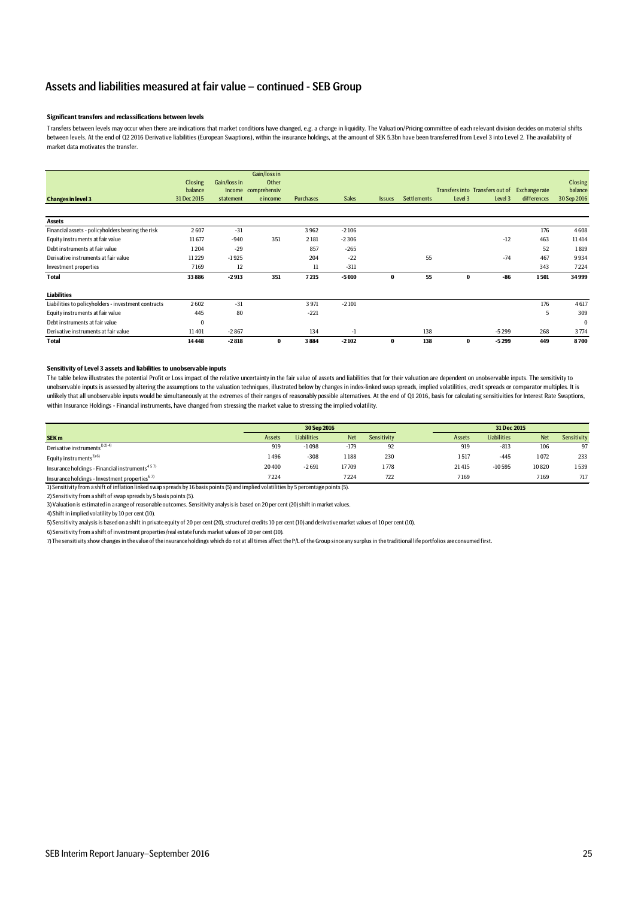## Assets and liabilities measured at fair value – continued - SEB Group

**Significant transfers and reclassifications between levels**

Transfers between levels may occur when there are indications that market conditions have changed, e.g. a change in liquidity. The Valuation/Pricing committee of each relevant division decides on material shifts between levels. At the end of Q2 2016 Derivative liabilities (European Swaptions), within the insurance holdings, at the amount of SEK 5.3bn have been transferred from Level 3 into Level 2. The availability of market data motivates the transfer.

| Changes in level 3 | Closing balance 31 Dec 2015 | Gain/loss in Income statement | Gain/loss in Other comprehensive income | Purchases | Sales | Issues | Settlements | Transfers into Level 3 | Transfers out of Level 3 | Exchange rate differences | Closing balance 30 Sep 2016 |
|---|---|---|---|---|---|---|---|---|---|---|---|
| **Assets** | | | | | | | | | | | |
| Financial assets - policyholders bearing the risk | 2607 | -31 | | 3962 | -2106 | | | | | 176 | 4608 |
| Equity instruments at fair value | 11677 | -940 | 351 | 2181 | -2306 | | | | -12 | 463 | 11414 |
| Debt instruments at fair value | 1204 | -29 | | 857 | -265 | | | | | 52 | 1819 |
| Derivative instruments at fair value | 11229 | -1925 | | 204 | -22 | | 55 | | -74 | 467 | 9934 |
| Investment properties | 7169 | 12 | | 11 | -311 | | | | | 343 | 7224 |
| **Total** | **33886** | **-2913** | **351** | **7215** | **-5010** | **0** | **55** | **0** | **-86** | **1501** | **34999** |
| **Liabilities** | | | | | | | | | | | |
| Liabilities to policyholders - investment contracts | 2602 | -31 | | 3971 | -2101 | | | | | 176 | 4617 |
| Equity instruments at fair value | 445 | 80 | | -221 | | | | | | 5 | 309 |
| Debt instruments at fair value | 0 | | | | | | | | | | 0 |
| Derivative instruments at fair value | 11401 | -2867 | | 134 | -1 | | 138 | | -5299 | 268 | 3774 |
| **Total** | **14448** | **-2818** | **0** | **3884** | **-2102** | **0** | **138** | **0** | **-5299** | **449** | **8700** |

**Sensitivity of Level 3 assets and liabilities to unobservable inputs**

The table below illustrates the potential Profit or Loss impact of the relative uncertainty in the fair value of assets and liabilities that for their valuation are dependent on unobservable inputs. The sensitivity to unobservable inputs is assessed by altering the assumptions to the valuation techniques, illustrated below by changes in index-linked swap spreads, implied volatilities, credit spreads or comparator multiples. It is unlikely that all unobservable inputs would be simultaneously at the extremes of their ranges of reasonably possible alternatives. At the end of Q1 2016, basis for calculating sensitivities for Interest Rate Swaptions, within Insurance Holdings - Financial instruments, have changed from stressing the market value to stressing the implied volatility.

| | 30 Sep 2016 | | | | 31 Dec 2015 | | | |
|---|---|---|---|---|---|---|---|---|
| **SEK m** | Assets | Liabilities | Net | Sensitivity | Assets | Liabilities | Net | Sensitivity |
| Derivative instruments[1) 2) 4)] | 919 | -1098 | -179 | 92 | 919 | -813 | 106 | 97 |
| Equity instruments[3) 6)] | 1496 | -308 | 1188 | 230 | 1517 | -445 | 1072 | 233 |
| Insurance holdings - Financial instruments[4) 5) 7)] | 20400 | -2691 | 17709 | 1778 | 21415 | -10595 | 10820 | 1539 |
| Insurance holdings - Investment properties[6) 7)] | 7224 | | 7224 | 722 | 7169 | | 7169 | 717 |

1) Sensitivity from a shift of inflation linked swap spreads by 16 basis points (5) and implied volatilities by 5 percentage points (5).

2) Sensitivity from a shift of swap spreads by 5 basis points (5).

3) Valuation is estimated in a range of reasonable outcomes. Sensitivity analysis is based on 20 per cent (20) shift in market values.

4) Shift in implied volatility by 10 per cent (10).

5) Sensitivity analysis is based on a shift in private equity of 20 per cent (20), structured credits 10 per cent (10) and derivative market values of 10 per cent (10).

6) Sensitivity from a shift of investment properties/real estate funds market values of 10 per cent (10).

7) The sensitivity show changes in the value of the insurance holdings which do not at all times affect the P/L of the Group since any surplus in the traditional life portfolios are consumed first.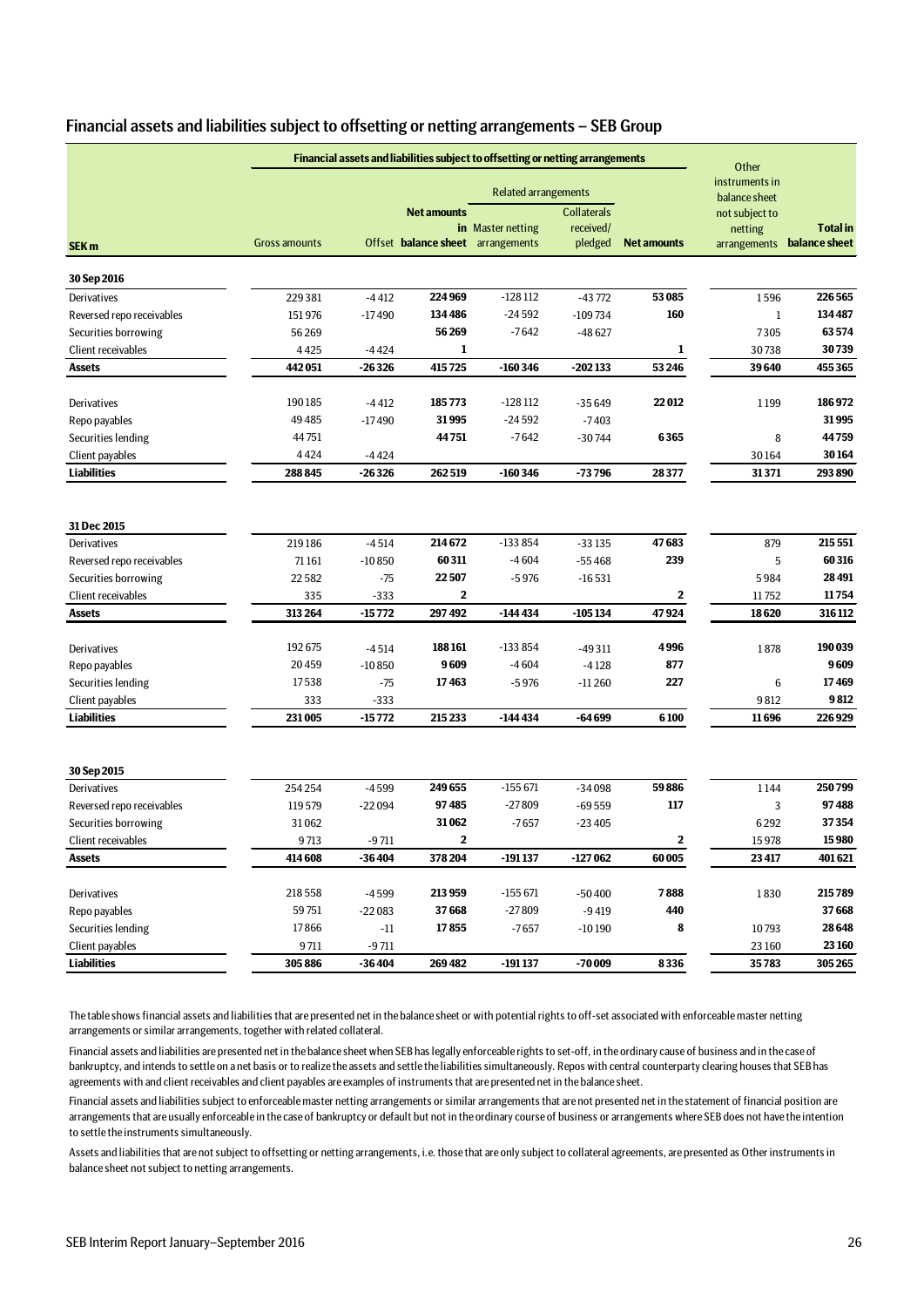## Financial assets and liabilities subject to offsetting or netting arrangements – SEB Group

| SEK m | Financial assets and liabilities subject to offsetting or netting arrangements | | | | | | Other instruments in balance sheet not subject to netting arrangements | Total in balance sheet |
|---|---|---|---|---|---|---|---|---|
| | | | | Related arrangements | | | | |
| | Gross amounts | Offset | **Net amounts in balance sheet** | Master netting arrangements | Collaterals received/ pledged | **Net amounts** | | |
| **30 Sep 2016** | | | | | | | | |
| Derivatives | 229 381 | -4 412 | **224 969** | -128 112 | -43 772 | **53 085** | 1 596 | **226 565** |
| Reversed repo receivables | 151 976 | -17 490 | **134 486** | -24 592 | -109 734 | **160** | 1 | **134 487** |
| Securities borrowing | 56 269 | | **56 269** | -7 642 | -48 627 | | 7 305 | **63 574** |
| Client receivables | 4 425 | -4 424 | **1** | | | **1** | 30 738 | **30 739** |
| **Assets** | **442 051** | **-26 326** | **415 725** | **-160 346** | **-202 133** | **53 246** | **39 640** | **455 365** |
| Derivatives | 190 185 | -4 412 | **185 773** | -128 112 | -35 649 | **22 012** | 1 199 | **186 972** |
| Repo payables | 49 485 | -17 490 | **31 995** | -24 592 | -7 403 | | | **31 995** |
| Securities lending | 44 751 | | **44 751** | -7 642 | -30 744 | **6 365** | 8 | **44 759** |
| Client payables | 4 424 | -4 424 | | | | | 30 164 | **30 164** |
| **Liabilities** | **288 845** | **-26 326** | **262 519** | **-160 346** | **-73 796** | **28 377** | **31 371** | **293 890** |
| **31 Dec 2015** | | | | | | | | |
| Derivatives | 219 186 | -4 514 | **214 672** | -133 854 | -33 135 | **47 683** | 879 | **215 551** |
| Reversed repo receivables | 71 161 | -10 850 | **60 311** | -4 604 | -55 468 | **239** | 5 | **60 316** |
| Securities borrowing | 22 582 | -75 | **22 507** | -5 976 | -16 531 | | 5 984 | **28 491** |
| Client receivables | 335 | -333 | **2** | | | **2** | 11 752 | **11 754** |
| **Assets** | **313 264** | **-15 772** | **297 492** | **-144 434** | **-105 134** | **47 924** | **18 620** | **316 112** |
| Derivatives | 192 675 | -4 514 | **188 161** | -133 854 | -49 311 | **4 996** | 1 878 | **190 039** |
| Repo payables | 20 459 | -10 850 | **9 609** | -4 604 | -4 128 | **877** | | **9 609** |
| Securities lending | 17 538 | -75 | **17 463** | -5 976 | -11 260 | **227** | 6 | **17 469** |
| Client payables | 333 | -333 | | | | | 9 812 | **9 812** |
| **Liabilities** | **231 005** | **-15 772** | **215 233** | **-144 434** | **-64 699** | **6 100** | **11 696** | **226 929** |
| **30 Sep 2015** | | | | | | | | |
| Derivatives | 254 254 | -4 599 | **249 655** | -155 671 | -34 098 | **59 886** | 1 144 | **250 799** |
| Reversed repo receivables | 119 579 | -22 094 | **97 485** | -27 809 | -69 559 | **117** | 3 | **97 488** |
| Securities borrowing | 31 062 | | **31 062** | -7 657 | -23 405 | | 6 292 | **37 354** |
| Client receivables | 9 713 | -9 711 | **2** | | | **2** | 15 978 | **15 980** |
| **Assets** | **414 608** | **-36 404** | **378 204** | **-191 137** | **-127 062** | **60 005** | **23 417** | **401 621** |
| Derivatives | 218 558 | -4 599 | **213 959** | -155 671 | -50 400 | **7 888** | 1 830 | **215 789** |
| Repo payables | 59 751 | -22 083 | **37 668** | -27 809 | -9 419 | **440** | | **37 668** |
| Securities lending | 17 866 | -11 | **17 855** | -7 657 | -10 190 | **8** | 10 793 | **28 648** |
| Client payables | 9 711 | -9 711 | | | | | 23 160 | **23 160** |
| **Liabilities** | **305 886** | **-36 404** | **269 482** | **-191 137** | **-70 009** | **8 336** | **35 783** | **305 265** |

The table shows financial assets and liabilities that are presented net in the balance sheet or with potential rights to off-set associated with enforceable master netting arrangements or similar arrangements, together with related collateral.

Financial assets and liabilities are presented net in the balance sheet when SEB has legally enforceable rights to set-off, in the ordinary cause of business and in the case of bankruptcy, and intends to settle on a net basis or to realize the assets and settle the liabilities simultaneously. Repos with central counterparty clearing houses that SEB has agreements with and client receivables and client payables are examples of instruments that are presented net in the balance sheet.

Financial assets and liabilities subject to enforceable master netting arrangements or similar arrangements that are not presented net in the statement of financial position are arrangements that are usually enforceable in the case of bankruptcy or default but not in the ordinary course of business or arrangements where SEB does not have the intention to settle the instruments simultaneously.

Assets and liabilities that are not subject to offsetting or netting arrangements, i.e. those that are only subject to collateral agreements, are presented as Other instruments in balance sheet not subject to netting arrangements.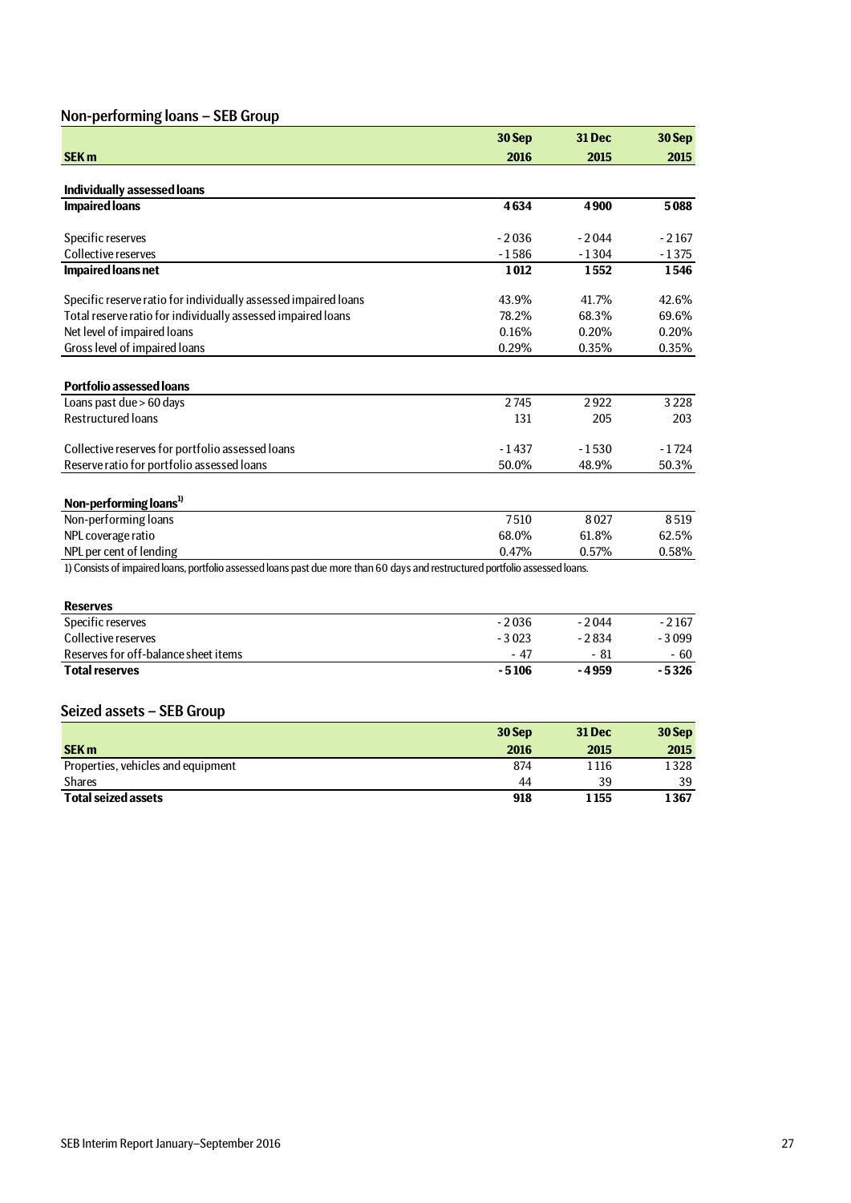## Non-performing loans – SEB Group

| SEK m | 30 Sep 2016 | 31 Dec 2015 | 30 Sep 2015 |
|---|---|---|---|
| **Individually assessed loans** | | | |
| **Impaired loans** | **4 634** | **4 900** | **5 088** |
| Specific reserves | -2 036 | -2 044 | -2 167 |
| Collective reserves | -1 586 | -1 304 | -1 375 |
| **Impaired loans net** | **1 012** | **1 552** | **1 546** |
| Specific reserve ratio for individually assessed impaired loans | 43.9% | 41.7% | 42.6% |
| Total reserve ratio for individually assessed impaired loans | 78.2% | 68.3% | 69.6% |
| Net level of impaired loans | 0.16% | 0.20% | 0.20% |
| Gross level of impaired loans | 0.29% | 0.35% | 0.35% |
| **Portfolio assessed loans** | | | |
| Loans past due > 60 days | 2 745 | 2 922 | 3 228 |
| Restructured loans | 131 | 205 | 203 |
| Collective reserves for portfolio assessed loans | -1 437 | -1 530 | -1 724 |
| Reserve ratio for portfolio assessed loans | 50.0% | 48.9% | 50.3% |
| **Non-performing loans**[1] | | | |
| Non-performing loans | 7 510 | 8 027 | 8 519 |
| NPL coverage ratio | 68.0% | 61.8% | 62.5% |
| NPL per cent of lending | 0.47% | 0.57% | 0.58% |

1) Consists of impaired loans, portfolio assessed loans past due more than 60 days and restructured portfolio assessed loans.

| **Reserves** | | | |
|---|---|---|---|
| Specific reserves | -2 036 | -2 044 | -2 167 |
| Collective reserves | -3 023 | -2 834 | -3 099 |
| Reserves for off-balance sheet items | -47 | -81 | -60 |
| **Total reserves** | **-5 106** | **-4 959** | **-5 326** |

## Seized assets – SEB Group

| SEK m | 30 Sep 2016 | 31 Dec 2015 | 30 Sep 2015 |
|---|---|---|---|
| Properties, vehicles and equipment | 874 | 1 116 | 1 328 |
| Shares | 44 | 39 | 39 |
| **Total seized assets** | **918** | **1 155** | **1 367** |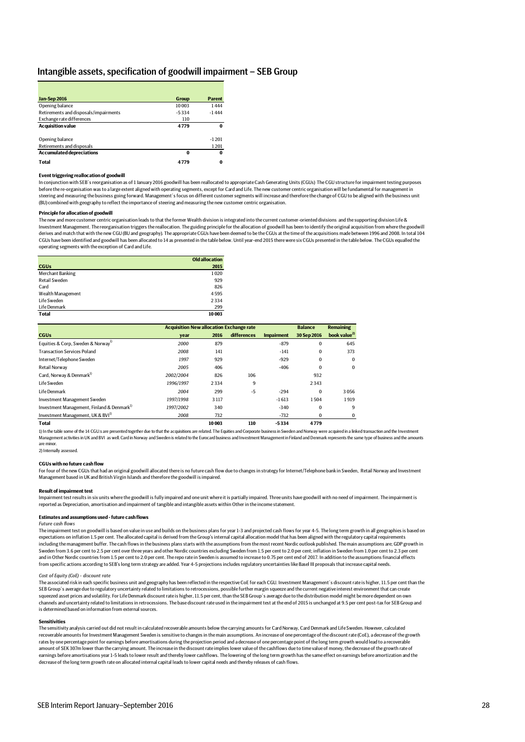## Intangible assets, specification of goodwill impairment – SEB Group

| Jan-Sep 2016 | Group | Parent |
|---|---|---|
| Opening balance | 10 003 | 1 444 |
| Retirements and disposals/impairments | -5 334 | -1 444 |
| Exchange rate differences | 110 | |
| **Acquisition value** | **4 779** | **0** |
| | | |
| Opening balance | | -1 201 |
| Retirements and disposals | | 1 201 |
| **Accumulated depreciations** | **0** | **0** |
| **Total** | **4 779** | **0** |

**Event triggering reallocation of goodwill**

In conjunction with SEB´s reorganisation as of 1 January 2016 goodwill has been reallocated to appropriate Cash Generating Units (CGUs) The CGU structure for impairment testing purposes before the re-organisation was to a large extent aligned with operating segments, except for Card and Life. The new customer centric organisation will be fundamental for management in steering and measuring the business going forward. Management´s focus on different customer segments will increase and therefore the change of CGU to be aligned with the business unit (BU) combined with geography to reflect the importance of steering and measuring the new customer centric organisation.

**Principle for allocation of goodwill**

The new and more customer centric organisation leads to that the former Wealth division is integrated into the current customer-oriented divisions and the supporting division Life & Investment Management. The reorganisation triggers the reallocation. The guiding principle for the allocation of goodwill has been to identify the original acquisition from where the goodwill derives and match that with the new CGU (BU and geography). The appropriate CGUs have been deemed to be the CGUs at the time of the acquisitions made between 1996 and 2008. In total 104 CGUs have been identified and goodwill has been allocated to 14 as presented in the table below. Until year-end 2015 there were six CGUs presented in the table below. The CGUs equalled the operating segments with the exception of Card and Life.

| CGUs | Old allocation 2015 |
|---|---|
| Merchant Banking | 1 020 |
| Retail Sweden | 929 |
| Card | 826 |
| Wealth Management | 4 595 |
| Life Sweden | 2 334 |
| Life Denmark | 299 |
| **Total** | **10 003** |

| CGUs | Acquisition year | New allocation 2016 | Exchange rate differences | Impairment | Balance 30 Sep 2016 | Remaining book value[2] |
|---|---|---|---|---|---|---|
| Equities & Corp, Sweden & Norway[1] | *2000* | 879 | | -879 | 0 | 645 |
| Transaction Services Poland | *2008* | 141 | | -141 | 0 | 373 |
| Internet/Telephone Sweden | *1997* | 929 | | -929 | 0 | 0 |
| Retail Norway | *2005* | 406 | | -406 | 0 | 0 |
| Card, Norway & Denmark[1] | *2002/2004* | 826 | 106 | | 932 | |
| Life Sweden | *1996/1997* | 2 334 | 9 | | 2 343 | |
| Life Denmark | *2004* | 299 | -5 | -294 | 0 | 3 056 |
| Investment Management Sweden | *1997/1998* | 3 117 | | -1 613 | 1 504 | 1 919 |
| Investment Management, Finland & Denmark[1] | *1997/2002* | 340 | | -340 | 0 | 9 |
| Investment Management, UK & BVI[1] | *2008* | 732 | | -732 | 0 | 0 |
| **Total** | | **10 003** | **110** | **-5 334** | **4 779** | |

1) In the table some of the 14 CGU:s are presented together due to that the acquisitions are related. The Equities and Corporate business in Sweden and Norway were acquired in a linked transaction and the Investment Management activities in UK and BVI as well. Card in Norway and Sweden is related to the Eurocard business and Investment Management in Finland and Denmark represents the same type of business and the amounts are minor.

2) Internally assessed.

**CGUs with no future cash flow**

For four of the new CGUs that had an original goodwill allocated there is no future cash flow due to changes in strategy for Internet/Telephone bank in Sweden, Retail Norway and Investment Management based in UK and British Virgin Islands and therefore the goodwill is impaired.

**Result of impairment test**

Impairment test results in six units where the goodwill is fully impaired and one unit where it is partially impaired. Three units have goodwill with no need of impairment. The impairment is reported as Depreciation, amortisation and impairment of tangible and intangible assets within Other in the income statement.

**Estimates and assumptions used - future cash flows**

*Future cash flows*

The impairment test on goodwill is based on value in use and builds on the business plans for year 1-3 and projected cash flows for year 4-5. The long term growth in all geographies is based on expectations on inflation 1.5 per cent. The allocated capital is derived from the Group's internal capital allocation model that has been aligned with the regulatory capital requirements including the management buffer. The cash flows in the business plans starts with the assumptions from the most recent Nordic outlook published. The main assumptions are; GDP growth in Sweden from 3.6 per cent to 2.5 per cent over three years and other Nordic countries excluding Sweden from 1.5 per cent to 2.0 per cent; inflation in Sweden from 1.0 per cent to 2.3 per cent and in Other Nordic countries from 1.5 per cent to 2.0 per cent. The repo rate in Sweden is assumed to increase to 0.75 per cent end of 2017. In addition to the assumptions financial effects from specific actions according to SEB's long term strategy are added. Year 4-5 projections includes regulatory uncertainties like Basel III proposals that increase capital needs.

*Cost of Equity (CoE) - discount rate*

The associated risk in each specific business unit and geography has been reflected in the respective CoE for each CGU. Investment Management´s discount rate is higher, 11.5 per cent than the SEB Group´s average due to regulatory uncertainty related to limitations to retrocessions, possible further margin squeeze and the current negative interest environment that can create squeezed asset prices and volatility. For Life Denmark discount rate is higher, 11.5 per cent, than the SEB Group´s average due to the distribution model might be more dependent on own channels and uncertainty related to limitations in retrocessions. The base discount rate used in the impairment test at the end of 2015 is unchanged at 9.5 per cent post-tax for SEB Group and is determined based on information from external sources.

**Sensitivities**

The sensitivity analysis carried out did not result in calculated recoverable amounts below the carrying amounts for Card Norway, Card Denmark and Life Sweden. However, calculated recoverable amounts for Investment Management Sweden is sensitive to changes in the main assumptions. An increase of one percentage of the discount rate (CoE), a decrease of the growth rates by one percentage point for earnings before amortisations during the projection period and a decrease of one percentage point of the long term growth would lead to a recoverable amount of SEK 307m lower than the carrying amount. The increase in the discount rate implies lower value of the cashflows due to time value of money, the decrease of the growth rate of earnings before amortisations year 1-5 leads to lower result and thereby lower cashflows. The lowering of the long term growth has the same effect on earnings before amortization and the decrease of the long term growth rate on allocated internal capital leads to lower capital needs and thereby releases of cash flows.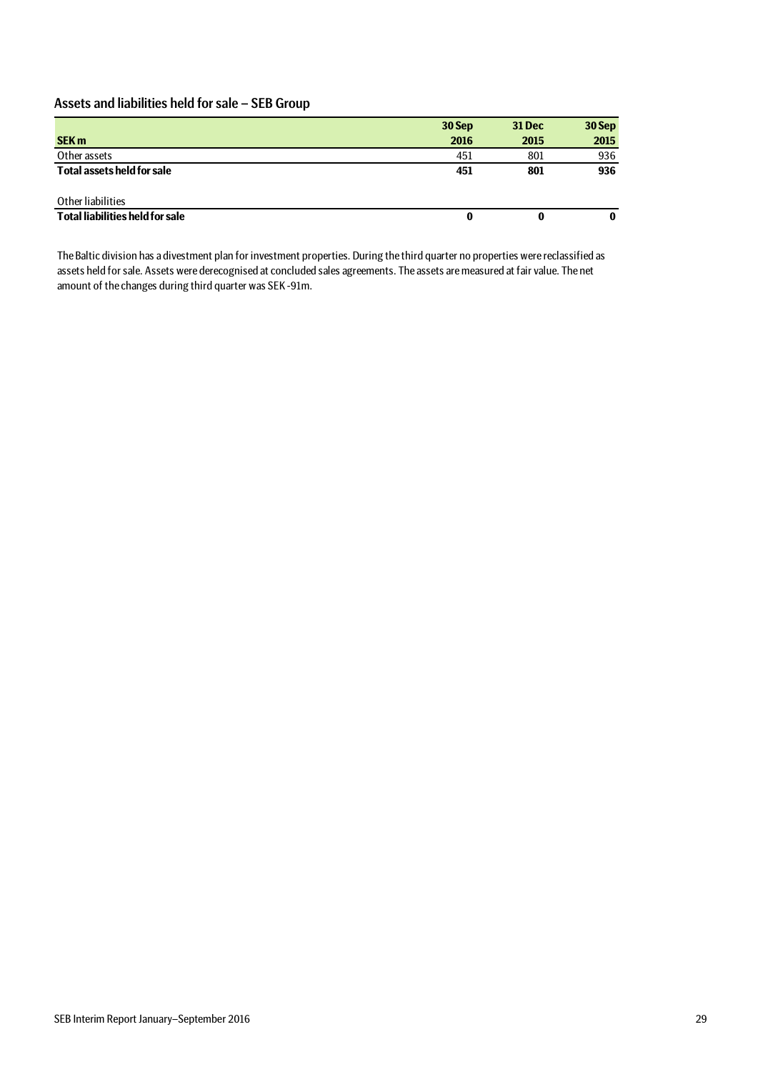## Assets and liabilities held for sale – SEB Group

| SEK m | 30 Sep 2016 | 31 Dec 2015 | 30 Sep 2015 |
|---|---|---|---|
| Other assets | 451 | 801 | 936 |
| **Total assets held for sale** | **451** | **801** | **936** |
| | | | |
| Other liabilities | | | |
| **Total liabilities held for sale** | **0** | **0** | **0** |

The Baltic division has a divestment plan for investment properties. During the third quarter no properties were reclassified as assets held for sale. Assets were derecognised at concluded sales agreements. The assets are measured at fair value. The net amount of the changes during third quarter was SEK -91m.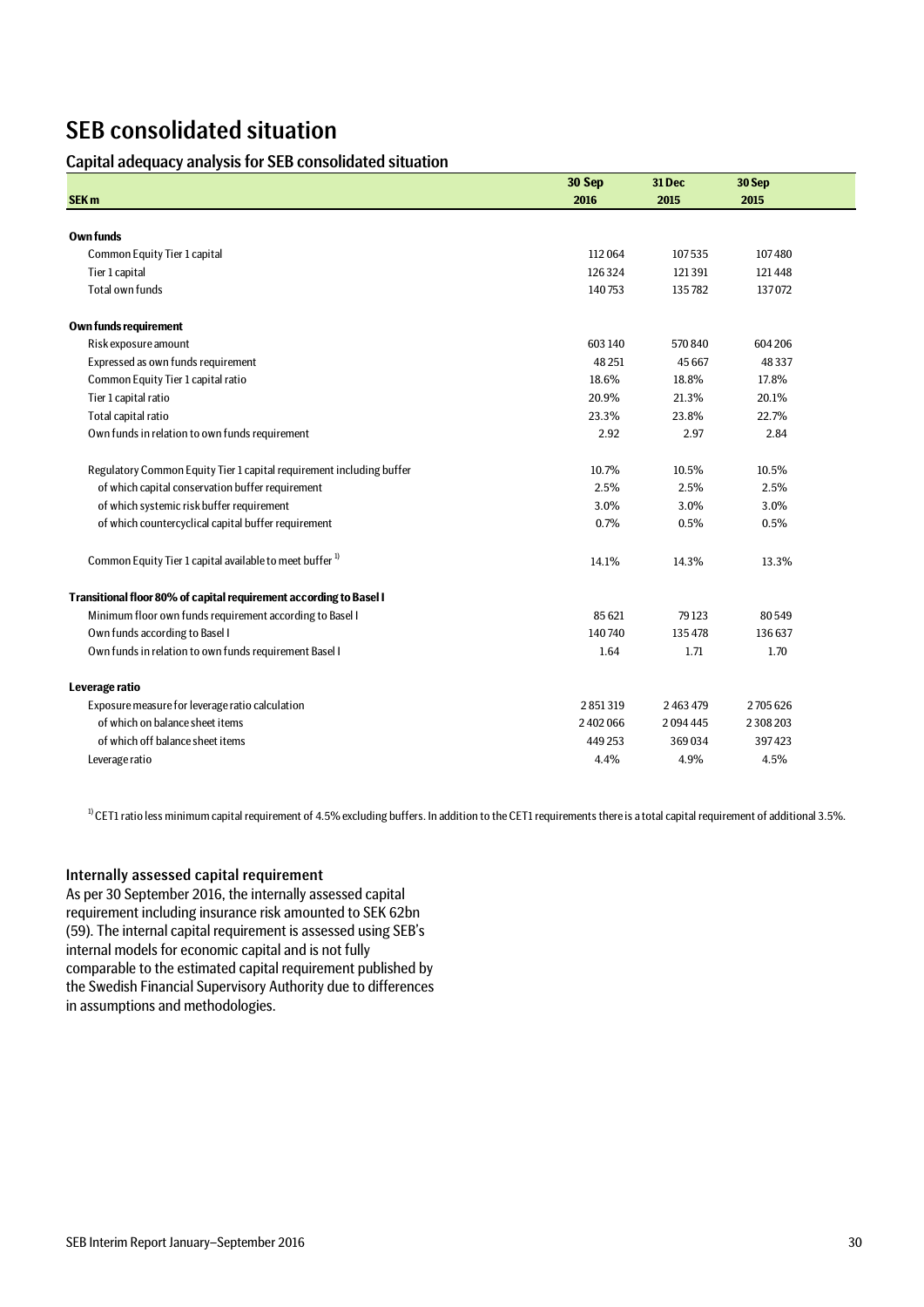# SEB consolidated situation

## Capital adequacy analysis for SEB consolidated situation

| SEK m | 30 Sep 2016 | 31 Dec 2015 | 30 Sep 2015 |
|---|---|---|---|
| **Own funds** | | | |
| Common Equity Tier 1 capital | 112 064 | 107 535 | 107 480 |
| Tier 1 capital | 126 324 | 121 391 | 121 448 |
| Total own funds | 140 753 | 135 782 | 137 072 |
| **Own funds requirement** | | | |
| Risk exposure amount | 603 140 | 570 840 | 604 206 |
| Expressed as own funds requirement | 48 251 | 45 667 | 48 337 |
| Common Equity Tier 1 capital ratio | 18.6% | 18.8% | 17.8% |
| Tier 1 capital ratio | 20.9% | 21.3% | 20.1% |
| Total capital ratio | 23.3% | 23.8% | 22.7% |
| Own funds in relation to own funds requirement | 2.92 | 2.97 | 2.84 |
| Regulatory Common Equity Tier 1 capital requirement including buffer | 10.7% | 10.5% | 10.5% |
| of which capital conservation buffer requirement | 2.5% | 2.5% | 2.5% |
| of which systemic risk buffer requirement | 3.0% | 3.0% | 3.0% |
| of which countercyclical capital buffer requirement | 0.7% | 0.5% | 0.5% |
| Common Equity Tier 1 capital available to meet buffer [1] | 14.1% | 14.3% | 13.3% |
| **Transitional floor 80% of capital requirement according to Basel I** | | | |
| Minimum floor own funds requirement according to Basel I | 85 621 | 79 123 | 80 549 |
| Own funds according to Basel I | 140 740 | 135 478 | 136 637 |
| Own funds in relation to own funds requirement Basel I | 1.64 | 1.71 | 1.70 |
| **Leverage ratio** | | | |
| Exposure measure for leverage ratio calculation | 2 851 319 | 2 463 479 | 2 705 626 |
| of which on balance sheet items | 2 402 066 | 2 094 445 | 2 308 203 |
| of which off balance sheet items | 449 253 | 369 034 | 397 423 |
| Leverage ratio | 4.4% | 4.9% | 4.5% |

[1] CET1 ratio less minimum capital requirement of 4.5% excluding buffers. In addition to the CET1 requirements there is a total capital requirement of additional 3.5%.

### Internally assessed capital requirement

As per 30 September 2016, the internally assessed capital requirement including insurance risk amounted to SEK 62bn (59). The internal capital requirement is assessed using SEB's internal models for economic capital and is not fully comparable to the estimated capital requirement published by the Swedish Financial Supervisory Authority due to differences in assumptions and methodologies.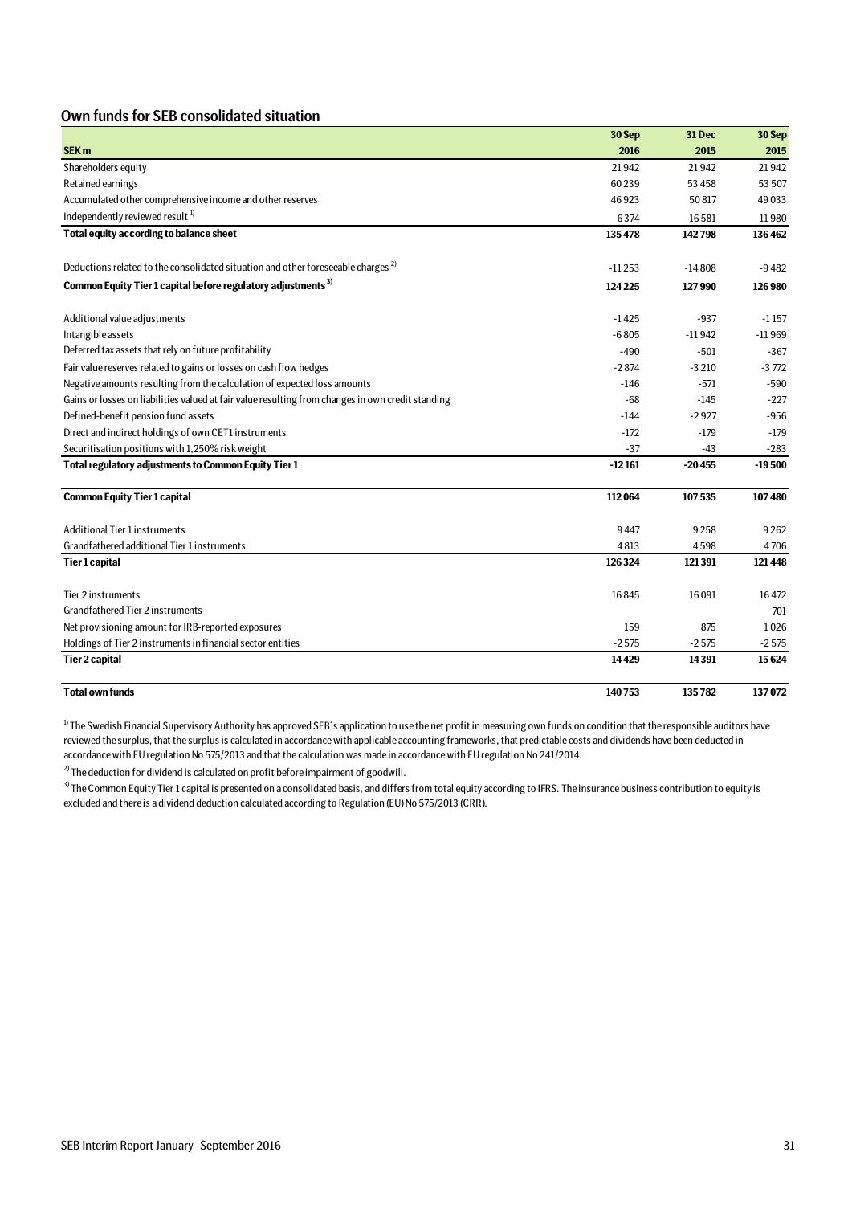## Own funds for SEB consolidated situation

| SEK m | 30 Sep 2016 | 31 Dec 2015 | 30 Sep 2015 |
|---|---|---|---|
| Shareholders equity | 21 942 | 21 942 | 21 942 |
| Retained earnings | 60 239 | 53 458 | 53 507 |
| Accumulated other comprehensive income and other reserves | 46 923 | 50 817 | 49 033 |
| Independently reviewed result [1] | 6 374 | 16 581 | 11 980 |
| **Total equity according to balance sheet** | **135 478** | **142 798** | **136 462** |
| Deductions related to the consolidated situation and other foreseeable charges [2] | -11 253 | -14 808 | -9 482 |
| **Common Equity Tier 1 capital before regulatory adjustments [3]** | **124 225** | **127 990** | **126 980** |
| Additional value adjustments | -1 425 | -937 | -1 157 |
| Intangible assets | -6 805 | -11 942 | -11 969 |
| Deferred tax assets that rely on future profitability | -490 | -501 | -367 |
| Fair value reserves related to gains or losses on cash flow hedges | -2 874 | -3 210 | -3 772 |
| Negative amounts resulting from the calculation of expected loss amounts | -146 | -571 | -590 |
| Gains or losses on liabilities valued at fair value resulting from changes in own credit standing | -68 | -145 | -227 |
| Defined-benefit pension fund assets | -144 | -2 927 | -956 |
| Direct and indirect holdings of own CET1 instruments | -172 | -179 | -179 |
| Securitisation positions with 1,250% risk weight | -37 | -43 | -283 |
| **Total regulatory adjustments to Common Equity Tier 1** | **-12 161** | **-20 455** | **-19 500** |
| **Common Equity Tier 1 capital** | **112 064** | **107 535** | **107 480** |
| Additional Tier 1 instruments | 9 447 | 9 258 | 9 262 |
| Grandfathered additional Tier 1 instruments | 4 813 | 4 598 | 4 706 |
| **Tier 1 capital** | **126 324** | **121 391** | **121 448** |
| Tier 2 instruments | 16 845 | 16 091 | 16 472 |
| Grandfathered Tier 2 instruments | | | 701 |
| Net provisioning amount for IRB-reported exposures | 159 | 875 | 1 026 |
| Holdings of Tier 2 instruments in financial sector entities | -2 575 | -2 575 | -2 575 |
| **Tier 2 capital** | **14 429** | **14 391** | **15 624** |
| **Total own funds** | **140 753** | **135 782** | **137 072** |

[1] The Swedish Financial Supervisory Authority has approved SEB´s application to use the net profit in measuring own funds on condition that the responsible auditors have reviewed the surplus, that the surplus is calculated in accordance with applicable accounting frameworks, that predictable costs and dividends have been deducted in accordance with EU regulation No 575/2013 and that the calculation was made in accordance with EU regulation No 241/2014.

[2] The deduction for dividend is calculated on profit before impairment of goodwill.

[3] The Common Equity Tier 1 capital is presented on a consolidated basis, and differs from total equity according to IFRS. The insurance business contribution to equity is excluded and there is a dividend deduction calculated according to Regulation (EU) No 575/2013 (CRR).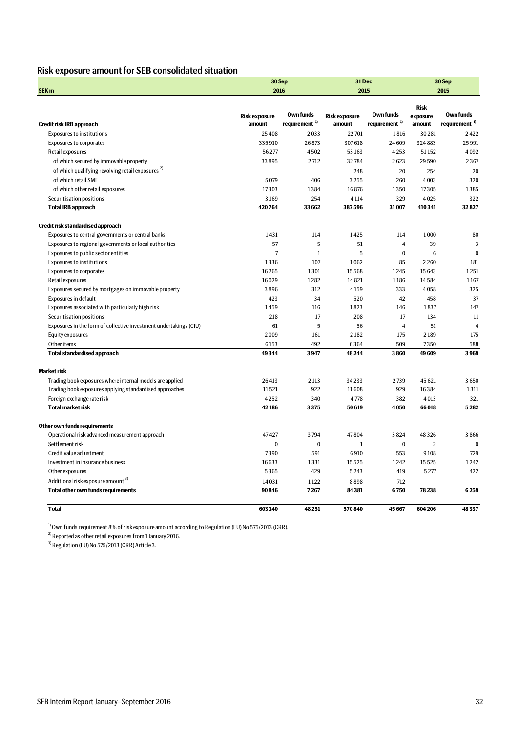## Risk exposure amount for SEB consolidated situation

| SEK m | 30 Sep 2016 | | 31 Dec 2015 | | 30 Sep 2015 | |
|---|---|---|---|---|---|---|
| **Credit risk IRB approach** | **Risk exposure amount** | **Own funds requirement [1]** | **Risk exposure amount** | **Own funds requirement [1]** | **Risk exposure amount** | **Own funds requirement [1]** |
| Exposures to institutions | 25 408 | 2 033 | 22 701 | 1 816 | 30 281 | 2 422 |
| Exposures to corporates | 335 910 | 26 873 | 307 618 | 24 609 | 324 883 | 25 991 |
| Retail exposures | 56 277 | 4 502 | 53 163 | 4 253 | 51 152 | 4 092 |
| of which secured by immovable property | 33 895 | 2 712 | 32 784 | 2 623 | 29 590 | 2 367 |
| of which qualifying revolving retail exposures [2] | | | 248 | 20 | 254 | 20 |
| of which retail SME | 5 079 | 406 | 3 255 | 260 | 4 003 | 320 |
| of which other retail exposures | 17 303 | 1 384 | 16 876 | 1 350 | 17 305 | 1 385 |
| Securitisation positions | 3 169 | 254 | 4 114 | 329 | 4 025 | 322 |
| **Total IRB approach** | **420 764** | **33 662** | **387 596** | **31 007** | **410 341** | **32 827** |
| | | | | | | |
| **Credit risk standardised approach** | | | | | | |
| Exposures to central governments or central banks | 1 431 | 114 | 1 425 | 114 | 1 000 | 80 |
| Exposures to regional governments or local authorities | 57 | 5 | 51 | 4 | 39 | 3 |
| Exposures to public sector entities | 7 | 1 | 5 | 0 | 6 | 0 |
| Exposures to institutions | 1 336 | 107 | 1 062 | 85 | 2 260 | 181 |
| Exposures to corporates | 16 265 | 1 301 | 15 568 | 1 245 | 15 643 | 1 251 |
| Retail exposures | 16 029 | 1 282 | 14 821 | 1 186 | 14 584 | 1 167 |
| Exposures secured by mortgages on immovable property | 3 896 | 312 | 4 159 | 333 | 4 058 | 325 |
| Exposures in default | 423 | 34 | 520 | 42 | 458 | 37 |
| Exposures associated with particularly high risk | 1 459 | 116 | 1 823 | 146 | 1 837 | 147 |
| Securitisation positions | 218 | 17 | 208 | 17 | 134 | 11 |
| Exposures in the form of collective investment undertakings (CIU) | 61 | 5 | 56 | 4 | 51 | 4 |
| Equity exposures | 2 009 | 161 | 2 182 | 175 | 2 189 | 175 |
| Other items | 6 153 | 492 | 6 364 | 509 | 7 350 | 588 |
| **Total standardised approach** | **49 344** | **3 947** | **48 244** | **3 860** | **49 609** | **3 969** |
| | | | | | | |
| **Market risk** | | | | | | |
| Trading book exposures where internal models are applied | 26 413 | 2 113 | 34 233 | 2 739 | 45 621 | 3 650 |
| Trading book exposures applying standardised approaches | 11 521 | 922 | 11 608 | 929 | 16 384 | 1 311 |
| Foreign exchange rate risk | 4 252 | 340 | 4 778 | 382 | 4 013 | 321 |
| **Total market risk** | **42 186** | **3 375** | **50 619** | **4 050** | **66 018** | **5 282** |
| | | | | | | |
| **Other own funds requirements** | | | | | | |
| Operational risk advanced measurement approach | 47 427 | 3 794 | 47 804 | 3 824 | 48 326 | 3 866 |
| Settlement risk | 0 | 0 | 1 | 0 | 2 | 0 |
| Credit value adjustment | 7 390 | 591 | 6 910 | 553 | 9 108 | 729 |
| Investment in insurance business | 16 633 | 1 331 | 15 525 | 1 242 | 15 525 | 1 242 |
| Other exposures | 5 365 | 429 | 5 243 | 419 | 5 277 | 422 |
| Additional risk exposure amount [3] | 14 031 | 1 122 | 8 898 | 712 | | |
| **Total other own funds requirements** | **90 846** | **7 267** | **84 381** | **6 750** | **78 238** | **6 259** |
| | | | | | | |
| **Total** | **603 140** | **48 251** | **570 840** | **45 667** | **604 206** | **48 337** |

[1] Own funds requirement 8% of risk exposure amount according to Regulation (EU) No 575/2013 (CRR).

[2] Reported as other retail exposures from 1 January 2016.

[3] Regulation (EU) No 575/2013 (CRR) Article 3.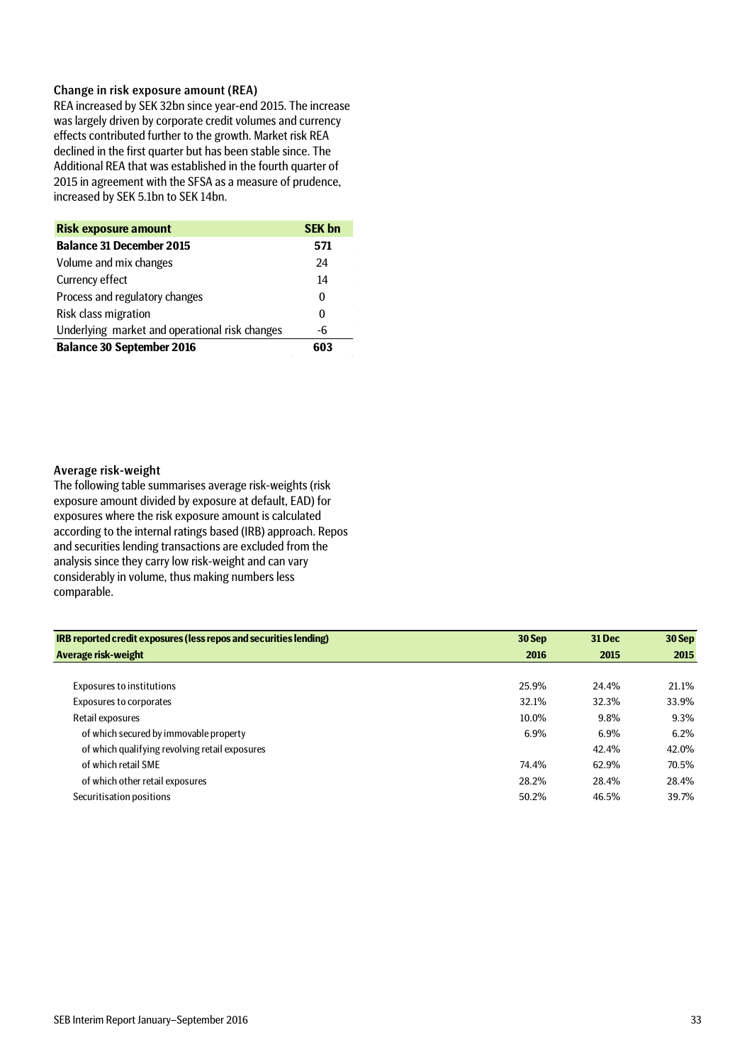### Change in risk exposure amount (REA)

REA increased by SEK 32bn since year-end 2015. The increase was largely driven by corporate credit volumes and currency effects contributed further to the growth. Market risk REA declined in the first quarter but has been stable since. The Additional REA that was established in the fourth quarter of 2015 in agreement with the SFSA as a measure of prudence, increased by SEK 5.1bn to SEK 14bn.

| Risk exposure amount | SEK bn |
|---|---|
| **Balance 31 December 2015** | **571** |
| Volume and mix changes | 24 |
| Currency effect | 14 |
| Process and regulatory changes | 0 |
| Risk class migration | 0 |
| Underlying market and operational risk changes | -6 |
| **Balance 30 September 2016** | **603** |

### Average risk-weight

The following table summarises average risk-weights (risk exposure amount divided by exposure at default, EAD) for exposures where the risk exposure amount is calculated according to the internal ratings based (IRB) approach. Repos and securities lending transactions are excluded from the analysis since they carry low risk-weight and can vary considerably in volume, thus making numbers less comparable.

| IRB reported credit exposures (less repos and securities lending) | 30 Sep | 31 Dec | 30 Sep |
|---|---|---|---|
| **Average risk-weight** | **2016** | **2015** | **2015** |
| Exposures to institutions | 25.9% | 24.4% | 21.1% |
| Exposures to corporates | 32.1% | 32.3% | 33.9% |
| Retail exposures | 10.0% | 9.8% | 9.3% |
| of which secured by immovable property | 6.9% | 6.9% | 6.2% |
| of which qualifying revolving retail exposures | | 42.4% | 42.0% |
| of which retail SME | 74.4% | 62.9% | 70.5% |
| of which other retail exposures | 28.2% | 28.4% | 28.4% |
| Securitisation positions | 50.2% | 46.5% | 39.7% |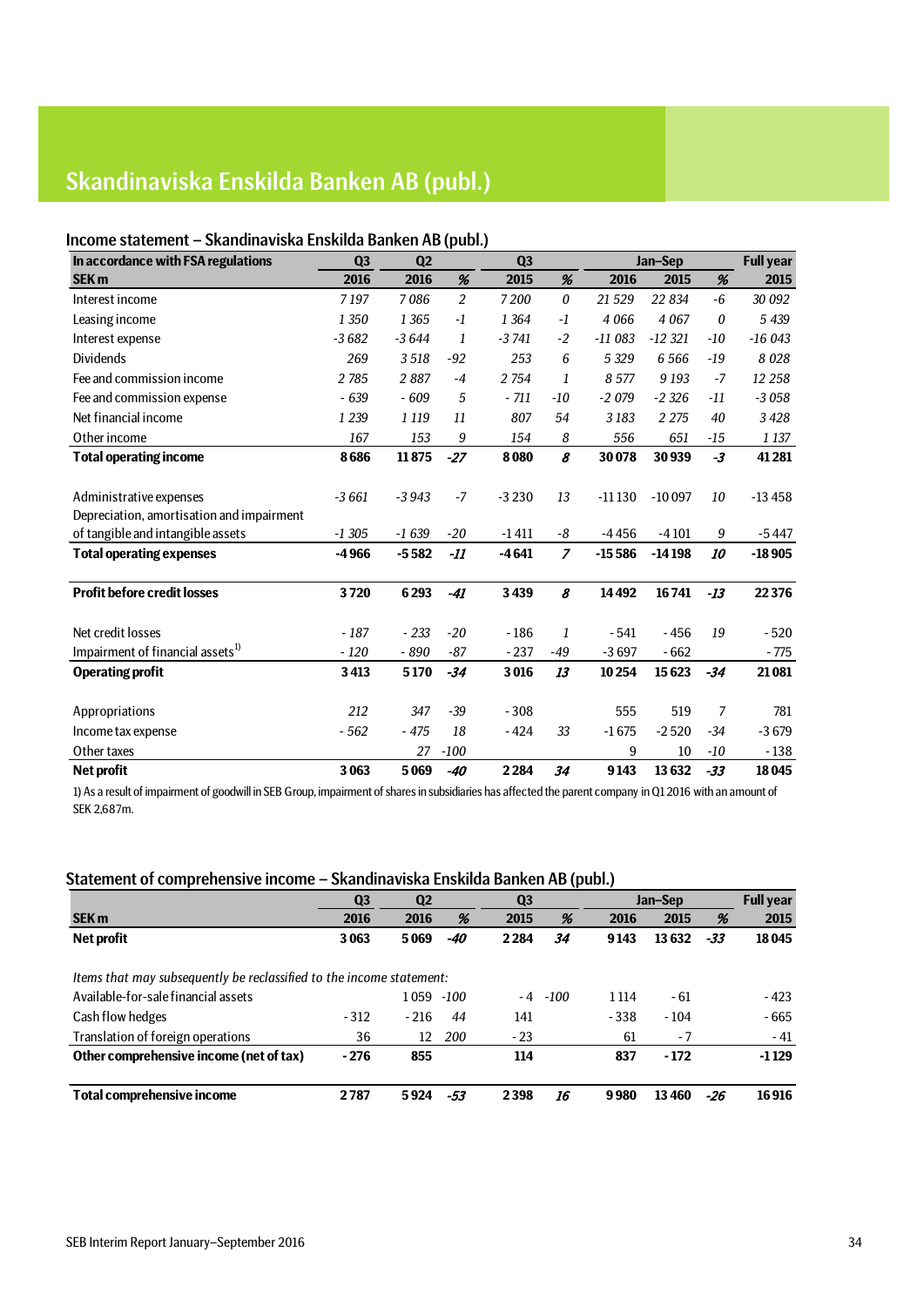# Skandinaviska Enskilda Banken AB (publ.)

## Income statement – Skandinaviska Enskilda Banken AB (publ.)

| In accordance with FSA regulations | Q3 | Q2 | | Q3 | | Jan–Sep | | | Full year |
|---|---|---|---|---|---|---|---|---|---|
| **SEK m** | **2016** | **2016** | **%** | **2015** | **%** | **2016** | **2015** | **%** | **2015** |
| Interest income | 7 197 | 7 086 | 2 | 7 200 | 0 | 21 529 | 22 834 | -6 | 30 092 |
| Leasing income | 1 350 | 1 365 | -1 | 1 364 | -1 | 4 066 | 4 067 | 0 | 5 439 |
| Interest expense | -3 682 | -3 644 | 1 | -3 741 | -2 | -11 083 | -12 321 | -10 | -16 043 |
| Dividends | 269 | 3 518 | -92 | 253 | 6 | 5 329 | 6 566 | -19 | 8 028 |
| Fee and commission income | 2 785 | 2 887 | -4 | 2 754 | 1 | 8 577 | 9 193 | -7 | 12 258 |
| Fee and commission expense | - 639 | - 609 | 5 | - 711 | -10 | -2 079 | -2 326 | -11 | -3 058 |
| Net financial income | 1 239 | 1 119 | 11 | 807 | 54 | 3 183 | 2 275 | 40 | 3 428 |
| Other income | 167 | 153 | 9 | 154 | 8 | 556 | 651 | -15 | 1 137 |
| **Total operating income** | **8 686** | **11 875** | **-27** | **8 080** | **8** | **30 078** | **30 939** | **-3** | **41 281** |
| Administrative expenses | -3 661 | -3 943 | -7 | -3 230 | 13 | -11 130 | -10 097 | 10 | -13 458 |
| Depreciation, amortisation and impairment of tangible and intangible assets | -1 305 | -1 639 | -20 | -1 411 | -8 | -4 456 | -4 101 | 9 | -5 447 |
| **Total operating expenses** | **-4 966** | **-5 582** | **-11** | **-4 641** | **7** | **-15 586** | **-14 198** | **10** | **-18 905** |
| **Profit before credit losses** | **3 720** | **6 293** | **-41** | **3 439** | **8** | **14 492** | **16 741** | **-13** | **22 376** |
| Net credit losses | - 187 | - 233 | -20 | - 186 | 1 | - 541 | - 456 | 19 | - 520 |
| Impairment of financial assets[1] | - 120 | - 890 | -87 | - 237 | -49 | -3 697 | - 662 | | - 775 |
| **Operating profit** | **3 413** | **5 170** | **-34** | **3 016** | **13** | **10 254** | **15 623** | **-34** | **21 081** |
| Appropriations | 212 | 347 | -39 | - 308 | | 555 | 519 | 7 | 781 |
| Income tax expense | - 562 | - 475 | 18 | - 424 | 33 | -1 675 | -2 520 | -34 | -3 679 |
| Other taxes | | 27 | -100 | | | 9 | 10 | -10 | - 138 |
| **Net profit** | **3 063** | **5 069** | **-40** | **2 284** | **34** | **9 143** | **13 632** | **-33** | **18 045** |

1) As a result of impairment of goodwill in SEB Group, impairment of shares in subsidiaries has affected the parent company in Q1 2016 with an amount of SEK 2,687m.

## Statement of comprehensive income – Skandinaviska Enskilda Banken AB (publ.)

| | Q3 | Q2 | | Q3 | | Jan–Sep | | | Full year |
|---|---|---|---|---|---|---|---|---|---|
| **SEK m** | **2016** | **2016** | **%** | **2015** | **%** | **2016** | **2015** | **%** | **2015** |
| **Net profit** | **3 063** | **5 069** | **-40** | **2 284** | **34** | **9 143** | **13 632** | **-33** | **18 045** |
| *Items that may subsequently be reclassified to the income statement:* | | | | | | | | | |
| Available-for-sale financial assets | | 1 059 | -100 | - 4 | -100 | 1 114 | - 61 | | - 423 |
| Cash flow hedges | - 312 | - 216 | 44 | 141 | | - 338 | - 104 | | - 665 |
| Translation of foreign operations | 36 | 12 | 200 | - 23 | | 61 | - 7 | | - 41 |
| **Other comprehensive income (net of tax)** | **- 276** | **855** | | **114** | | **837** | **- 172** | | **-1 129** |
| **Total comprehensive income** | **2 787** | **5 924** | **-53** | **2 398** | **16** | **9 980** | **13 460** | **-26** | **16 916** |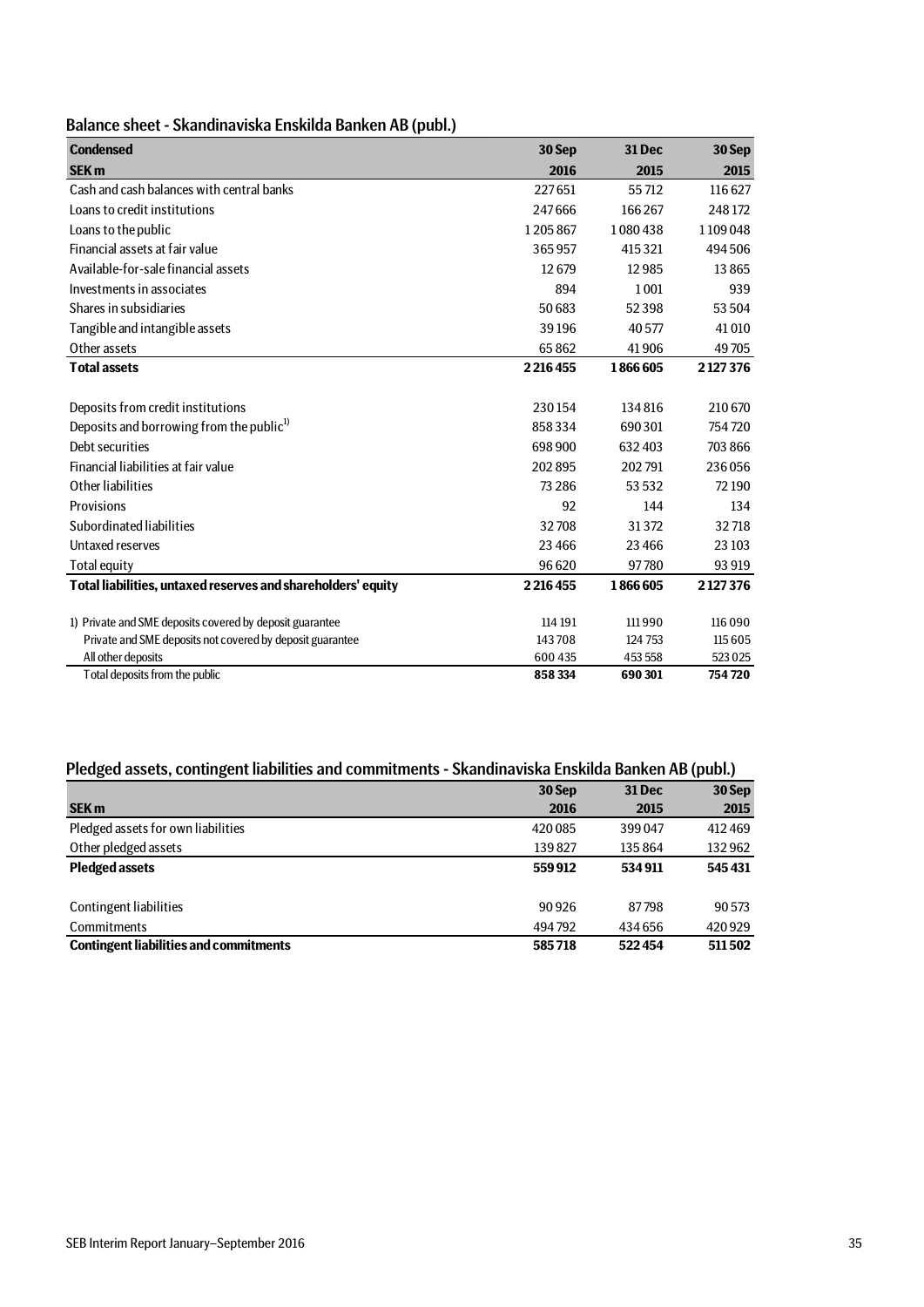## Balance sheet - Skandinaviska Enskilda Banken AB (publ.)

| **Condensed**<br>**SEK m** | **30 Sep**<br>**2016** | **31 Dec**<br>**2015** | **30 Sep**<br>**2015** |
|---|---|---|---|
| Cash and cash balances with central banks | 227 651 | 55 712 | 116 627 |
| Loans to credit institutions | 247 666 | 166 267 | 248 172 |
| Loans to the public | 1 205 867 | 1 080 438 | 1 109 048 |
| Financial assets at fair value | 365 957 | 415 321 | 494 506 |
| Available-for-sale financial assets | 12 679 | 12 985 | 13 865 |
| Investments in associates | 894 | 1 001 | 939 |
| Shares in subsidiaries | 50 683 | 52 398 | 53 504 |
| Tangible and intangible assets | 39 196 | 40 577 | 41 010 |
| Other assets | 65 862 | 41 906 | 49 705 |
| **Total assets** | **2 216 455** | **1 866 605** | **2 127 376** |
| | | | |
| Deposits from credit institutions | 230 154 | 134 816 | 210 670 |
| Deposits and borrowing from the public[1)] | 858 334 | 690 301 | 754 720 |
| Debt securities | 698 900 | 632 403 | 703 866 |
| Financial liabilities at fair value | 202 895 | 202 791 | 236 056 |
| Other liabilities | 73 286 | 53 532 | 72 190 |
| Provisions | 92 | 144 | 134 |
| Subordinated liabilities | 32 708 | 31 372 | 32 718 |
| Untaxed reserves | 23 466 | 23 466 | 23 103 |
| Total equity | 96 620 | 97 780 | 93 919 |
| **Total liabilities, untaxed reserves and shareholders' equity** | **2 216 455** | **1 866 605** | **2 127 376** |
| | | | |
| 1) Private and SME deposits covered by deposit guarantee | 114 191 | 111 990 | 116 090 |
| Private and SME deposits not covered by deposit guarantee | 143 708 | 124 753 | 115 605 |
| All other deposits | 600 435 | 453 558 | 523 025 |
| Total deposits from the public | **858 334** | **690 301** | **754 720** |

## Pledged assets, contingent liabilities and commitments - Skandinaviska Enskilda Banken AB (publ.)

| **SEK m** | **30 Sep**<br>**2016** | **31 Dec**<br>**2015** | **30 Sep**<br>**2015** |
|---|---|---|---|
| Pledged assets for own liabilities | 420 085 | 399 047 | 412 469 |
| Other pledged assets | 139 827 | 135 864 | 132 962 |
| **Pledged assets** | **559 912** | **534 911** | **545 431** |
| | | | |
| Contingent liabilities | 90 926 | 87 798 | 90 573 |
| Commitments | 494 792 | 434 656 | 420 929 |
| **Contingent liabilities and commitments** | **585 718** | **522 454** | **511 502** |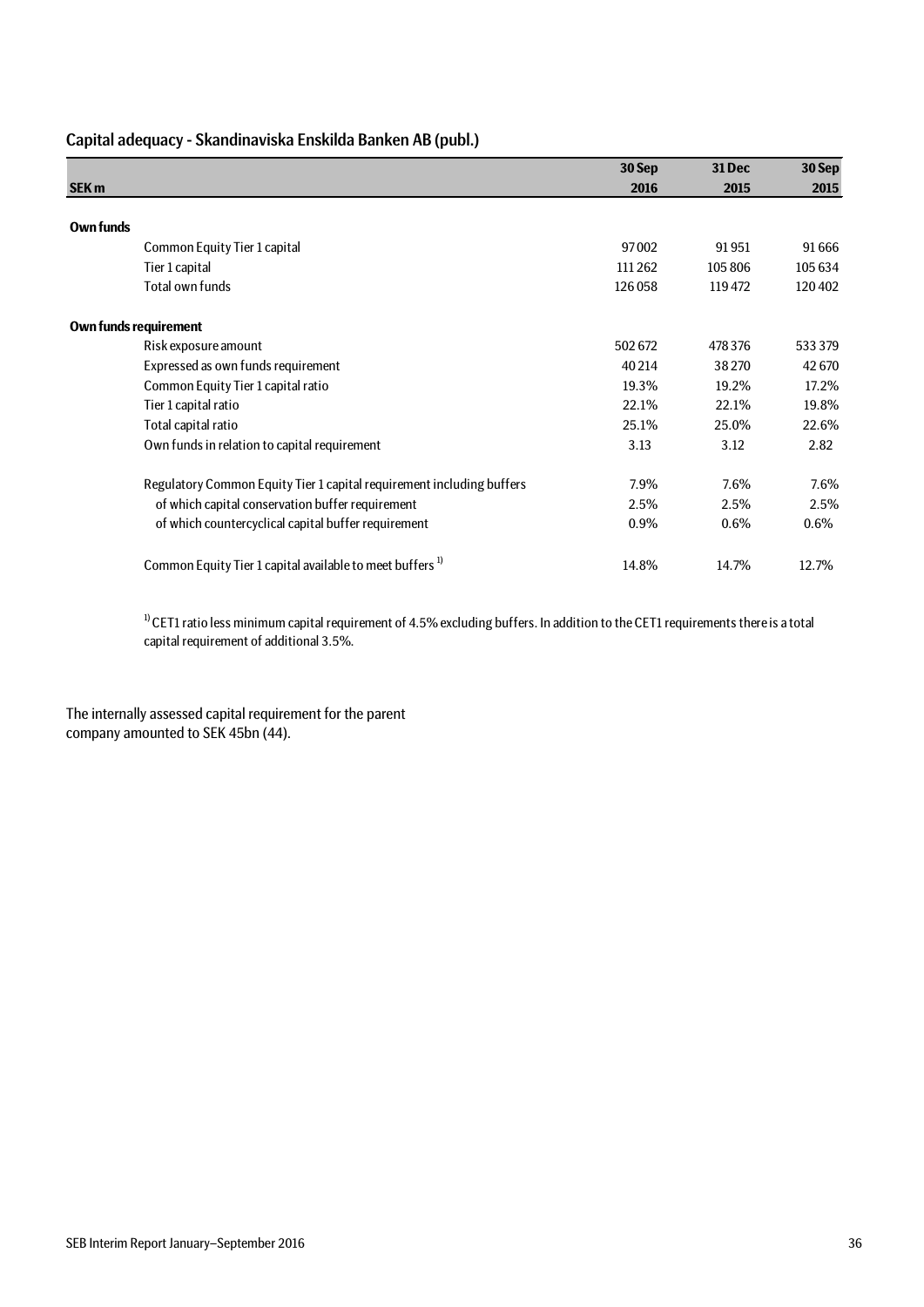## Capital adequacy - Skandinaviska Enskilda Banken AB (publ.)

| SEK m | 30 Sep 2016 | 31 Dec 2015 | 30 Sep 2015 |
|---|---|---|---|
| **Own funds** | | | |
| Common Equity Tier 1 capital | 97 002 | 91 951 | 91 666 |
| Tier 1 capital | 111 262 | 105 806 | 105 634 |
| Total own funds | 126 058 | 119 472 | 120 402 |
| **Own funds requirement** | | | |
| Risk exposure amount | 502 672 | 478 376 | 533 379 |
| Expressed as own funds requirement | 40 214 | 38 270 | 42 670 |
| Common Equity Tier 1 capital ratio | 19.3% | 19.2% | 17.2% |
| Tier 1 capital ratio | 22.1% | 22.1% | 19.8% |
| Total capital ratio | 25.1% | 25.0% | 22.6% |
| Own funds in relation to capital requirement | 3.13 | 3.12 | 2.82 |
| Regulatory Common Equity Tier 1 capital requirement including buffers | 7.9% | 7.6% | 7.6% |
| of which capital conservation buffer requirement | 2.5% | 2.5% | 2.5% |
| of which countercyclical capital buffer requirement | 0.9% | 0.6% | 0.6% |
| Common Equity Tier 1 capital available to meet buffers [1] | 14.8% | 14.7% | 12.7% |

[1] CET1 ratio less minimum capital requirement of 4.5% excluding buffers. In addition to the CET1 requirements there is a total capital requirement of additional 3.5%.

The internally assessed capital requirement for the parent company amounted to SEK 45bn (44).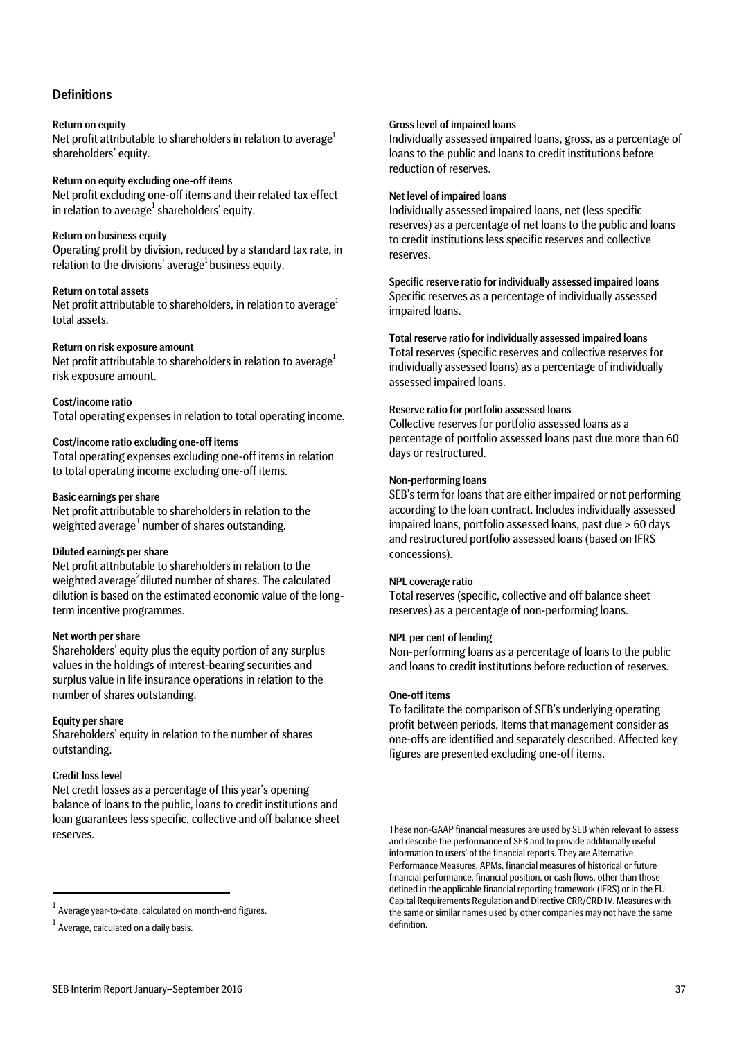## Definitions

**Return on equity**
Net profit attributable to shareholders in relation to average[1] shareholders' equity.

**Return on equity excluding one-off items**
Net profit excluding one-off items and their related tax effect in relation to average[1] shareholders' equity.

**Return on business equity**
Operating profit by division, reduced by a standard tax rate, in relation to the divisions' average[1] business equity.

**Return on total assets**
Net profit attributable to shareholders, in relation to average[1] total assets.

**Return on risk exposure amount**
Net profit attributable to shareholders in relation to average[1] risk exposure amount.

**Cost/income ratio**
Total operating expenses in relation to total operating income.

**Cost/income ratio excluding one-off items**
Total operating expenses excluding one-off items in relation to total operating income excluding one-off items.

**Basic earnings per share**
Net profit attributable to shareholders in relation to the weighted average[1] number of shares outstanding.

**Diluted earnings per share**
Net profit attributable to shareholders in relation to the weighted average[2] diluted number of shares. The calculated dilution is based on the estimated economic value of the long-term incentive programmes.

**Net worth per share**
Shareholders' equity plus the equity portion of any surplus values in the holdings of interest-bearing securities and surplus value in life insurance operations in relation to the number of shares outstanding.

**Equity per share**
Shareholders' equity in relation to the number of shares outstanding.

**Credit loss level**
Net credit losses as a percentage of this year's opening balance of loans to the public, loans to credit institutions and loan guarantees less specific, collective and off balance sheet reserves.

**Gross level of impaired loans**
Individually assessed impaired loans, gross, as a percentage of loans to the public and loans to credit institutions before reduction of reserves.

**Net level of impaired loans**
Individually assessed impaired loans, net (less specific reserves) as a percentage of net loans to the public and loans to credit institutions less specific reserves and collective reserves.

**Specific reserve ratio for individually assessed impaired loans**
Specific reserves as a percentage of individually assessed impaired loans.

**Total reserve ratio for individually assessed impaired loans**
Total reserves (specific reserves and collective reserves for individually assessed loans) as a percentage of individually assessed impaired loans.

**Reserve ratio for portfolio assessed loans**
Collective reserves for portfolio assessed loans as a percentage of portfolio assessed loans past due more than 60 days or restructured.

**Non-performing loans**
SEB's term for loans that are either impaired or not performing according to the loan contract. Includes individually assessed impaired loans, portfolio assessed loans, past due > 60 days and restructured portfolio assessed loans (based on IFRS concessions).

**NPL coverage ratio**
Total reserves (specific, collective and off balance sheet reserves) as a percentage of non-performing loans.

**NPL per cent of lending**
Non-performing loans as a percentage of loans to the public and loans to credit institutions before reduction of reserves.

**One-off items**
To facilitate the comparison of SEB's underlying operating profit between periods, items that management consider as one-offs are identified and separately described. Affected key figures are presented excluding one-off items.

These non-GAAP financial measures are used by SEB when relevant to assess and describe the performance of SEB and to provide additionally useful information to users' of the financial reports. They are Alternative Performance Measures, APMs, financial measures of historical or future financial performance, financial position, or cash flows, other than those defined in the applicable financial reporting framework (IFRS) or in the EU Capital Requirements Regulation and Directive CRR/CRD IV. Measures with the same or similar names used by other companies may not have the same definition.

---

[1] Average year-to-date, calculated on month-end figures.

[1] Average, calculated on a daily basis.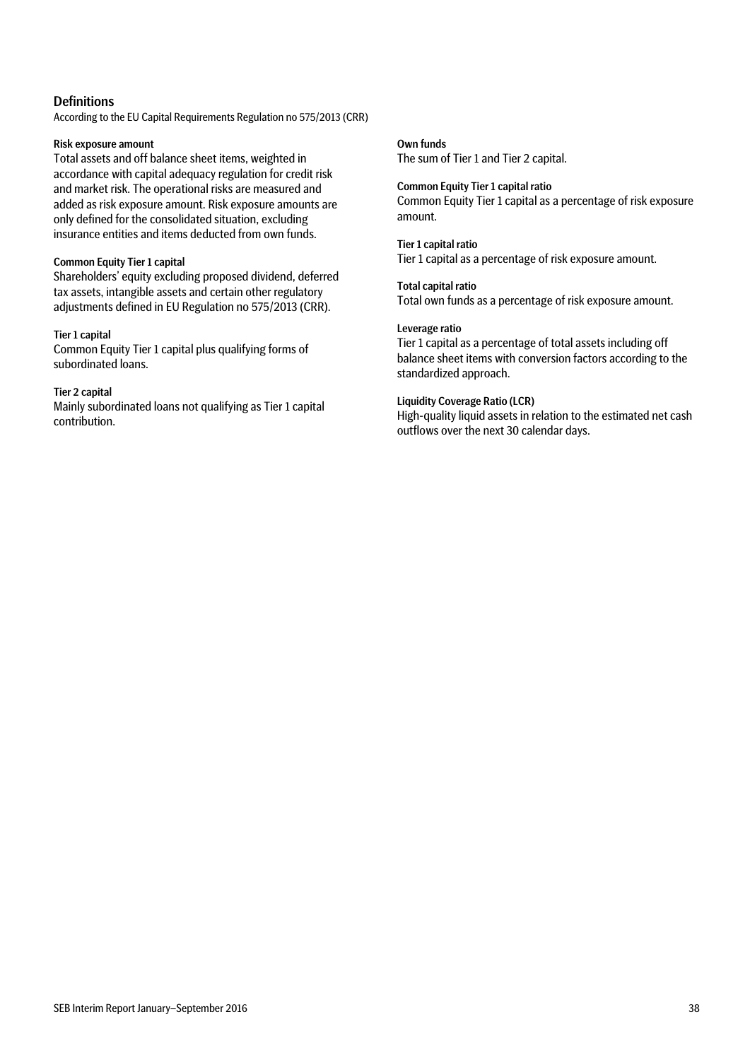## Definitions

According to the EU Capital Requirements Regulation no 575/2013 (CRR)

#### Risk exposure amount

Total assets and off balance sheet items, weighted in accordance with capital adequacy regulation for credit risk and market risk. The operational risks are measured and added as risk exposure amount. Risk exposure amounts are only defined for the consolidated situation, excluding insurance entities and items deducted from own funds.

#### Common Equity Tier 1 capital

Shareholders' equity excluding proposed dividend, deferred tax assets, intangible assets and certain other regulatory adjustments defined in EU Regulation no 575/2013 (CRR).

#### Tier 1 capital

Common Equity Tier 1 capital plus qualifying forms of subordinated loans.

#### Tier 2 capital

Mainly subordinated loans not qualifying as Tier 1 capital contribution.

#### Own funds

The sum of Tier 1 and Tier 2 capital.

#### Common Equity Tier 1 capital ratio

Common Equity Tier 1 capital as a percentage of risk exposure amount.

#### Tier 1 capital ratio

Tier 1 capital as a percentage of risk exposure amount.

#### Total capital ratio

Total own funds as a percentage of risk exposure amount.

#### Leverage ratio

Tier 1 capital as a percentage of total assets including off balance sheet items with conversion factors according to the standardized approach.

#### Liquidity Coverage Ratio (LCR)

High-quality liquid assets in relation to the estimated net cash outflows over the next 30 calendar days.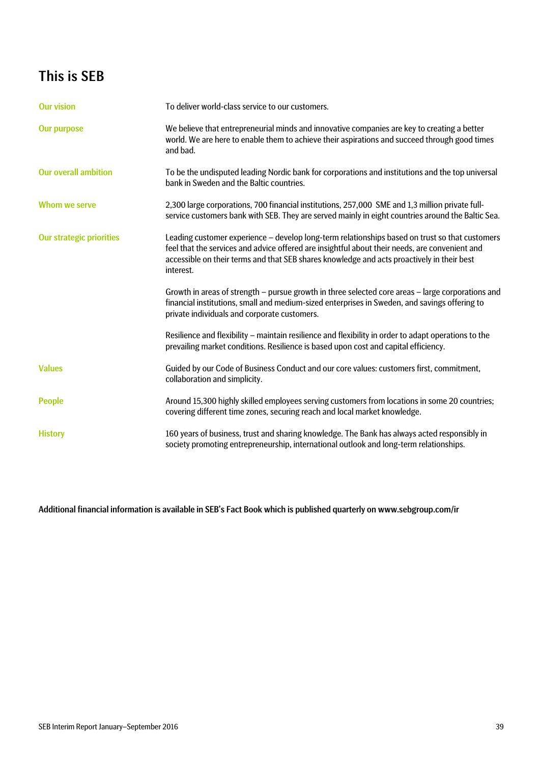# This is SEB

| | |
|---|---|
| **Our vision** | To deliver world-class service to our customers. |
| **Our purpose** | We believe that entrepreneurial minds and innovative companies are key to creating a better world. We are here to enable them to achieve their aspirations and succeed through good times and bad. |
| **Our overall ambition** | To be the undisputed leading Nordic bank for corporations and institutions and the top universal bank in Sweden and the Baltic countries. |
| **Whom we serve** | 2,300 large corporations, 700 financial institutions, 257,000 SME and 1,3 million private full-service customers bank with SEB. They are served mainly in eight countries around the Baltic Sea. |
| **Our strategic priorities** | Leading customer experience – develop long-term relationships based on trust so that customers feel that the services and advice offered are insightful about their needs, are convenient and accessible on their terms and that SEB shares knowledge and acts proactively in their best interest. |
| | Growth in areas of strength – pursue growth in three selected core areas – large corporations and financial institutions, small and medium-sized enterprises in Sweden, and savings offering to private individuals and corporate customers. |
| | Resilience and flexibility – maintain resilience and flexibility in order to adapt operations to the prevailing market conditions. Resilience is based upon cost and capital efficiency. |
| **Values** | Guided by our Code of Business Conduct and our core values: customers first, commitment, collaboration and simplicity. |
| **People** | Around 15,300 highly skilled employees serving customers from locations in some 20 countries; covering different time zones, securing reach and local market knowledge. |
| **History** | 160 years of business, trust and sharing knowledge. The Bank has always acted responsibly in society promoting entrepreneurship, international outlook and long-term relationships. |

**Additional financial information is available in SEB's Fact Book which is published quarterly on www.sebgroup.com/ir**